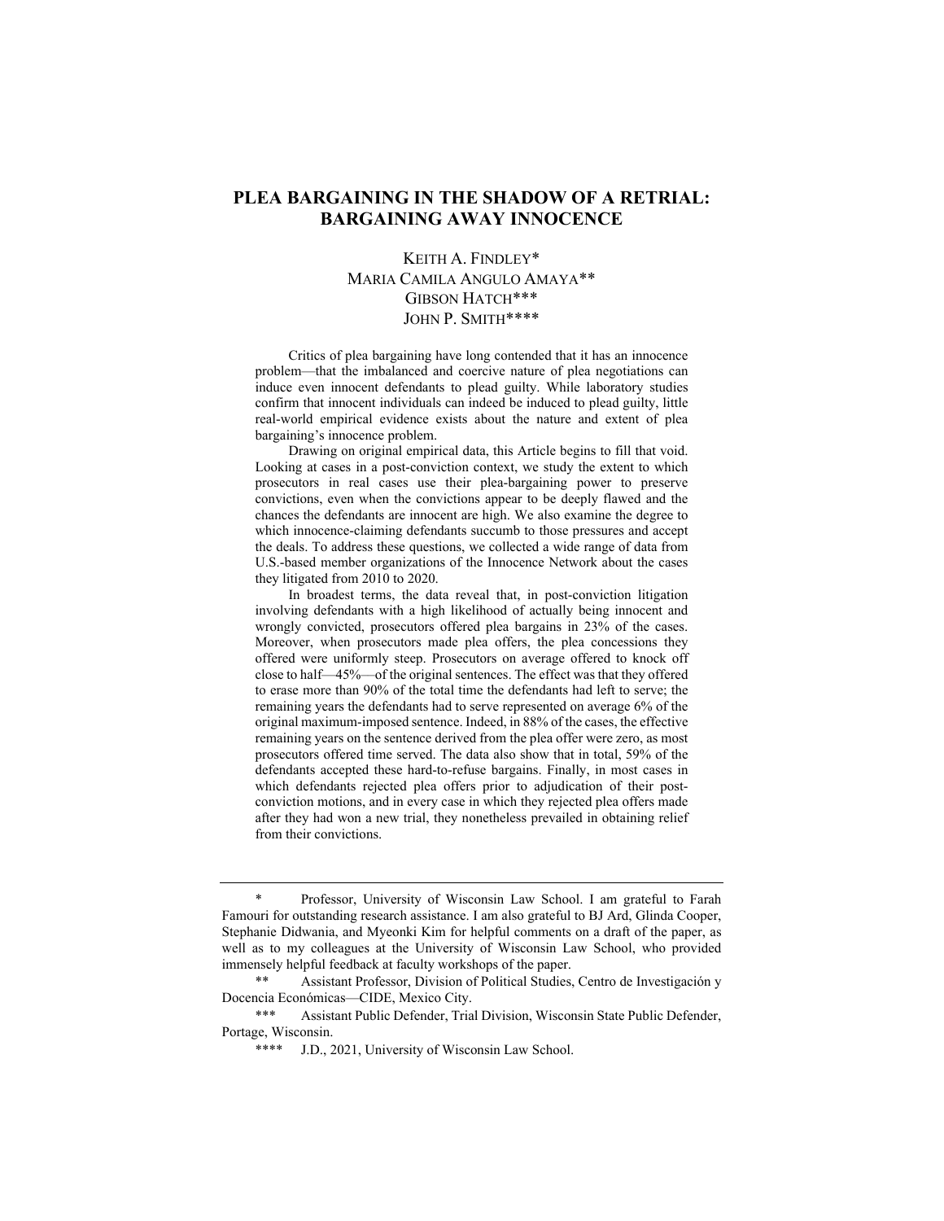# PLEA BARGAINING IN THE SHADOW OF A RETRIAL: BARGAINING AWAY INNOCENCE

KEITH A. FINDLEY*
MARIA CAMILA ANGULO AMAYA**
GIBSON HATCH***
JOHN P. SMITH****

Critics of plea bargaining have long contended that it has an innocence problem—that the imbalanced and coercive nature of plea negotiations can induce even innocent defendants to plead guilty. While laboratory studies confirm that innocent individuals can indeed be induced to plead guilty, little real-world empirical evidence exists about the nature and extent of plea bargaining's innocence problem.

Drawing on original empirical data, this Article begins to fill that void. Looking at cases in a post-conviction context, we study the extent to which prosecutors in real cases use their plea-bargaining power to preserve convictions, even when the convictions appear to be deeply flawed and the chances the defendants are innocent are high. We also examine the degree to which innocence-claiming defendants succumb to those pressures and accept the deals. To address these questions, we collected a wide range of data from U.S.-based member organizations of the Innocence Network about the cases they litigated from 2010 to 2020.

In broadest terms, the data reveal that, in post-conviction litigation involving defendants with a high likelihood of actually being innocent and wrongly convicted, prosecutors offered plea bargains in 23% of the cases. Moreover, when prosecutors made plea offers, the plea concessions they offered were uniformly steep. Prosecutors on average offered to knock off close to half—45%—of the original sentences. The effect was that they offered to erase more than 90% of the total time the defendants had left to serve; the remaining years the defendants had to serve represented on average 6% of the original maximum-imposed sentence. Indeed, in 88% of the cases, the effective remaining years on the sentence derived from the plea offer were zero, as most prosecutors offered time served. The data also show that in total, 59% of the defendants accepted these hard-to-refuse bargains. Finally, in most cases in which defendants rejected plea offers prior to adjudication of their post-conviction motions, and in every case in which they rejected plea offers made after they had won a new trial, they nonetheless prevailed in obtaining relief from their convictions.

---

\* Professor, University of Wisconsin Law School. I am grateful to Farah Famouri for outstanding research assistance. I am also grateful to BJ Ard, Glinda Cooper, Stephanie Didwania, and Myeonki Kim for helpful comments on a draft of the paper, as well as to my colleagues at the University of Wisconsin Law School, who provided immensely helpful feedback at faculty workshops of the paper.

\*\* Assistant Professor, Division of Political Studies, Centro de Investigación y Docencia Económicas—CIDE, Mexico City.

\*\*\* Assistant Public Defender, Trial Division, Wisconsin State Public Defender, Portage, Wisconsin.

\*\*\*\* J.D., 2021, University of Wisconsin Law School.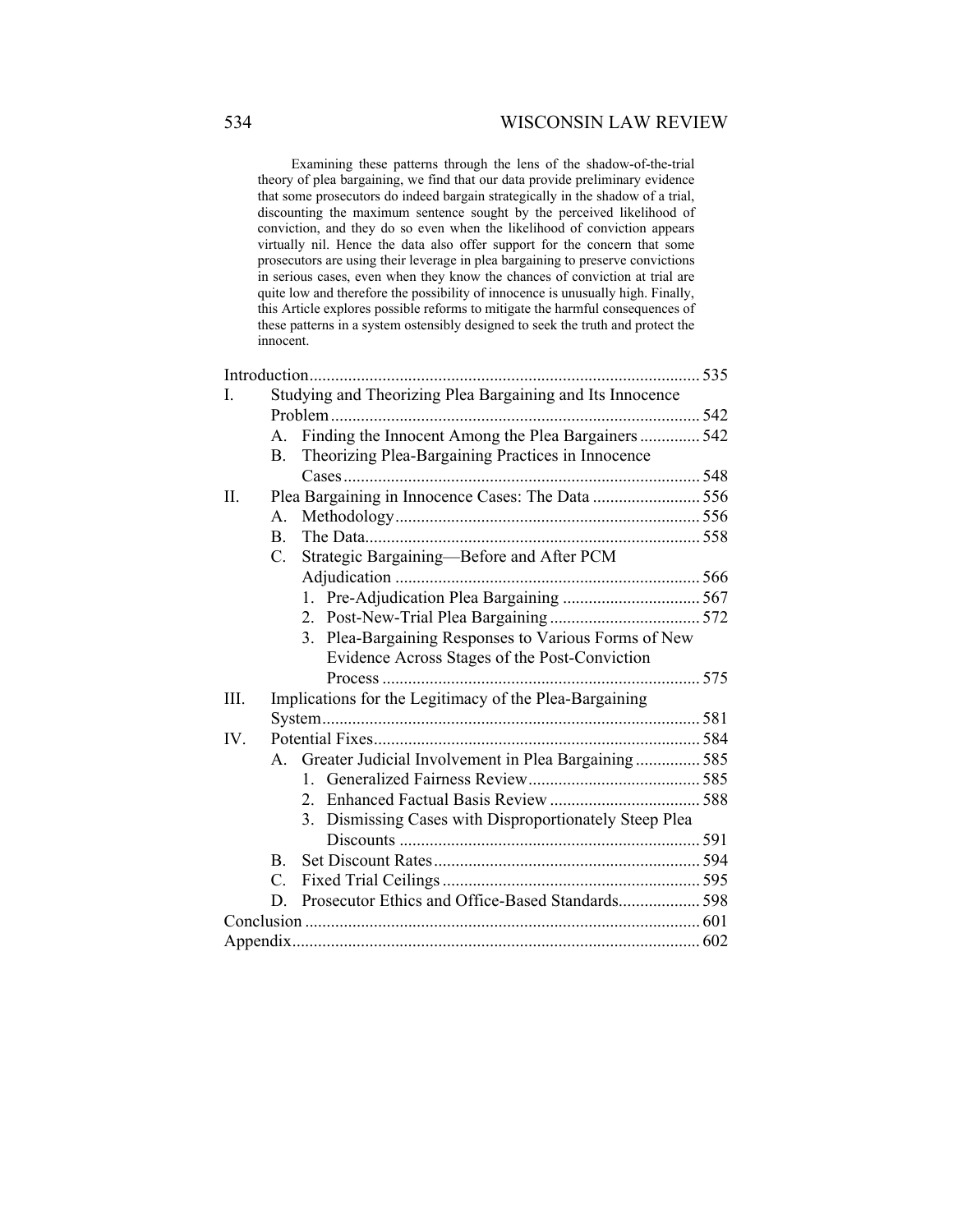Examining these patterns through the lens of the shadow-of-the-trial theory of plea bargaining, we find that our data provide preliminary evidence that some prosecutors do indeed bargain strategically in the shadow of a trial, discounting the maximum sentence sought by the perceived likelihood of conviction, and they do so even when the likelihood of conviction appears virtually nil. Hence the data also offer support for the concern that some prosecutors are using their leverage in plea bargaining to preserve convictions in serious cases, even when they know the chances of conviction at trial are quite low and therefore the possibility of innocence is unusually high. Finally, this Article explores possible reforms to mitigate the harmful consequences of these patterns in a system ostensibly designed to seek the truth and protect the innocent.

- Introduction ... 535
- I. Studying and Theorizing Plea Bargaining and Its Innocence Problem ... 542
  - A. Finding the Innocent Among the Plea Bargainers ... 542
  - B. Theorizing Plea-Bargaining Practices in Innocence Cases ... 548
- II. Plea Bargaining in Innocence Cases: The Data ... 556
  - A. Methodology ... 556
  - B. The Data ... 558
  - C. Strategic Bargaining—Before and After PCM Adjudication ... 566
    1. Pre-Adjudication Plea Bargaining ... 567
    2. Post-New-Trial Plea Bargaining ... 572
    3. Plea-Bargaining Responses to Various Forms of New Evidence Across Stages of the Post-Conviction Process ... 575
- III. Implications for the Legitimacy of the Plea-Bargaining System ... 581
- IV. Potential Fixes ... 584
  - A. Greater Judicial Involvement in Plea Bargaining ... 585
    1. Generalized Fairness Review ... 585
    2. Enhanced Factual Basis Review ... 588
    3. Dismissing Cases with Disproportionately Steep Plea Discounts ... 591
  - B. Set Discount Rates ... 594
  - C. Fixed Trial Ceilings ... 595
  - D. Prosecutor Ethics and Office-Based Standards ... 598
- Conclusion ... 601
- Appendix ... 602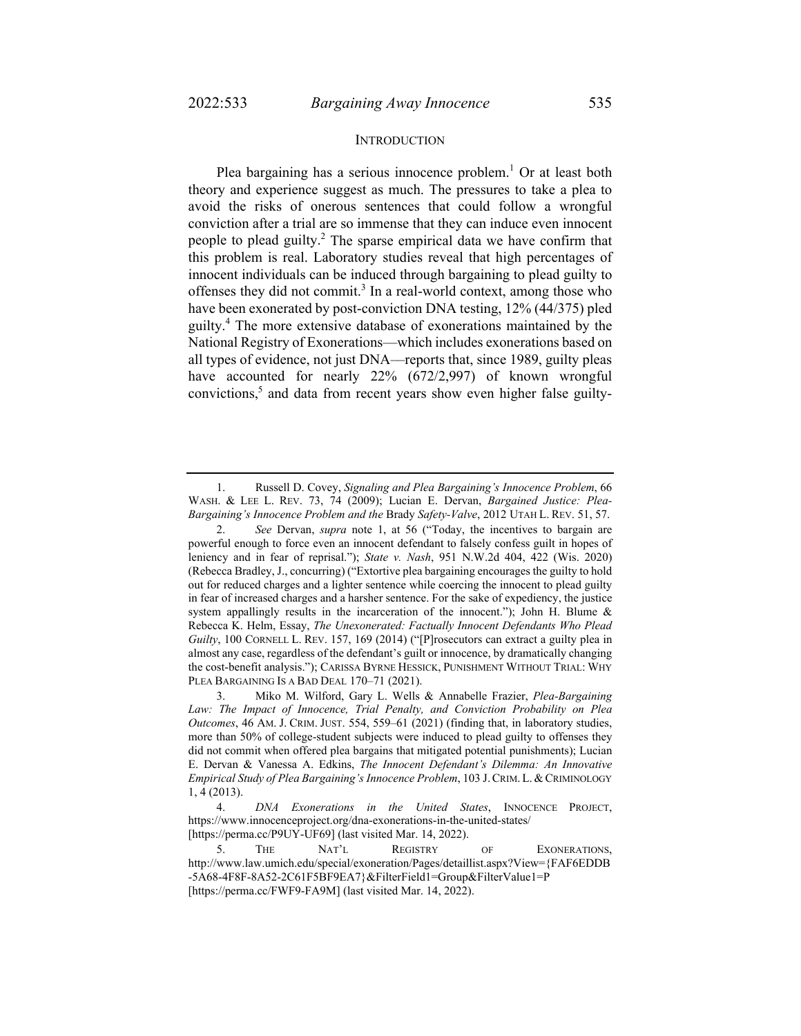## INTRODUCTION

Plea bargaining has a serious innocence problem.[1] Or at least both theory and experience suggest as much. The pressures to take a plea to avoid the risks of onerous sentences that could follow a wrongful conviction after a trial are so immense that they can induce even innocent people to plead guilty.[2] The sparse empirical data we have confirm that this problem is real. Laboratory studies reveal that high percentages of innocent individuals can be induced through bargaining to plead guilty to offenses they did not commit.[3] In a real-world context, among those who have been exonerated by post-conviction DNA testing, 12% (44/375) pled guilty.[4] The more extensive database of exonerations maintained by the National Registry of Exonerations—which includes exonerations based on all types of evidence, not just DNA—reports that, since 1989, guilty pleas have accounted for nearly 22% (672/2,997) of known wrongful convictions,[5] and data from recent years show even higher false guilty-

---

1. Russell D. Covey, *Signaling and Plea Bargaining's Innocence Problem*, 66 WASH. & LEE L. REV. 73, 74 (2009); Lucian E. Dervan, *Bargained Justice: Plea-Bargaining's Innocence Problem and the* Brady *Safety-Valve*, 2012 UTAH L. REV. 51, 57.

2. *See* Dervan, *supra* note 1, at 56 ("Today, the incentives to bargain are powerful enough to force even an innocent defendant to falsely confess guilt in hopes of leniency and in fear of reprisal."); *State v. Nash*, 951 N.W.2d 404, 422 (Wis. 2020) (Rebecca Bradley, J., concurring) ("Extortive plea bargaining encourages the guilty to hold out for reduced charges and a lighter sentence while coercing the innocent to plead guilty in fear of increased charges and a harsher sentence. For the sake of expediency, the justice system appallingly results in the incarceration of the innocent."); John H. Blume & Rebecca K. Helm, Essay, *The Unexonerated: Factually Innocent Defendants Who Plead Guilty*, 100 CORNELL L. REV. 157, 169 (2014) ("[P]rosecutors can extract a guilty plea in almost any case, regardless of the defendant's guilt or innocence, by dramatically changing the cost-benefit analysis."); CARISSA BYRNE HESSICK, PUNISHMENT WITHOUT TRIAL: WHY PLEA BARGAINING IS A BAD DEAL 170–71 (2021).

3. Miko M. Wilford, Gary L. Wells & Annabelle Frazier, *Plea-Bargaining Law: The Impact of Innocence, Trial Penalty, and Conviction Probability on Plea Outcomes*, 46 AM. J. CRIM. JUST. 554, 559–61 (2021) (finding that, in laboratory studies, more than 50% of college-student subjects were induced to plead guilty to offenses they did not commit when offered plea bargains that mitigated potential punishments); Lucian E. Dervan & Vanessa A. Edkins, *The Innocent Defendant's Dilemma: An Innovative Empirical Study of Plea Bargaining's Innocence Problem*, 103 J. CRIM. L. & CRIMINOLOGY 1, 4 (2013).

4. *DNA Exonerations in the United States*, INNOCENCE PROJECT, https://www.innocenceproject.org/dna-exonerations-in-the-united-states/ [https://perma.cc/P9UY-UF69] (last visited Mar. 14, 2022).

5. THE NAT'L REGISTRY OF EXONERATIONS, http://www.law.umich.edu/special/exoneration/Pages/detaillist.aspx?View={FAF6EDDB-5A68-4F8F-8A52-2C61F5BF9EA7}&FilterField1=Group&FilterValue1=P [https://perma.cc/FWF9-FA9M] (last visited Mar. 14, 2022).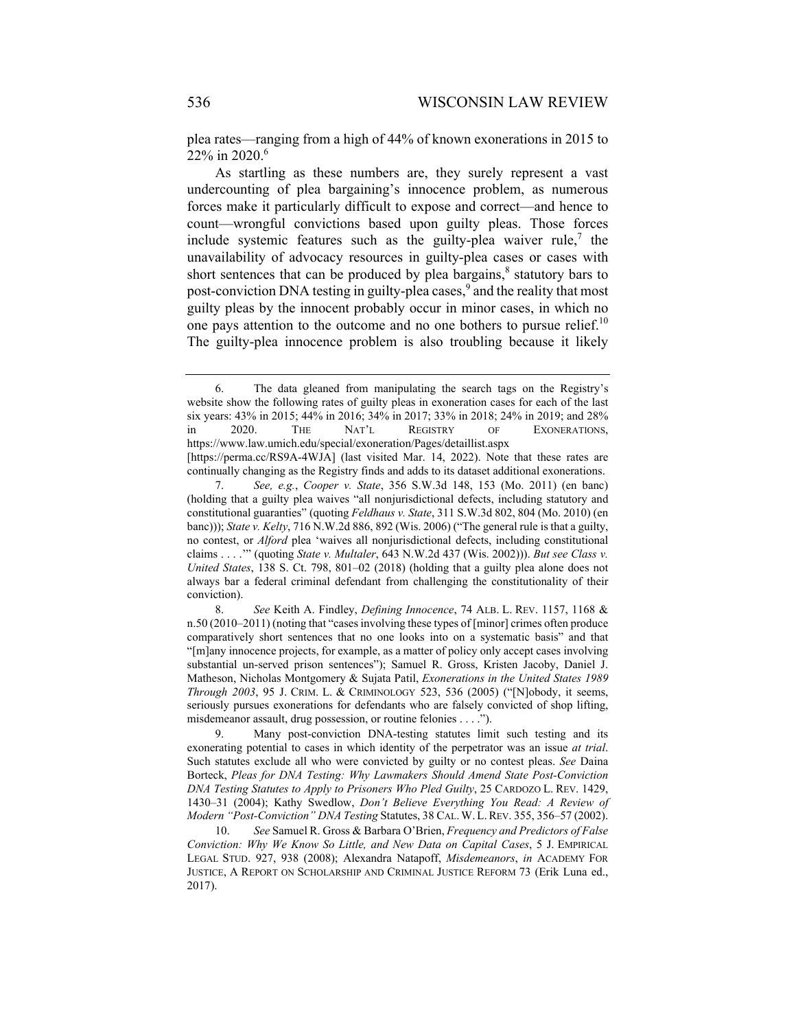plea rates—ranging from a high of 44% of known exonerations in 2015 to 22% in 2020.[6]

As startling as these numbers are, they surely represent a vast undercounting of plea bargaining's innocence problem, as numerous forces make it particularly difficult to expose and correct—and hence to count—wrongful convictions based upon guilty pleas. Those forces include systemic features such as the guilty-plea waiver rule,[7] the unavailability of advocacy resources in guilty-plea cases or cases with short sentences that can be produced by plea bargains,[8] statutory bars to post-conviction DNA testing in guilty-plea cases,[9] and the reality that most guilty pleas by the innocent probably occur in minor cases, in which no one pays attention to the outcome and no one bothers to pursue relief.[10] The guilty-plea innocence problem is also troubling because it likely

---

6. The data gleaned from manipulating the search tags on the Registry's website show the following rates of guilty pleas in exoneration cases for each of the last six years: 43% in 2015; 44% in 2016; 34% in 2017; 33% in 2018; 24% in 2019; and 28% in 2020. THE NAT'L REGISTRY OF EXONERATIONS, https://www.law.umich.edu/special/exoneration/Pages/detaillist.aspx [https://perma.cc/RS9A-4WJA] (last visited Mar. 14, 2022). Note that these rates are continually changing as the Registry finds and adds to its dataset additional exonerations.

7. *See, e.g.*, *Cooper v. State*, 356 S.W.3d 148, 153 (Mo. 2011) (en banc) (holding that a guilty plea waives "all nonjurisdictional defects, including statutory and constitutional guaranties" (quoting *Feldhaus v. State*, 311 S.W.3d 802, 804 (Mo. 2010) (en banc))); *State v. Kelty*, 716 N.W.2d 886, 892 (Wis. 2006) ("The general rule is that a guilty, no contest, or *Alford* plea 'waives all nonjurisdictional defects, including constitutional claims . . . .'" (quoting *State v. Multaler*, 643 N.W.2d 437 (Wis. 2002))). *But see Class v. United States*, 138 S. Ct. 798, 801–02 (2018) (holding that a guilty plea alone does not always bar a federal criminal defendant from challenging the constitutionality of their conviction).

8. *See* Keith A. Findley, *Defining Innocence*, 74 ALB. L. REV. 1157, 1168 & n.50 (2010–2011) (noting that "cases involving these types of [minor] crimes often produce comparatively short sentences that no one looks into on a systematic basis" and that "[m]any innocence projects, for example, as a matter of policy only accept cases involving substantial un-served prison sentences"); Samuel R. Gross, Kristen Jacoby, Daniel J. Matheson, Nicholas Montgomery & Sujata Patil, *Exonerations in the United States 1989 Through 2003*, 95 J. CRIM. L. & CRIMINOLOGY 523, 536 (2005) ("[N]obody, it seems, seriously pursues exonerations for defendants who are falsely convicted of shop lifting, misdemeanor assault, drug possession, or routine felonies . . . .").

9. Many post-conviction DNA-testing statutes limit such testing and its exonerating potential to cases in which identity of the perpetrator was an issue *at trial*. Such statutes exclude all who were convicted by guilty or no contest pleas. *See* Daina Borteck, *Pleas for DNA Testing: Why Lawmakers Should Amend State Post-Conviction DNA Testing Statutes to Apply to Prisoners Who Pled Guilty*, 25 CARDOZO L. REV. 1429, 1430–31 (2004); Kathy Swedlow, *Don't Believe Everything You Read: A Review of Modern "Post-Conviction" DNA Testing* Statutes, 38 CAL. W. L. REV. 355, 356–57 (2002).

10. *See* Samuel R. Gross & Barbara O'Brien, *Frequency and Predictors of False Conviction: Why We Know So Little, and New Data on Capital Cases*, 5 J. EMPIRICAL LEGAL STUD. 927, 938 (2008); Alexandra Natapoff, *Misdemeanors*, *in* ACADEMY FOR JUSTICE, A REPORT ON SCHOLARSHIP AND CRIMINAL JUSTICE REFORM 73 (Erik Luna ed., 2017).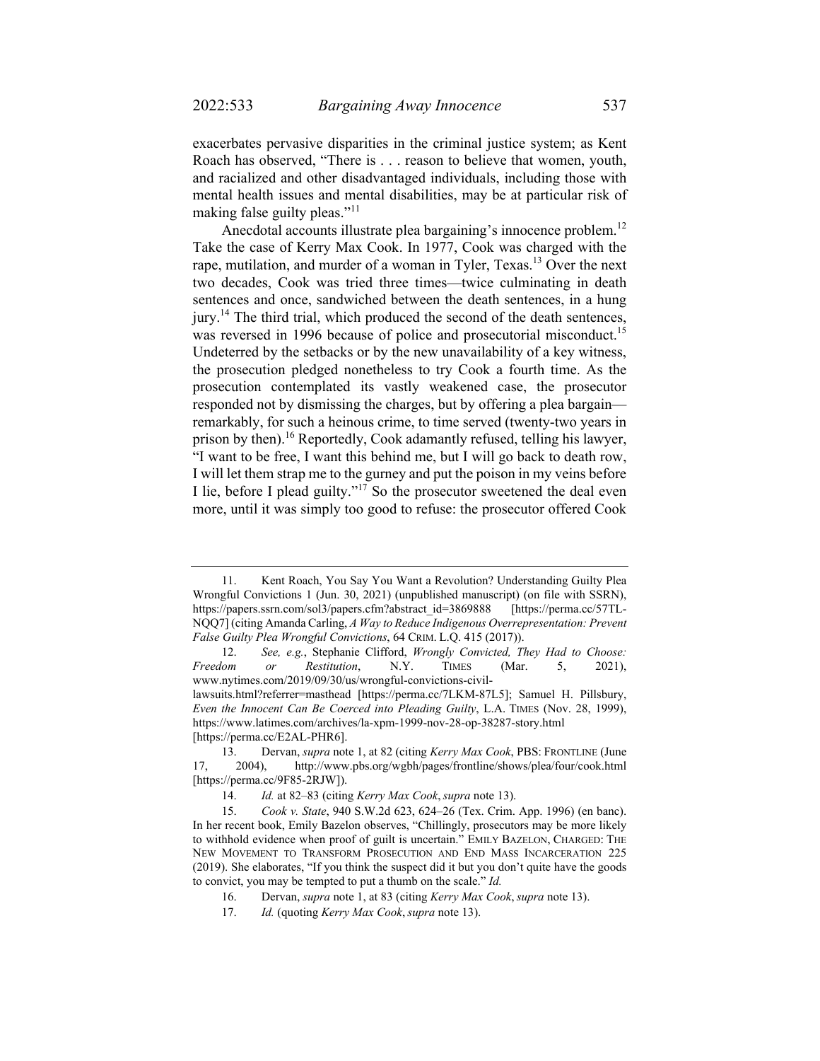exacerbates pervasive disparities in the criminal justice system; as Kent Roach has observed, "There is . . . reason to believe that women, youth, and racialized and other disadvantaged individuals, including those with mental health issues and mental disabilities, may be at particular risk of making false guilty pleas."[11]

Anecdotal accounts illustrate plea bargaining's innocence problem.[12] Take the case of Kerry Max Cook. In 1977, Cook was charged with the rape, mutilation, and murder of a woman in Tyler, Texas.[13] Over the next two decades, Cook was tried three times—twice culminating in death sentences and once, sandwiched between the death sentences, in a hung jury.[14] The third trial, which produced the second of the death sentences, was reversed in 1996 because of police and prosecutorial misconduct.[15] Undeterred by the setbacks or by the new unavailability of a key witness, the prosecution pledged nonetheless to try Cook a fourth time. As the prosecution contemplated its vastly weakened case, the prosecutor responded not by dismissing the charges, but by offering a plea bargain—remarkably, for such a heinous crime, to time served (twenty-two years in prison by then).[16] Reportedly, Cook adamantly refused, telling his lawyer, "I want to be free, I want this behind me, but I will go back to death row, I will let them strap me to the gurney and put the poison in my veins before I lie, before I plead guilty."[17] So the prosecutor sweetened the deal even more, until it was simply too good to refuse: the prosecutor offered Cook

---

11. Kent Roach, You Say You Want a Revolution? Understanding Guilty Plea Wrongful Convictions 1 (Jun. 30, 2021) (unpublished manuscript) (on file with SSRN), https://papers.ssrn.com/sol3/papers.cfm?abstract_id=3869888 [https://perma.cc/57TL-NQQ7] (citing Amanda Carling, *A Way to Reduce Indigenous Overrepresentation: Prevent False Guilty Plea Wrongful Convictions*, 64 CRIM. L.Q. 415 (2017)).

12. *See, e.g.*, Stephanie Clifford, *Wrongly Convicted, They Had to Choose: Freedom or Restitution*, N.Y. TIMES (Mar. 5, 2021), www.nytimes.com/2019/09/30/us/wrongful-convictions-civil-lawsuits.html?referrer=masthead [https://perma.cc/7LKM-87L5]; Samuel H. Pillsbury, *Even the Innocent Can Be Coerced into Pleading Guilty*, L.A. TIMES (Nov. 28, 1999), https://www.latimes.com/archives/la-xpm-1999-nov-28-op-38287-story.html [https://perma.cc/E2AL-PHR6].

13. Dervan, *supra* note 1, at 82 (citing *Kerry Max Cook*, PBS: FRONTLINE (June 17, 2004), http://www.pbs.org/wgbh/pages/frontline/shows/plea/four/cook.html [https://perma.cc/9F85-2RJW]).

14. *Id.* at 82–83 (citing *Kerry Max Cook*, *supra* note 13).

15. *Cook v. State*, 940 S.W.2d 623, 624–26 (Tex. Crim. App. 1996) (en banc). In her recent book, Emily Bazelon observes, "Chillingly, prosecutors may be more likely to withhold evidence when proof of guilt is uncertain." EMILY BAZELON, CHARGED: THE NEW MOVEMENT TO TRANSFORM PROSECUTION AND END MASS INCARCERATION 225 (2019). She elaborates, "If you think the suspect did it but you don't quite have the goods to convict, you may be tempted to put a thumb on the scale." *Id.*

16. Dervan, *supra* note 1, at 83 (citing *Kerry Max Cook*, *supra* note 13).

17. *Id.* (quoting *Kerry Max Cook*, *supra* note 13).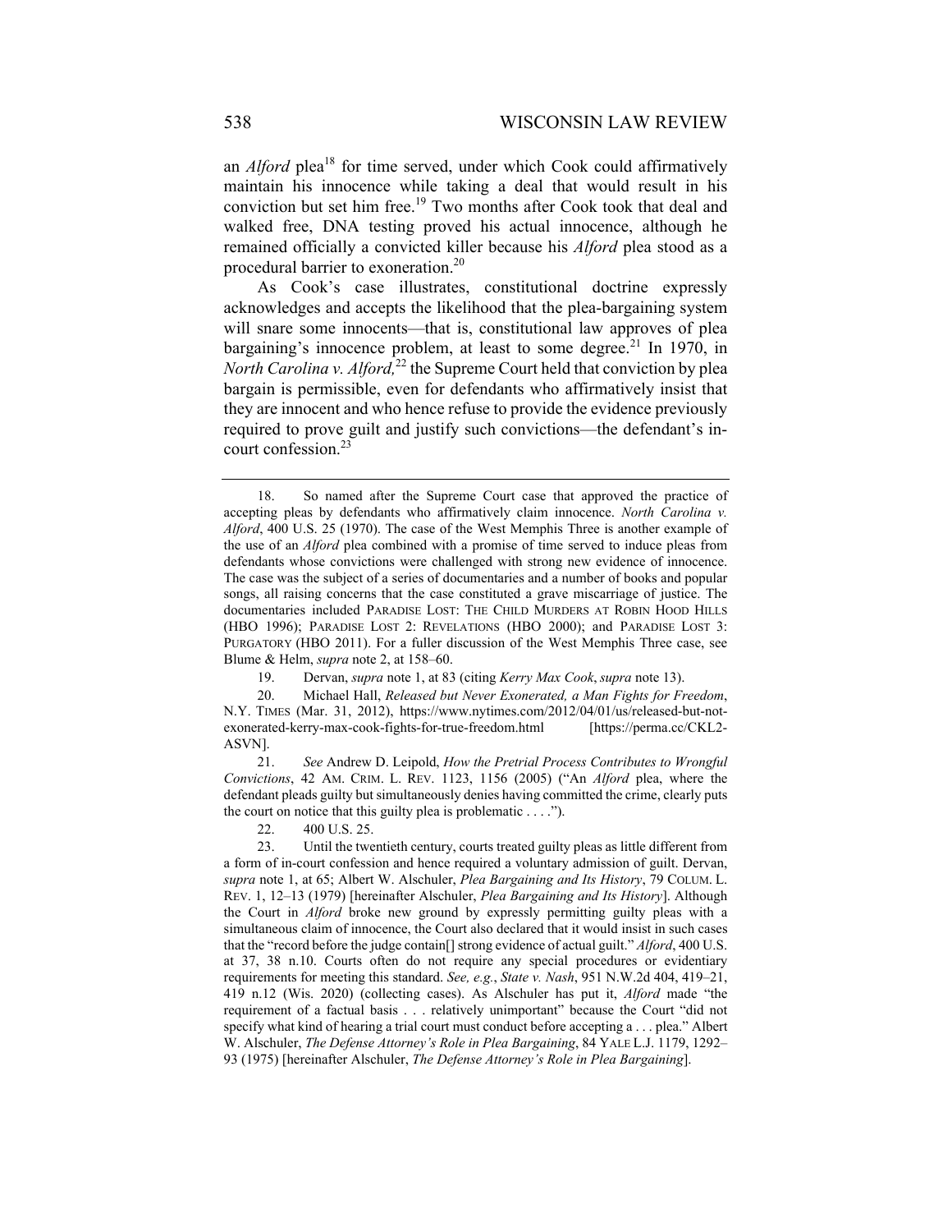an *Alford* plea[18] for time served, under which Cook could affirmatively maintain his innocence while taking a deal that would result in his conviction but set him free.[19] Two months after Cook took that deal and walked free, DNA testing proved his actual innocence, although he remained officially a convicted killer because his *Alford* plea stood as a procedural barrier to exoneration.[20]

As Cook's case illustrates, constitutional doctrine expressly acknowledges and accepts the likelihood that the plea-bargaining system will snare some innocents—that is, constitutional law approves of plea bargaining's innocence problem, at least to some degree.[21] In 1970, in *North Carolina v. Alford,*[22] the Supreme Court held that conviction by plea bargain is permissible, even for defendants who affirmatively insist that they are innocent and who hence refuse to provide the evidence previously required to prove guilt and justify such convictions—the defendant's in-court confession.[23]

---

18. So named after the Supreme Court case that approved the practice of accepting pleas by defendants who affirmatively claim innocence. *North Carolina v. Alford*, 400 U.S. 25 (1970). The case of the West Memphis Three is another example of the use of an *Alford* plea combined with a promise of time served to induce pleas from defendants whose convictions were challenged with strong new evidence of innocence. The case was the subject of a series of documentaries and a number of books and popular songs, all raising concerns that the case constituted a grave miscarriage of justice. The documentaries included PARADISE LOST: THE CHILD MURDERS AT ROBIN HOOD HILLS (HBO 1996); PARADISE LOST 2: REVELATIONS (HBO 2000); and PARADISE LOST 3: PURGATORY (HBO 2011). For a fuller discussion of the West Memphis Three case, see Blume & Helm, *supra* note 2, at 158–60.

19. Dervan, *supra* note 1, at 83 (citing *Kerry Max Cook*, *supra* note 13).

20. Michael Hall, *Released but Never Exonerated, a Man Fights for Freedom*, N.Y. TIMES (Mar. 31, 2012), https://www.nytimes.com/2012/04/01/us/released-but-not-exonerated-kerry-max-cook-fights-for-true-freedom.html [https://perma.cc/CKL2-ASVN].

21. *See* Andrew D. Leipold, *How the Pretrial Process Contributes to Wrongful Convictions*, 42 AM. CRIM. L. REV. 1123, 1156 (2005) ("An *Alford* plea, where the defendant pleads guilty but simultaneously denies having committed the crime, clearly puts the court on notice that this guilty plea is problematic . . . .").

22. 400 U.S. 25.

23. Until the twentieth century, courts treated guilty pleas as little different from a form of in-court confession and hence required a voluntary admission of guilt. Dervan, *supra* note 1, at 65; Albert W. Alschuler, *Plea Bargaining and Its History*, 79 COLUM. L. REV. 1, 12–13 (1979) [hereinafter Alschuler, *Plea Bargaining and Its History*]. Although the Court in *Alford* broke new ground by expressly permitting guilty pleas with a simultaneous claim of innocence, the Court also declared that it would insist in such cases that the "record before the judge contain[] strong evidence of actual guilt." *Alford*, 400 U.S. at 37, 38 n.10. Courts often do not require any special procedures or evidentiary requirements for meeting this standard. *See, e.g.*, *State v. Nash*, 951 N.W.2d 404, 419–21, 419 n.12 (Wis. 2020) (collecting cases). As Alschuler has put it, *Alford* made "the requirement of a factual basis . . . relatively unimportant" because the Court "did not specify what kind of hearing a trial court must conduct before accepting a . . . plea." Albert W. Alschuler, *The Defense Attorney's Role in Plea Bargaining*, 84 YALE L.J. 1179, 1292–93 (1975) [hereinafter Alschuler, *The Defense Attorney's Role in Plea Bargaining*].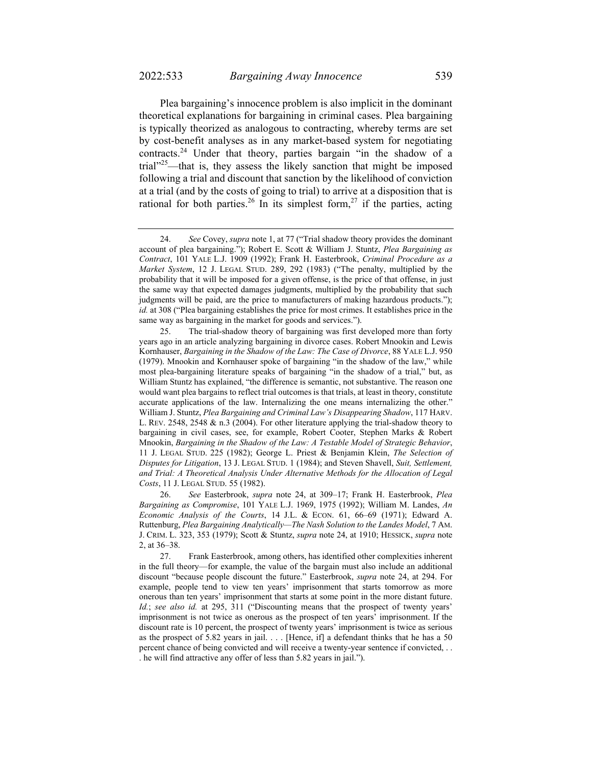Plea bargaining's innocence problem is also implicit in the dominant theoretical explanations for bargaining in criminal cases. Plea bargaining is typically theorized as analogous to contracting, whereby terms are set by cost-benefit analyses as in any market-based system for negotiating contracts.[24] Under that theory, parties bargain "in the shadow of a trial"[25]—that is, they assess the likely sanction that might be imposed following a trial and discount that sanction by the likelihood of conviction at a trial (and by the costs of going to trial) to arrive at a disposition that is rational for both parties.[26] In its simplest form,[27] if the parties, acting

---

24. *See* Covey, *supra* note 1, at 77 ("Trial shadow theory provides the dominant account of plea bargaining."); Robert E. Scott & William J. Stuntz, *Plea Bargaining as Contract*, 101 YALE L.J. 1909 (1992); Frank H. Easterbrook, *Criminal Procedure as a Market System*, 12 J. LEGAL STUD. 289, 292 (1983) ("The penalty, multiplied by the probability that it will be imposed for a given offense, is the price of that offense, in just the same way that expected damages judgments, multiplied by the probability that such judgments will be paid, are the price to manufacturers of making hazardous products."); *id.* at 308 ("Plea bargaining establishes the price for most crimes. It establishes price in the same way as bargaining in the market for goods and services.").

25. The trial-shadow theory of bargaining was first developed more than forty years ago in an article analyzing bargaining in divorce cases. Robert Mnookin and Lewis Kornhauser, *Bargaining in the Shadow of the Law: The Case of Divorce*, 88 YALE L.J. 950 (1979). Mnookin and Kornhauser spoke of bargaining "in the shadow of the law," while most plea-bargaining literature speaks of bargaining "in the shadow of a trial," but, as William Stuntz has explained, "the difference is semantic, not substantive. The reason one would want plea bargains to reflect trial outcomes is that trials, at least in theory, constitute accurate applications of the law. Internalizing the one means internalizing the other." William J. Stuntz, *Plea Bargaining and Criminal Law's Disappearing Shadow*, 117 HARV. L. REV. 2548, 2548 & n.3 (2004). For other literature applying the trial-shadow theory to bargaining in civil cases, see, for example, Robert Cooter, Stephen Marks & Robert Mnookin, *Bargaining in the Shadow of the Law: A Testable Model of Strategic Behavior*, 11 J. LEGAL STUD. 225 (1982); George L. Priest & Benjamin Klein, *The Selection of Disputes for Litigation*, 13 J. LEGAL STUD. 1 (1984); and Steven Shavell, *Suit, Settlement, and Trial: A Theoretical Analysis Under Alternative Methods for the Allocation of Legal Costs*, 11 J. LEGAL STUD. 55 (1982).

26. *See* Easterbrook, *supra* note 24, at 309–17; Frank H. Easterbrook, *Plea Bargaining as Compromise*, 101 YALE L.J. 1969, 1975 (1992); William M. Landes, *An Economic Analysis of the Courts*, 14 J.L. & ECON. 61, 66–69 (1971); Edward A. Ruttenburg, *Plea Bargaining Analytically—The Nash Solution to the Landes Model*, 7 AM. J. CRIM. L. 323, 353 (1979); Scott & Stuntz, *supra* note 24, at 1910; HESSICK, *supra* note 2, at 36–38.

27. Frank Easterbrook, among others, has identified other complexities inherent in the full theory—for example, the value of the bargain must also include an additional discount "because people discount the future." Easterbrook, *supra* note 24, at 294. For example, people tend to view ten years' imprisonment that starts tomorrow as more onerous than ten years' imprisonment that starts at some point in the more distant future. *Id.*; *see also id.* at 295, 311 ("Discounting means that the prospect of twenty years' imprisonment is not twice as onerous as the prospect of ten years' imprisonment. If the discount rate is 10 percent, the prospect of twenty years' imprisonment is twice as serious as the prospect of 5.82 years in jail. . . . [Hence, if] a defendant thinks that he has a 50 percent chance of being convicted and will receive a twenty-year sentence if convicted, . . . he will find attractive any offer of less than 5.82 years in jail.").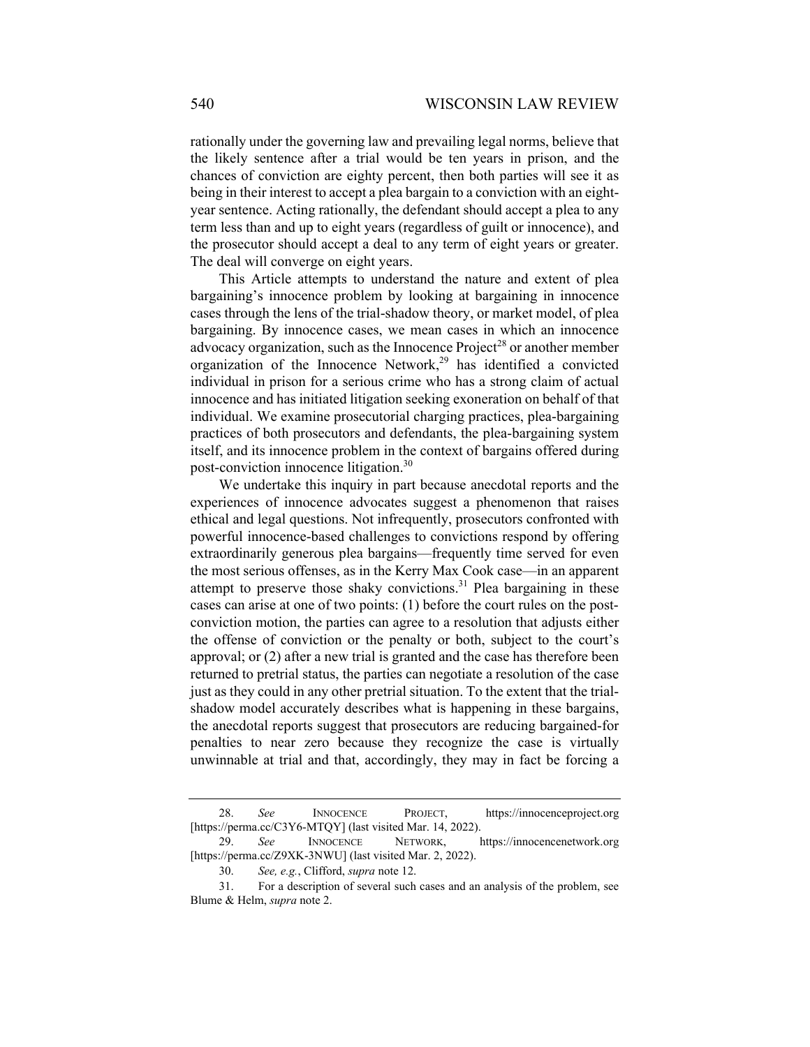rationally under the governing law and prevailing legal norms, believe that the likely sentence after a trial would be ten years in prison, and the chances of conviction are eighty percent, then both parties will see it as being in their interest to accept a plea bargain to a conviction with an eight-year sentence. Acting rationally, the defendant should accept a plea to any term less than and up to eight years (regardless of guilt or innocence), and the prosecutor should accept a deal to any term of eight years or greater. The deal will converge on eight years.

This Article attempts to understand the nature and extent of plea bargaining's innocence problem by looking at bargaining in innocence cases through the lens of the trial-shadow theory, or market model, of plea bargaining. By innocence cases, we mean cases in which an innocence advocacy organization, such as the Innocence Project[28] or another member organization of the Innocence Network,[29] has identified a convicted individual in prison for a serious crime who has a strong claim of actual innocence and has initiated litigation seeking exoneration on behalf of that individual. We examine prosecutorial charging practices, plea-bargaining practices of both prosecutors and defendants, the plea-bargaining system itself, and its innocence problem in the context of bargains offered during post-conviction innocence litigation.[30]

We undertake this inquiry in part because anecdotal reports and the experiences of innocence advocates suggest a phenomenon that raises ethical and legal questions. Not infrequently, prosecutors confronted with powerful innocence-based challenges to convictions respond by offering extraordinarily generous plea bargains—frequently time served for even the most serious offenses, as in the Kerry Max Cook case—in an apparent attempt to preserve those shaky convictions.[31] Plea bargaining in these cases can arise at one of two points: (1) before the court rules on the post-conviction motion, the parties can agree to a resolution that adjusts either the offense of conviction or the penalty or both, subject to the court's approval; or (2) after a new trial is granted and the case has therefore been returned to pretrial status, the parties can negotiate a resolution of the case just as they could in any other pretrial situation. To the extent that the trial-shadow model accurately describes what is happening in these bargains, the anecdotal reports suggest that prosecutors are reducing bargained-for penalties to near zero because they recognize the case is virtually unwinnable at trial and that, accordingly, they may in fact be forcing a

---

28. *See* INNOCENCE PROJECT, https://innocenceproject.org [https://perma.cc/C3Y6-MTQY] (last visited Mar. 14, 2022).

29. *See* INNOCENCE NETWORK, https://innocencenetwork.org [https://perma.cc/Z9XK-3NWU] (last visited Mar. 2, 2022).

30. *See, e.g.*, Clifford, *supra* note 12.

31. For a description of several such cases and an analysis of the problem, see Blume & Helm, *supra* note 2.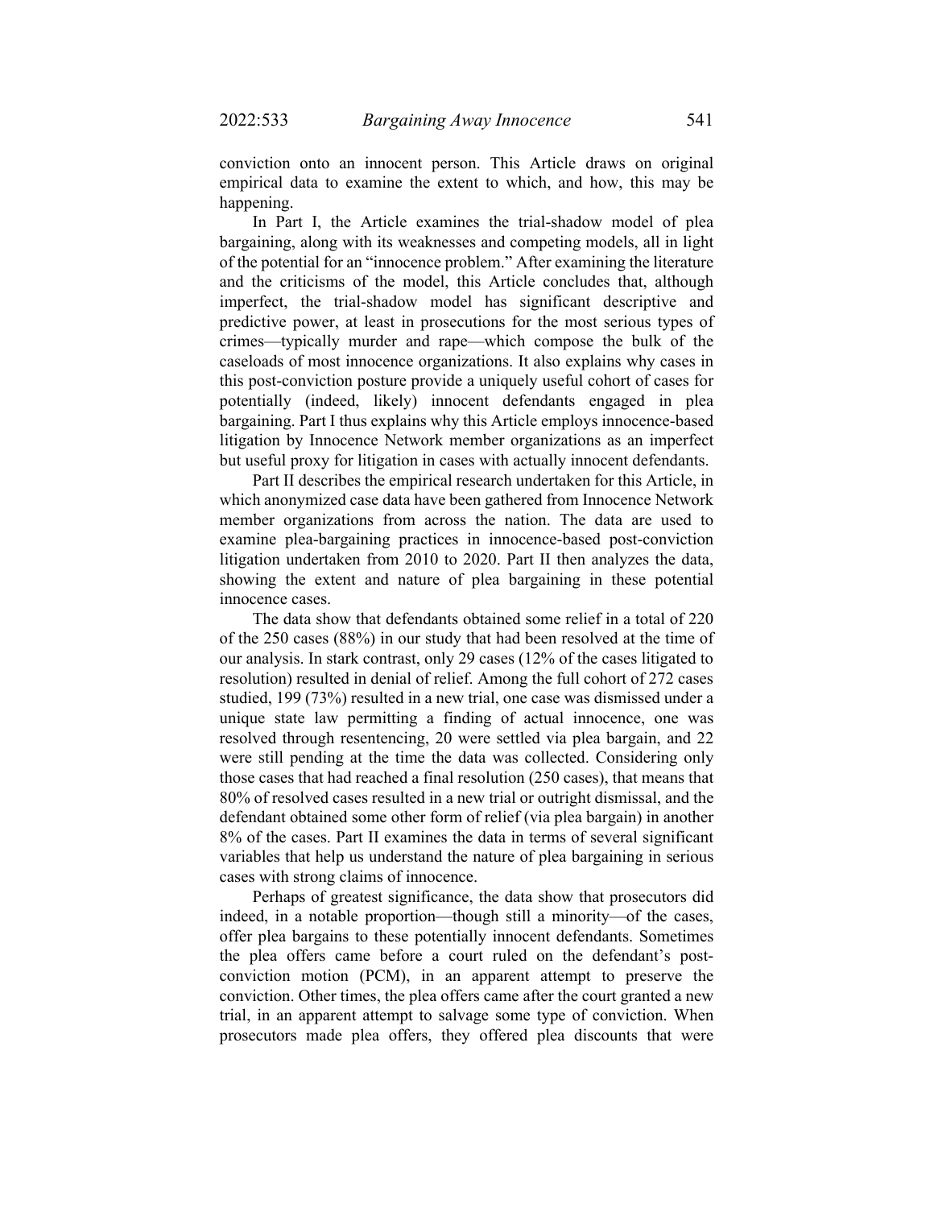conviction onto an innocent person. This Article draws on original empirical data to examine the extent to which, and how, this may be happening.

In Part I, the Article examines the trial-shadow model of plea bargaining, along with its weaknesses and competing models, all in light of the potential for an "innocence problem." After examining the literature and the criticisms of the model, this Article concludes that, although imperfect, the trial-shadow model has significant descriptive and predictive power, at least in prosecutions for the most serious types of crimes—typically murder and rape—which compose the bulk of the caseloads of most innocence organizations. It also explains why cases in this post-conviction posture provide a uniquely useful cohort of cases for potentially (indeed, likely) innocent defendants engaged in plea bargaining. Part I thus explains why this Article employs innocence-based litigation by Innocence Network member organizations as an imperfect but useful proxy for litigation in cases with actually innocent defendants.

Part II describes the empirical research undertaken for this Article, in which anonymized case data have been gathered from Innocence Network member organizations from across the nation. The data are used to examine plea-bargaining practices in innocence-based post-conviction litigation undertaken from 2010 to 2020. Part II then analyzes the data, showing the extent and nature of plea bargaining in these potential innocence cases.

The data show that defendants obtained some relief in a total of 220 of the 250 cases (88%) in our study that had been resolved at the time of our analysis. In stark contrast, only 29 cases (12% of the cases litigated to resolution) resulted in denial of relief. Among the full cohort of 272 cases studied, 199 (73%) resulted in a new trial, one case was dismissed under a unique state law permitting a finding of actual innocence, one was resolved through resentencing, 20 were settled via plea bargain, and 22 were still pending at the time the data was collected. Considering only those cases that had reached a final resolution (250 cases), that means that 80% of resolved cases resulted in a new trial or outright dismissal, and the defendant obtained some other form of relief (via plea bargain) in another 8% of the cases. Part II examines the data in terms of several significant variables that help us understand the nature of plea bargaining in serious cases with strong claims of innocence.

Perhaps of greatest significance, the data show that prosecutors did indeed, in a notable proportion—though still a minority—of the cases, offer plea bargains to these potentially innocent defendants. Sometimes the plea offers came before a court ruled on the defendant's post-conviction motion (PCM), in an apparent attempt to preserve the conviction. Other times, the plea offers came after the court granted a new trial, in an apparent attempt to salvage some type of conviction. When prosecutors made plea offers, they offered plea discounts that were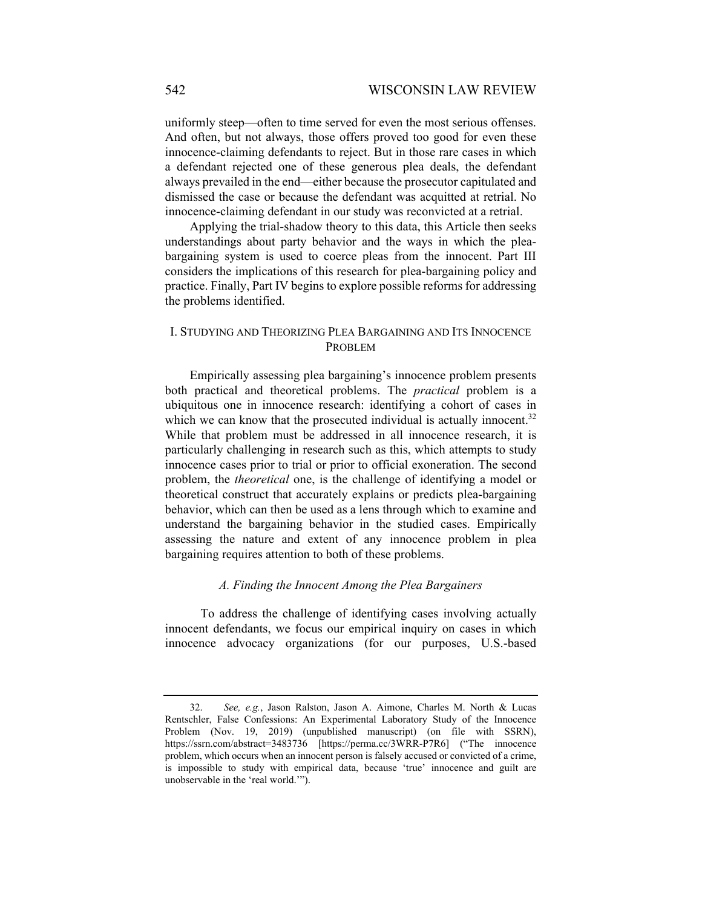uniformly steep—often to time served for even the most serious offenses. And often, but not always, those offers proved too good for even these innocence-claiming defendants to reject. But in those rare cases in which a defendant rejected one of these generous plea deals, the defendant always prevailed in the end—either because the prosecutor capitulated and dismissed the case or because the defendant was acquitted at retrial. No innocence-claiming defendant in our study was reconvicted at a retrial.

Applying the trial-shadow theory to this data, this Article then seeks understandings about party behavior and the ways in which the plea-bargaining system is used to coerce pleas from the innocent. Part III considers the implications of this research for plea-bargaining policy and practice. Finally, Part IV begins to explore possible reforms for addressing the problems identified.

## I. STUDYING AND THEORIZING PLEA BARGAINING AND ITS INNOCENCE PROBLEM

Empirically assessing plea bargaining's innocence problem presents both practical and theoretical problems. The *practical* problem is a ubiquitous one in innocence research: identifying a cohort of cases in which we can know that the prosecuted individual is actually innocent.[32] While that problem must be addressed in all innocence research, it is particularly challenging in research such as this, which attempts to study innocence cases prior to trial or prior to official exoneration. The second problem, the *theoretical* one, is the challenge of identifying a model or theoretical construct that accurately explains or predicts plea-bargaining behavior, which can then be used as a lens through which to examine and understand the bargaining behavior in the studied cases. Empirically assessing the nature and extent of any innocence problem in plea bargaining requires attention to both of these problems.

### *A. Finding the Innocent Among the Plea Bargainers*

To address the challenge of identifying cases involving actually innocent defendants, we focus our empirical inquiry on cases in which innocence advocacy organizations (for our purposes, U.S.-based

---

32. *See, e.g.*, Jason Ralston, Jason A. Aimone, Charles M. North & Lucas Rentschler, False Confessions: An Experimental Laboratory Study of the Innocence Problem (Nov. 19, 2019) (unpublished manuscript) (on file with SSRN), https://ssrn.com/abstract=3483736 [https://perma.cc/3WRR-P7R6] ("The innocence problem, which occurs when an innocent person is falsely accused or convicted of a crime, is impossible to study with empirical data, because 'true' innocence and guilt are unobservable in the 'real world.'").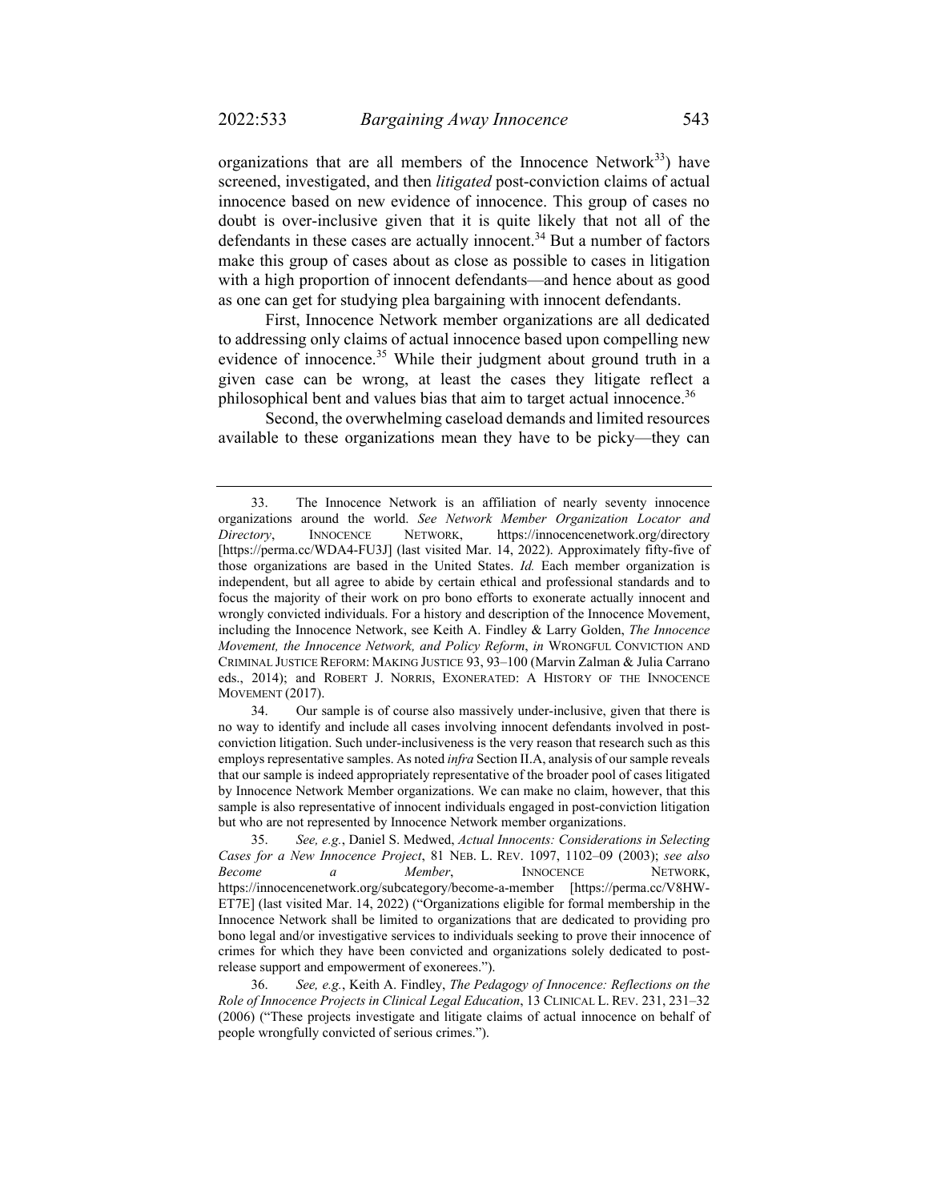organizations that are all members of the Innocence Network[33]) have screened, investigated, and then *litigated* post-conviction claims of actual innocence based on new evidence of innocence. This group of cases no doubt is over-inclusive given that it is quite likely that not all of the defendants in these cases are actually innocent.[34] But a number of factors make this group of cases about as close as possible to cases in litigation with a high proportion of innocent defendants—and hence about as good as one can get for studying plea bargaining with innocent defendants.

First, Innocence Network member organizations are all dedicated to addressing only claims of actual innocence based upon compelling new evidence of innocence.[35] While their judgment about ground truth in a given case can be wrong, at least the cases they litigate reflect a philosophical bent and values bias that aim to target actual innocence.[36]

Second, the overwhelming caseload demands and limited resources available to these organizations mean they have to be picky—they can

---

33. The Innocence Network is an affiliation of nearly seventy innocence organizations around the world. *See Network Member Organization Locator and Directory*, INNOCENCE NETWORK, https://innocencenetwork.org/directory [https://perma.cc/WDA4-FU3J] (last visited Mar. 14, 2022). Approximately fifty-five of those organizations are based in the United States. *Id.* Each member organization is independent, but all agree to abide by certain ethical and professional standards and to focus the majority of their work on pro bono efforts to exonerate actually innocent and wrongly convicted individuals. For a history and description of the Innocence Movement, including the Innocence Network, see Keith A. Findley & Larry Golden, *The Innocence Movement, the Innocence Network, and Policy Reform*, *in* WRONGFUL CONVICTION AND CRIMINAL JUSTICE REFORM: MAKING JUSTICE 93, 93–100 (Marvin Zalman & Julia Carrano eds., 2014); and ROBERT J. NORRIS, EXONERATED: A HISTORY OF THE INNOCENCE MOVEMENT (2017).

34. Our sample is of course also massively under-inclusive, given that there is no way to identify and include all cases involving innocent defendants involved in post-conviction litigation. Such under-inclusiveness is the very reason that research such as this employs representative samples. As noted *infra* Section II.A, analysis of our sample reveals that our sample is indeed appropriately representative of the broader pool of cases litigated by Innocence Network Member organizations. We can make no claim, however, that this sample is also representative of innocent individuals engaged in post-conviction litigation but who are not represented by Innocence Network member organizations.

35. *See, e.g.*, Daniel S. Medwed, *Actual Innocents: Considerations in Selecting Cases for a New Innocence Project*, 81 NEB. L. REV. 1097, 1102–09 (2003); *see also Become a Member*, INNOCENCE NETWORK, https://innocencenetwork.org/subcategory/become-a-member [https://perma.cc/V8HW-ET7E] (last visited Mar. 14, 2022) ("Organizations eligible for formal membership in the Innocence Network shall be limited to organizations that are dedicated to providing pro bono legal and/or investigative services to individuals seeking to prove their innocence of crimes for which they have been convicted and organizations solely dedicated to post-release support and empowerment of exonerees.").

36. *See, e.g.*, Keith A. Findley, *The Pedagogy of Innocence: Reflections on the Role of Innocence Projects in Clinical Legal Education*, 13 CLINICAL L. REV. 231, 231–32 (2006) ("These projects investigate and litigate claims of actual innocence on behalf of people wrongfully convicted of serious crimes.").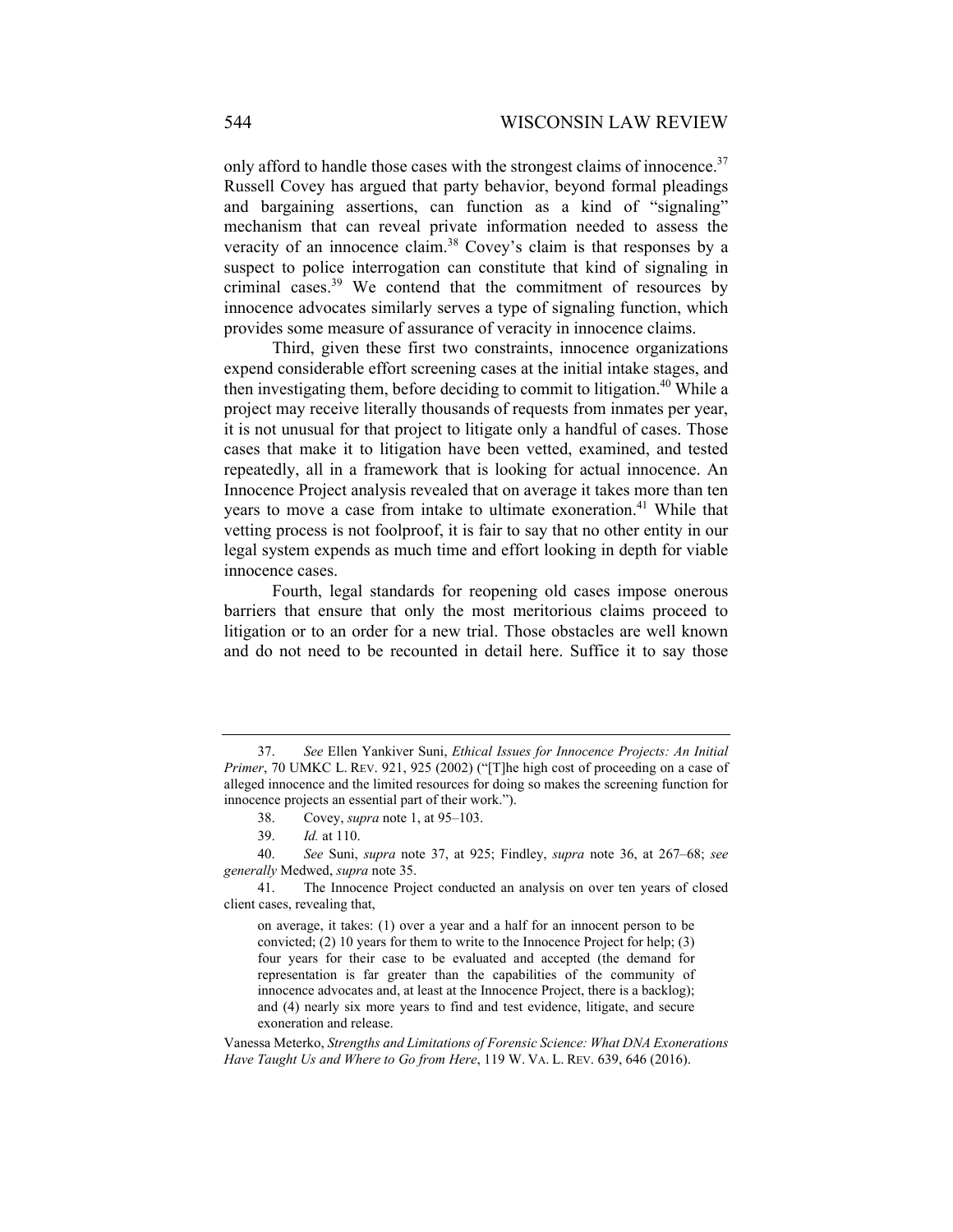only afford to handle those cases with the strongest claims of innocence.[37] Russell Covey has argued that party behavior, beyond formal pleadings and bargaining assertions, can function as a kind of "signaling" mechanism that can reveal private information needed to assess the veracity of an innocence claim.[38] Covey's claim is that responses by a suspect to police interrogation can constitute that kind of signaling in criminal cases.[39] We contend that the commitment of resources by innocence advocates similarly serves a type of signaling function, which provides some measure of assurance of veracity in innocence claims.

Third, given these first two constraints, innocence organizations expend considerable effort screening cases at the initial intake stages, and then investigating them, before deciding to commit to litigation.[40] While a project may receive literally thousands of requests from inmates per year, it is not unusual for that project to litigate only a handful of cases. Those cases that make it to litigation have been vetted, examined, and tested repeatedly, all in a framework that is looking for actual innocence. An Innocence Project analysis revealed that on average it takes more than ten years to move a case from intake to ultimate exoneration.[41] While that vetting process is not foolproof, it is fair to say that no other entity in our legal system expends as much time and effort looking in depth for viable innocence cases.

Fourth, legal standards for reopening old cases impose onerous barriers that ensure that only the most meritorious claims proceed to litigation or to an order for a new trial. Those obstacles are well known and do not need to be recounted in detail here. Suffice it to say those

---

37. *See* Ellen Yankiver Suni, *Ethical Issues for Innocence Projects: An Initial Primer*, 70 UMKC L. REV. 921, 925 (2002) ("[T]he high cost of proceeding on a case of alleged innocence and the limited resources for doing so makes the screening function for innocence projects an essential part of their work.").

38. Covey, *supra* note 1, at 95–103.

39. *Id.* at 110.

40. *See* Suni, *supra* note 37, at 925; Findley, *supra* note 36, at 267–68; *see generally* Medwed, *supra* note 35.

41. The Innocence Project conducted an analysis on over ten years of closed client cases, revealing that,

> on average, it takes: (1) over a year and a half for an innocent person to be convicted; (2) 10 years for them to write to the Innocence Project for help; (3) four years for their case to be evaluated and accepted (the demand for representation is far greater than the capabilities of the community of innocence advocates and, at least at the Innocence Project, there is a backlog); and (4) nearly six more years to find and test evidence, litigate, and secure exoneration and release.

Vanessa Meterko, *Strengths and Limitations of Forensic Science: What DNA Exonerations Have Taught Us and Where to Go from Here*, 119 W. VA. L. REV. 639, 646 (2016).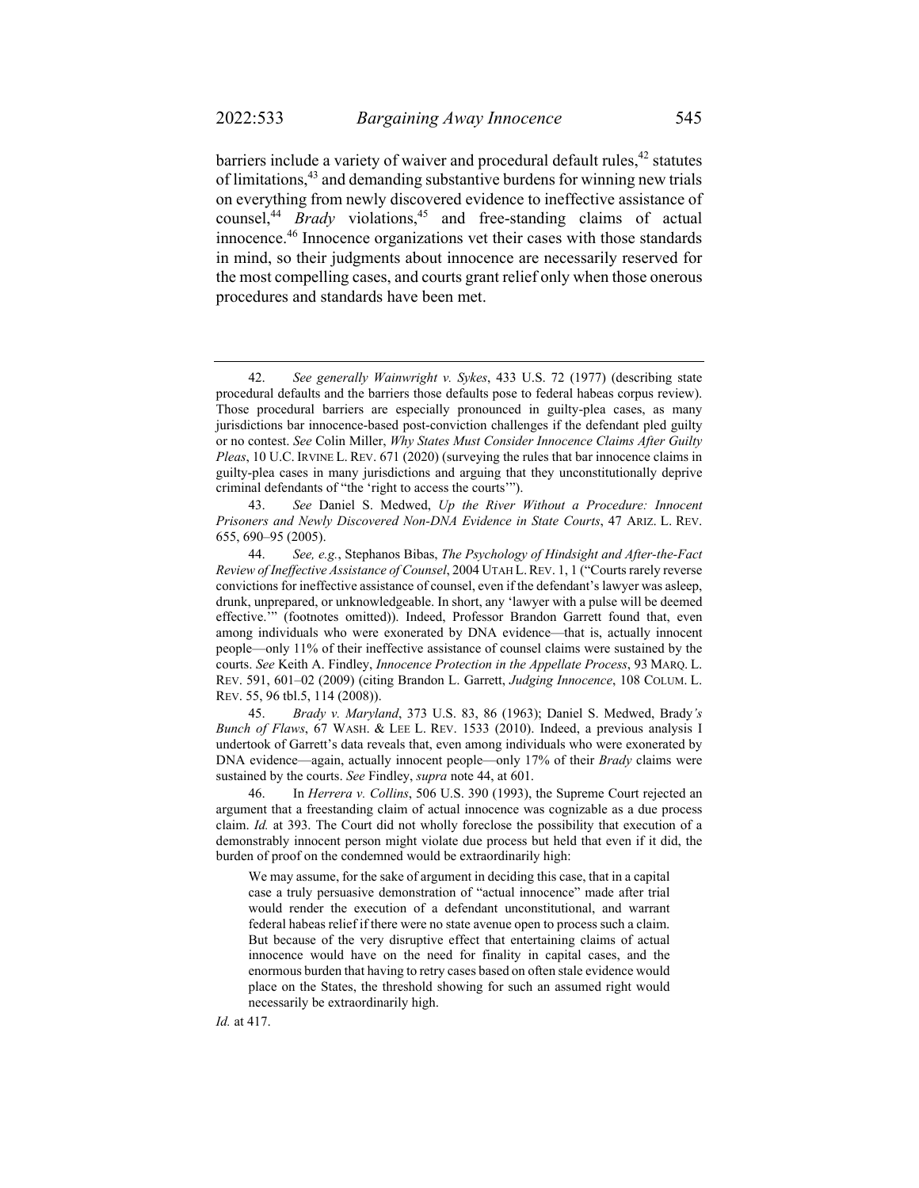barriers include a variety of waiver and procedural default rules,[42] statutes of limitations,[43] and demanding substantive burdens for winning new trials on everything from newly discovered evidence to ineffective assistance of counsel,[44] *Brady* violations,[45] and free-standing claims of actual innocence.[46] Innocence organizations vet their cases with those standards in mind, so their judgments about innocence are necessarily reserved for the most compelling cases, and courts grant relief only when those onerous procedures and standards have been met.

---

42. *See generally Wainwright v. Sykes*, 433 U.S. 72 (1977) (describing state procedural defaults and the barriers those defaults pose to federal habeas corpus review). Those procedural barriers are especially pronounced in guilty-plea cases, as many jurisdictions bar innocence-based post-conviction challenges if the defendant pled guilty or no contest. *See* Colin Miller, *Why States Must Consider Innocence Claims After Guilty Pleas*, 10 U.C. IRVINE L. REV. 671 (2020) (surveying the rules that bar innocence claims in guilty-plea cases in many jurisdictions and arguing that they unconstitutionally deprive criminal defendants of "the 'right to access the courts'").

43. *See* Daniel S. Medwed, *Up the River Without a Procedure: Innocent Prisoners and Newly Discovered Non-DNA Evidence in State Courts*, 47 ARIZ. L. REV. 655, 690–95 (2005).

44. *See, e.g.*, Stephanos Bibas, *The Psychology of Hindsight and After-the-Fact Review of Ineffective Assistance of Counsel*, 2004 UTAH L. REV. 1, 1 ("Courts rarely reverse convictions for ineffective assistance of counsel, even if the defendant's lawyer was asleep, drunk, unprepared, or unknowledgeable. In short, any 'lawyer with a pulse will be deemed effective.'" (footnotes omitted)). Indeed, Professor Brandon Garrett found that, even among individuals who were exonerated by DNA evidence—that is, actually innocent people—only 11% of their ineffective assistance of counsel claims were sustained by the courts. *See* Keith A. Findley, *Innocence Protection in the Appellate Process*, 93 MARQ. L. REV. 591, 601–02 (2009) (citing Brandon L. Garrett, *Judging Innocence*, 108 COLUM. L. REV. 55, 96 tbl.5, 114 (2008)).

45. *Brady v. Maryland*, 373 U.S. 83, 86 (1963); Daniel S. Medwed, Brady*'s Bunch of Flaws*, 67 WASH. & LEE L. REV. 1533 (2010). Indeed, a previous analysis I undertook of Garrett's data reveals that, even among individuals who were exonerated by DNA evidence—again, actually innocent people—only 17% of their *Brady* claims were sustained by the courts. *See* Findley, *supra* note 44, at 601.

46. In *Herrera v. Collins*, 506 U.S. 390 (1993), the Supreme Court rejected an argument that a freestanding claim of actual innocence was cognizable as a due process claim. *Id.* at 393. The Court did not wholly foreclose the possibility that execution of a demonstrably innocent person might violate due process but held that even if it did, the burden of proof on the condemned would be extraordinarily high:

> We may assume, for the sake of argument in deciding this case, that in a capital case a truly persuasive demonstration of "actual innocence" made after trial would render the execution of a defendant unconstitutional, and warrant federal habeas relief if there were no state avenue open to process such a claim. But because of the very disruptive effect that entertaining claims of actual innocence would have on the need for finality in capital cases, and the enormous burden that having to retry cases based on often stale evidence would place on the States, the threshold showing for such an assumed right would necessarily be extraordinarily high.

*Id.* at 417.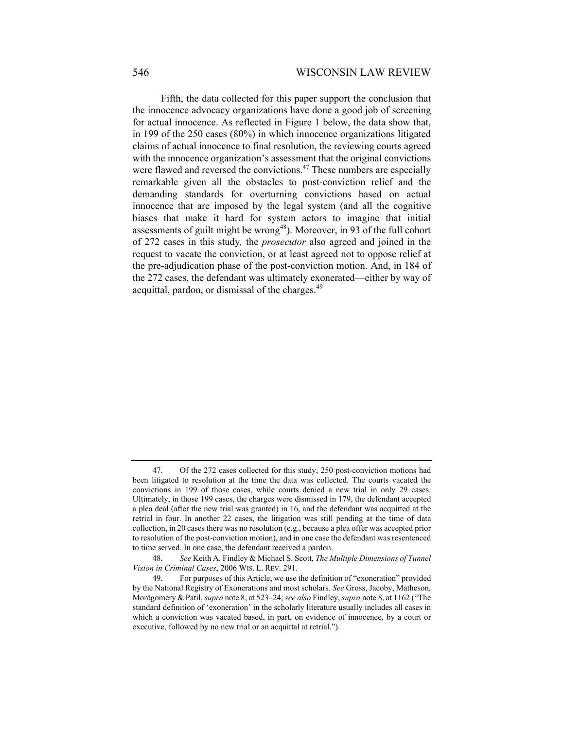Fifth, the data collected for this paper support the conclusion that the innocence advocacy organizations have done a good job of screening for actual innocence. As reflected in Figure 1 below, the data show that, in 199 of the 250 cases (80%) in which innocence organizations litigated claims of actual innocence to final resolution, the reviewing courts agreed with the innocence organization's assessment that the original convictions were flawed and reversed the convictions.[47] These numbers are especially remarkable given all the obstacles to post-conviction relief and the demanding standards for overturning convictions based on actual innocence that are imposed by the legal system (and all the cognitive biases that make it hard for system actors to imagine that initial assessments of guilt might be wrong[48]). Moreover, in 93 of the full cohort of 272 cases in this study*,* the *prosecutor* also agreed and joined in the request to vacate the conviction, or at least agreed not to oppose relief at the pre-adjudication phase of the post-conviction motion. And, in 184 of the 272 cases, the defendant was ultimately exonerated—either by way of acquittal, pardon, or dismissal of the charges.[49]

---

47. Of the 272 cases collected for this study, 250 post-conviction motions had been litigated to resolution at the time the data was collected. The courts vacated the convictions in 199 of those cases, while courts denied a new trial in only 29 cases. Ultimately, in those 199 cases, the charges were dismissed in 179, the defendant accepted a plea deal (after the new trial was granted) in 16, and the defendant was acquitted at the retrial in four. In another 22 cases, the litigation was still pending at the time of data collection, in 20 cases there was no resolution (e.g., because a plea offer was accepted prior to resolution of the post-conviction motion), and in one case the defendant was resentenced to time served. In one case, the defendant received a pardon.

48. *See* Keith A. Findley & Michael S. Scott, *The Multiple Dimensions of Tunnel Vision in Criminal Cases*, 2006 WIS. L. REV. 291.

49. For purposes of this Article, we use the definition of "exoneration" provided by the National Registry of Exonerations and most scholars. *See* Gross, Jacoby, Matheson, Montgomery & Patil, *supra* note 8, at 523–24; *see also* Findley, *supra* note 8, at 1162 ("The standard definition of 'exoneration' in the scholarly literature usually includes all cases in which a conviction was vacated based, in part, on evidence of innocence, by a court or executive, followed by no new trial or an acquittal at retrial.").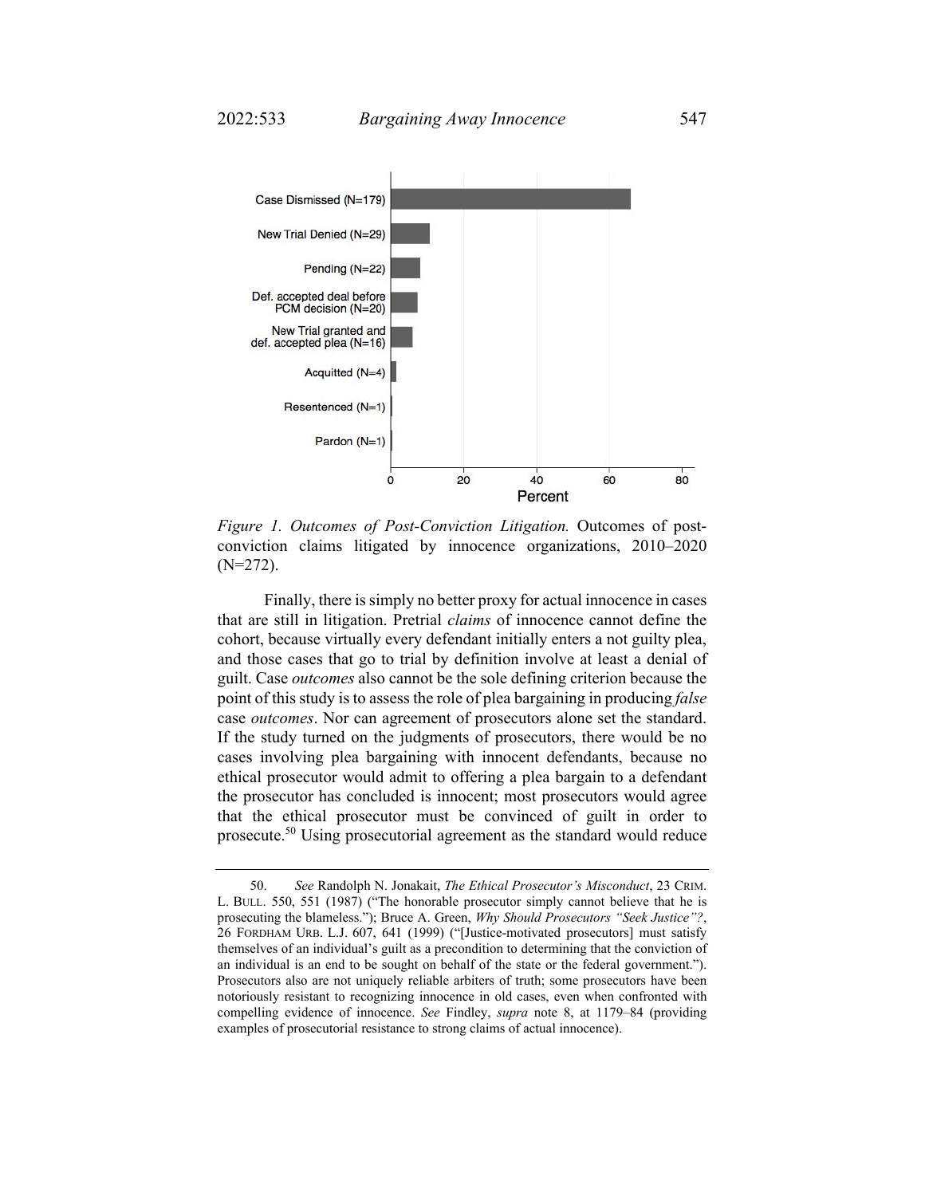*Figure 1. Outcomes of Post-Conviction Litigation.* Outcomes of post-conviction claims litigated by innocence organizations, 2010–2020 (N=272).

Finally, there is simply no better proxy for actual innocence in cases that are still in litigation. Pretrial *claims* of innocence cannot define the cohort, because virtually every defendant initially enters a not guilty plea, and those cases that go to trial by definition involve at least a denial of guilt. Case *outcomes* also cannot be the sole defining criterion because the point of this study is to assess the role of plea bargaining in producing *false* case *outcomes*. Nor can agreement of prosecutors alone set the standard. If the study turned on the judgments of prosecutors, there would be no cases involving plea bargaining with innocent defendants, because no ethical prosecutor would admit to offering a plea bargain to a defendant the prosecutor has concluded is innocent; most prosecutors would agree that the ethical prosecutor must be convinced of guilt in order to prosecute.[50] Using prosecutorial agreement as the standard would reduce

---

50. *See* Randolph N. Jonakait, *The Ethical Prosecutor's Misconduct*, 23 CRIM. L. BULL. 550, 551 (1987) ("The honorable prosecutor simply cannot believe that he is prosecuting the blameless."); Bruce A. Green, *Why Should Prosecutors "Seek Justice"?*, 26 FORDHAM URB. L.J. 607, 641 (1999) ("[Justice-motivated prosecutors] must satisfy themselves of an individual's guilt as a precondition to determining that the conviction of an individual is an end to be sought on behalf of the state or the federal government."). Prosecutors also are not uniquely reliable arbiters of truth; some prosecutors have been notoriously resistant to recognizing innocence in old cases, even when confronted with compelling evidence of innocence. *See* Findley, *supra* note 8, at 1179–84 (providing examples of prosecutorial resistance to strong claims of actual innocence).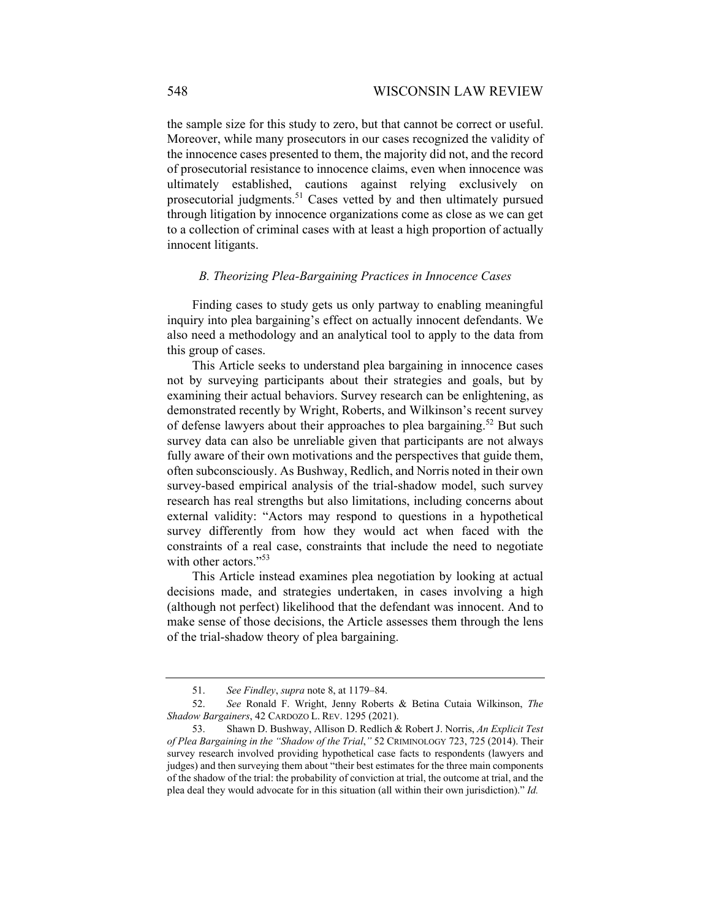the sample size for this study to zero, but that cannot be correct or useful. Moreover, while many prosecutors in our cases recognized the validity of the innocence cases presented to them, the majority did not, and the record of prosecutorial resistance to innocence claims, even when innocence was ultimately established, cautions against relying exclusively on prosecutorial judgments.[51] Cases vetted by and then ultimately pursued through litigation by innocence organizations come as close as we can get to a collection of criminal cases with at least a high proportion of actually innocent litigants.

### *B. Theorizing Plea-Bargaining Practices in Innocence Cases*

Finding cases to study gets us only partway to enabling meaningful inquiry into plea bargaining's effect on actually innocent defendants. We also need a methodology and an analytical tool to apply to the data from this group of cases.

This Article seeks to understand plea bargaining in innocence cases not by surveying participants about their strategies and goals, but by examining their actual behaviors. Survey research can be enlightening, as demonstrated recently by Wright, Roberts, and Wilkinson's recent survey of defense lawyers about their approaches to plea bargaining.[52] But such survey data can also be unreliable given that participants are not always fully aware of their own motivations and the perspectives that guide them, often subconsciously. As Bushway, Redlich, and Norris noted in their own survey-based empirical analysis of the trial-shadow model, such survey research has real strengths but also limitations, including concerns about external validity: "Actors may respond to questions in a hypothetical survey differently from how they would act when faced with the constraints of a real case, constraints that include the need to negotiate with other actors."[53]

This Article instead examines plea negotiation by looking at actual decisions made, and strategies undertaken, in cases involving a high (although not perfect) likelihood that the defendant was innocent. And to make sense of those decisions, the Article assesses them through the lens of the trial-shadow theory of plea bargaining.

---

51. *See Findley*, *supra* note 8, at 1179–84.

52. *See* Ronald F. Wright, Jenny Roberts & Betina Cutaia Wilkinson, *The Shadow Bargainers*, 42 CARDOZO L. REV. 1295 (2021).

53. Shawn D. Bushway, Allison D. Redlich & Robert J. Norris, *An Explicit Test of Plea Bargaining in the "Shadow of the Trial*,*"* 52 CRIMINOLOGY 723, 725 (2014). Their survey research involved providing hypothetical case facts to respondents (lawyers and judges) and then surveying them about "their best estimates for the three main components of the shadow of the trial: the probability of conviction at trial, the outcome at trial, and the plea deal they would advocate for in this situation (all within their own jurisdiction)." *Id.*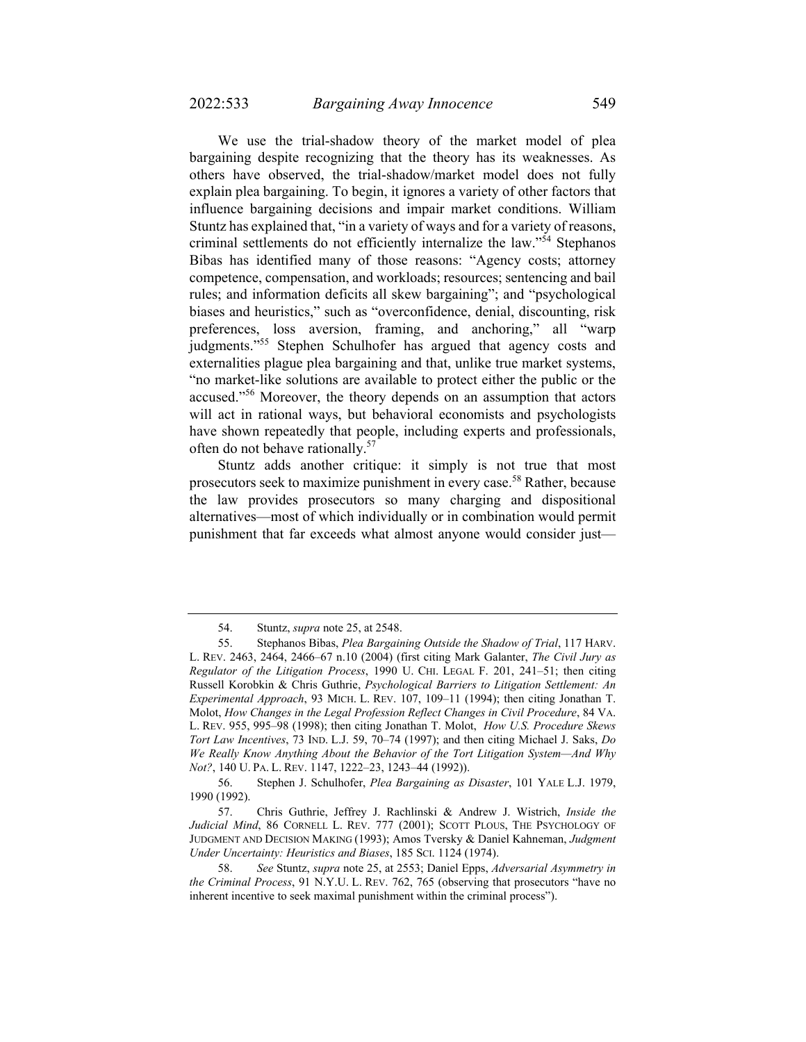We use the trial-shadow theory of the market model of plea bargaining despite recognizing that the theory has its weaknesses. As others have observed, the trial-shadow/market model does not fully explain plea bargaining. To begin, it ignores a variety of other factors that influence bargaining decisions and impair market conditions. William Stuntz has explained that, "in a variety of ways and for a variety of reasons, criminal settlements do not efficiently internalize the law."[54] Stephanos Bibas has identified many of those reasons: "Agency costs; attorney competence, compensation, and workloads; resources; sentencing and bail rules; and information deficits all skew bargaining"; and "psychological biases and heuristics," such as "overconfidence, denial, discounting, risk preferences, loss aversion, framing, and anchoring," all "warp judgments."[55] Stephen Schulhofer has argued that agency costs and externalities plague plea bargaining and that, unlike true market systems, "no market-like solutions are available to protect either the public or the accused."[56] Moreover, the theory depends on an assumption that actors will act in rational ways, but behavioral economists and psychologists have shown repeatedly that people, including experts and professionals, often do not behave rationally.[57]

Stuntz adds another critique: it simply is not true that most prosecutors seek to maximize punishment in every case.[58] Rather, because the law provides prosecutors so many charging and dispositional alternatives—most of which individually or in combination would permit punishment that far exceeds what almost anyone would consider just—

---

54. Stuntz, *supra* note 25, at 2548.

55. Stephanos Bibas, *Plea Bargaining Outside the Shadow of Trial*, 117 HARV. L. REV. 2463, 2464, 2466–67 n.10 (2004) (first citing Mark Galanter, *The Civil Jury as Regulator of the Litigation Process*, 1990 U. CHI. LEGAL F. 201, 241–51; then citing Russell Korobkin & Chris Guthrie, *Psychological Barriers to Litigation Settlement: An Experimental Approach*, 93 MICH. L. REV. 107, 109–11 (1994); then citing Jonathan T. Molot, *How Changes in the Legal Profession Reflect Changes in Civil Procedure*, 84 VA. L. REV. 955, 995–98 (1998); then citing Jonathan T. Molot, *How U.S. Procedure Skews Tort Law Incentives*, 73 IND. L.J. 59, 70–74 (1997); and then citing Michael J. Saks, *Do We Really Know Anything About the Behavior of the Tort Litigation System—And Why Not?*, 140 U. PA. L. REV. 1147, 1222–23, 1243–44 (1992)).

56. Stephen J. Schulhofer, *Plea Bargaining as Disaster*, 101 YALE L.J. 1979, 1990 (1992).

57. Chris Guthrie, Jeffrey J. Rachlinski & Andrew J. Wistrich, *Inside the Judicial Mind*, 86 CORNELL L. REV. 777 (2001); SCOTT PLOUS, THE PSYCHOLOGY OF JUDGMENT AND DECISION MAKING (1993); Amos Tversky & Daniel Kahneman, *Judgment Under Uncertainty: Heuristics and Biases*, 185 SCI. 1124 (1974).

58. *See* Stuntz, *supra* note 25, at 2553; Daniel Epps, *Adversarial Asymmetry in the Criminal Process*, 91 N.Y.U. L. REV. 762, 765 (observing that prosecutors "have no inherent incentive to seek maximal punishment within the criminal process").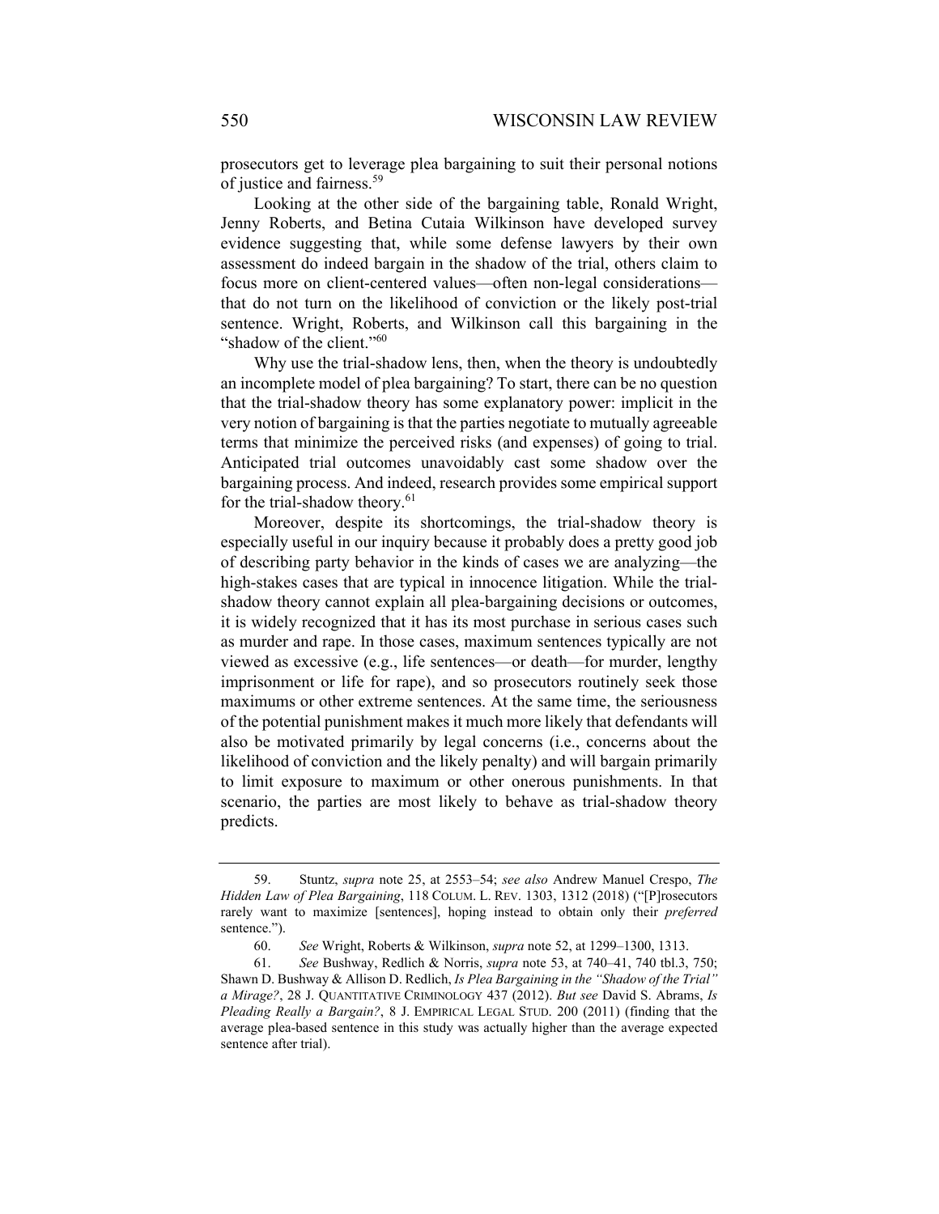prosecutors get to leverage plea bargaining to suit their personal notions of justice and fairness.[59]

Looking at the other side of the bargaining table, Ronald Wright, Jenny Roberts, and Betina Cutaia Wilkinson have developed survey evidence suggesting that, while some defense lawyers by their own assessment do indeed bargain in the shadow of the trial, others claim to focus more on client-centered values—often non-legal considerations—that do not turn on the likelihood of conviction or the likely post-trial sentence. Wright, Roberts, and Wilkinson call this bargaining in the "shadow of the client."[60]

Why use the trial-shadow lens, then, when the theory is undoubtedly an incomplete model of plea bargaining? To start, there can be no question that the trial-shadow theory has some explanatory power: implicit in the very notion of bargaining is that the parties negotiate to mutually agreeable terms that minimize the perceived risks (and expenses) of going to trial. Anticipated trial outcomes unavoidably cast some shadow over the bargaining process. And indeed, research provides some empirical support for the trial-shadow theory.[61]

Moreover, despite its shortcomings, the trial-shadow theory is especially useful in our inquiry because it probably does a pretty good job of describing party behavior in the kinds of cases we are analyzing—the high-stakes cases that are typical in innocence litigation. While the trial-shadow theory cannot explain all plea-bargaining decisions or outcomes, it is widely recognized that it has its most purchase in serious cases such as murder and rape. In those cases, maximum sentences typically are not viewed as excessive (e.g., life sentences—or death—for murder, lengthy imprisonment or life for rape), and so prosecutors routinely seek those maximums or other extreme sentences. At the same time, the seriousness of the potential punishment makes it much more likely that defendants will also be motivated primarily by legal concerns (i.e., concerns about the likelihood of conviction and the likely penalty) and will bargain primarily to limit exposure to maximum or other onerous punishments. In that scenario, the parties are most likely to behave as trial-shadow theory predicts.

---

59. Stuntz, *supra* note 25, at 2553–54; *see also* Andrew Manuel Crespo, *The Hidden Law of Plea Bargaining*, 118 COLUM. L. REV. 1303, 1312 (2018) ("[P]rosecutors rarely want to maximize [sentences], hoping instead to obtain only their *preferred* sentence.").

60. *See* Wright, Roberts & Wilkinson, *supra* note 52, at 1299–1300, 1313.

61. *See* Bushway, Redlich & Norris, *supra* note 53, at 740–41, 740 tbl.3, 750; Shawn D. Bushway & Allison D. Redlich, *Is Plea Bargaining in the "Shadow of the Trial" a Mirage?*, 28 J. QUANTITATIVE CRIMINOLOGY 437 (2012). *But see* David S. Abrams, *Is Pleading Really a Bargain?*, 8 J. EMPIRICAL LEGAL STUD. 200 (2011) (finding that the average plea-based sentence in this study was actually higher than the average expected sentence after trial).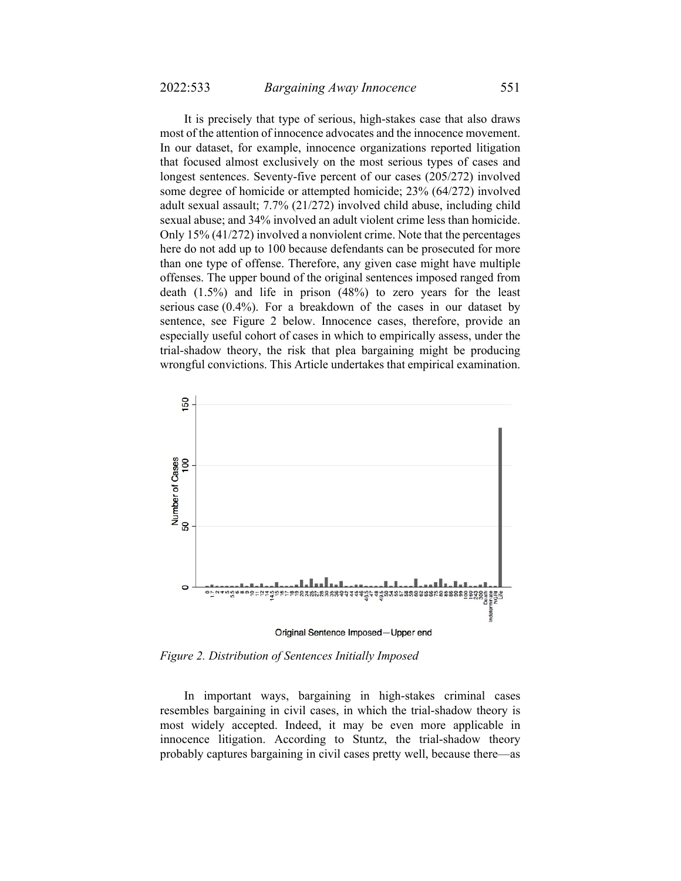It is precisely that type of serious, high-stakes case that also draws most of the attention of innocence advocates and the innocence movement. In our dataset, for example, innocence organizations reported litigation that focused almost exclusively on the most serious types of cases and longest sentences. Seventy-five percent of our cases (205/272) involved some degree of homicide or attempted homicide; 23% (64/272) involved adult sexual assault; 7.7% (21/272) involved child abuse, including child sexual abuse; and 34% involved an adult violent crime less than homicide. Only 15% (41/272) involved a nonviolent crime. Note that the percentages here do not add up to 100 because defendants can be prosecuted for more than one type of offense. Therefore, any given case might have multiple offenses. The upper bound of the original sentences imposed ranged from death (1.5%) and life in prison (48%) to zero years for the least serious case (0.4%). For a breakdown of the cases in our dataset by sentence, see Figure 2 below. Innocence cases, therefore, provide an especially useful cohort of cases in which to empirically assess, under the trial-shadow theory, the risk that plea bargaining might be producing wrongful convictions. This Article undertakes that empirical examination.

*Figure 2. Distribution of Sentences Initially Imposed*

In important ways, bargaining in high-stakes criminal cases resembles bargaining in civil cases, in which the trial-shadow theory is most widely accepted. Indeed, it may be even more applicable in innocence litigation. According to Stuntz, the trial-shadow theory probably captures bargaining in civil cases pretty well, because there—as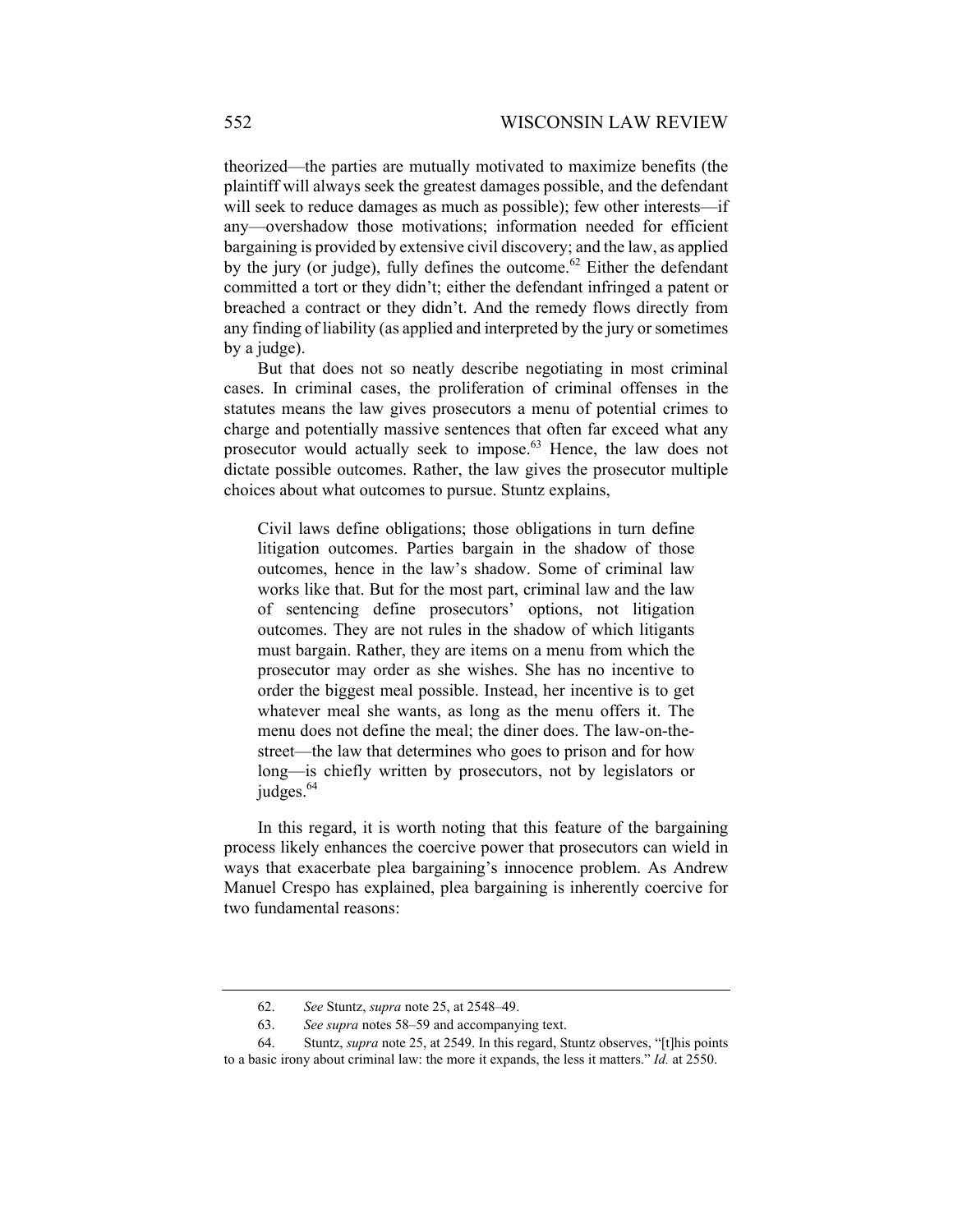theorized—the parties are mutually motivated to maximize benefits (the plaintiff will always seek the greatest damages possible, and the defendant will seek to reduce damages as much as possible); few other interests—if any—overshadow those motivations; information needed for efficient bargaining is provided by extensive civil discovery; and the law, as applied by the jury (or judge), fully defines the outcome.[62] Either the defendant committed a tort or they didn't; either the defendant infringed a patent or breached a contract or they didn't. And the remedy flows directly from any finding of liability (as applied and interpreted by the jury or sometimes by a judge).

But that does not so neatly describe negotiating in most criminal cases. In criminal cases, the proliferation of criminal offenses in the statutes means the law gives prosecutors a menu of potential crimes to charge and potentially massive sentences that often far exceed what any prosecutor would actually seek to impose.[63] Hence, the law does not dictate possible outcomes. Rather, the law gives the prosecutor multiple choices about what outcomes to pursue. Stuntz explains,

> Civil laws define obligations; those obligations in turn define litigation outcomes. Parties bargain in the shadow of those outcomes, hence in the law's shadow. Some of criminal law works like that. But for the most part, criminal law and the law of sentencing define prosecutors' options, not litigation outcomes. They are not rules in the shadow of which litigants must bargain. Rather, they are items on a menu from which the prosecutor may order as she wishes. She has no incentive to order the biggest meal possible. Instead, her incentive is to get whatever meal she wants, as long as the menu offers it. The menu does not define the meal; the diner does. The law-on-the-street—the law that determines who goes to prison and for how long—is chiefly written by prosecutors, not by legislators or judges.[64]

In this regard, it is worth noting that this feature of the bargaining process likely enhances the coercive power that prosecutors can wield in ways that exacerbate plea bargaining's innocence problem. As Andrew Manuel Crespo has explained, plea bargaining is inherently coercive for two fundamental reasons:

---

62. *See* Stuntz, *supra* note 25, at 2548–49.

63. *See supra* notes 58–59 and accompanying text.

64. Stuntz, *supra* note 25, at 2549. In this regard, Stuntz observes, "[t]his points to a basic irony about criminal law: the more it expands, the less it matters." *Id.* at 2550.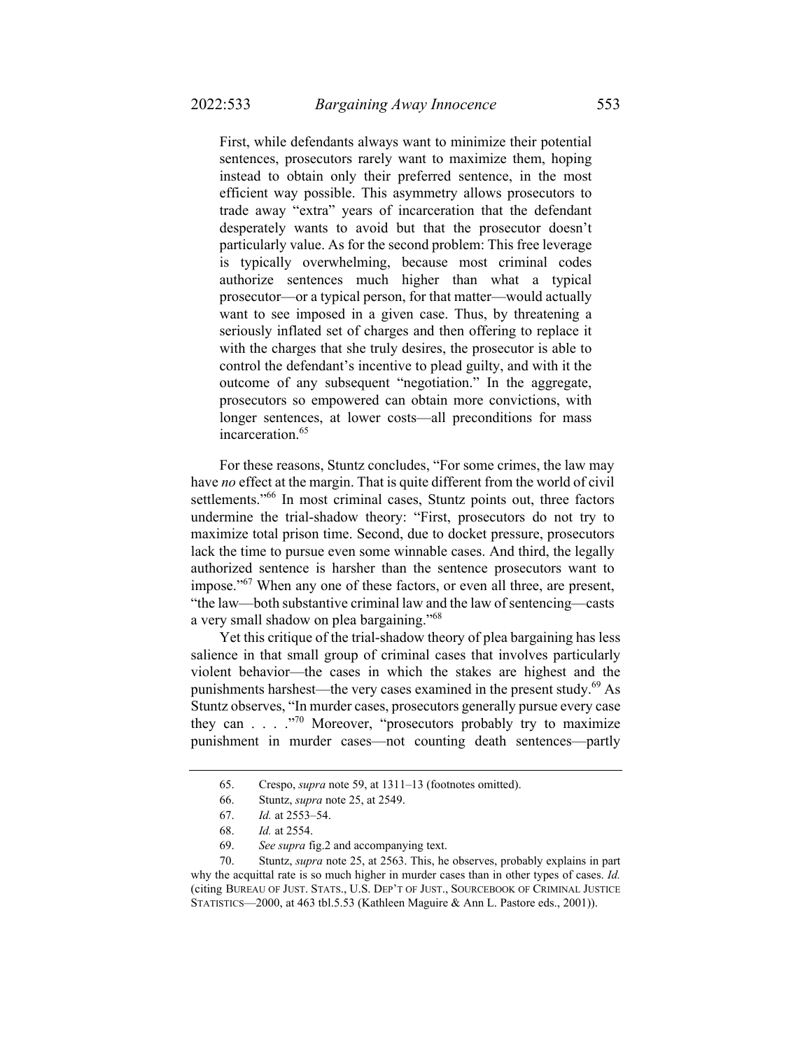> First, while defendants always want to minimize their potential sentences, prosecutors rarely want to maximize them, hoping instead to obtain only their preferred sentence, in the most efficient way possible. This asymmetry allows prosecutors to trade away "extra" years of incarceration that the defendant desperately wants to avoid but that the prosecutor doesn't particularly value. As for the second problem: This free leverage is typically overwhelming, because most criminal codes authorize sentences much higher than what a typical prosecutor—or a typical person, for that matter—would actually want to see imposed in a given case. Thus, by threatening a seriously inflated set of charges and then offering to replace it with the charges that she truly desires, the prosecutor is able to control the defendant's incentive to plead guilty, and with it the outcome of any subsequent "negotiation." In the aggregate, prosecutors so empowered can obtain more convictions, with longer sentences, at lower costs—all preconditions for mass incarceration.[65]

For these reasons, Stuntz concludes, "For some crimes, the law may have *no* effect at the margin. That is quite different from the world of civil settlements."[66] In most criminal cases, Stuntz points out, three factors undermine the trial-shadow theory: "First, prosecutors do not try to maximize total prison time. Second, due to docket pressure, prosecutors lack the time to pursue even some winnable cases. And third, the legally authorized sentence is harsher than the sentence prosecutors want to impose."[67] When any one of these factors, or even all three, are present, "the law—both substantive criminal law and the law of sentencing—casts a very small shadow on plea bargaining."[68]

Yet this critique of the trial-shadow theory of plea bargaining has less salience in that small group of criminal cases that involves particularly violent behavior—the cases in which the stakes are highest and the punishments harshest—the very cases examined in the present study.[69] As Stuntz observes, "In murder cases, prosecutors generally pursue every case they can . . . ."[70] Moreover, "prosecutors probably try to maximize punishment in murder cases—not counting death sentences—partly

---

65. Crespo, *supra* note 59, at 1311–13 (footnotes omitted).

66. Stuntz, *supra* note 25, at 2549.

67. *Id.* at 2553–54.

68. *Id.* at 2554.

69. *See supra* fig.2 and accompanying text.

70. Stuntz, *supra* note 25, at 2563. This, he observes, probably explains in part why the acquittal rate is so much higher in murder cases than in other types of cases. *Id.* (citing BUREAU OF JUST. STATS., U.S. DEP'T OF JUST., SOURCEBOOK OF CRIMINAL JUSTICE STATISTICS—2000, at 463 tbl.5.53 (Kathleen Maguire & Ann L. Pastore eds., 2001)).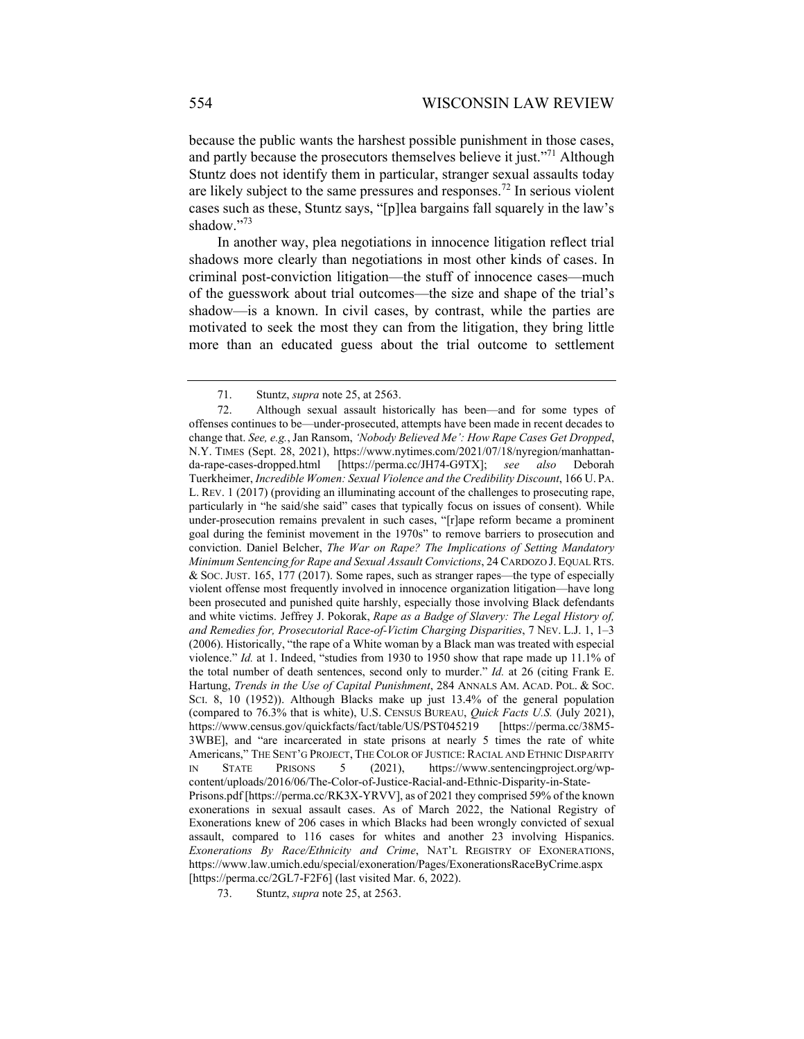because the public wants the harshest possible punishment in those cases, and partly because the prosecutors themselves believe it just."[71] Although Stuntz does not identify them in particular, stranger sexual assaults today are likely subject to the same pressures and responses.[72] In serious violent cases such as these, Stuntz says, "[p]lea bargains fall squarely in the law's shadow."[73]

In another way, plea negotiations in innocence litigation reflect trial shadows more clearly than negotiations in most other kinds of cases. In criminal post-conviction litigation—the stuff of innocence cases—much of the guesswork about trial outcomes—the size and shape of the trial's shadow—is a known. In civil cases, by contrast, while the parties are motivated to seek the most they can from the litigation, they bring little more than an educated guess about the trial outcome to settlement

---

71. Stuntz, *supra* note 25, at 2563.

72. Although sexual assault historically has been—and for some types of offenses continues to be—under-prosecuted, attempts have been made in recent decades to change that. *See, e.g.*, Jan Ransom, *'Nobody Believed Me': How Rape Cases Get Dropped*, N.Y. TIMES (Sept. 28, 2021), https://www.nytimes.com/2021/07/18/nyregion/manhattan-da-rape-cases-dropped.html [https://perma.cc/JH74-G9TX]; *see also* Deborah Tuerkheimer, *Incredible Women: Sexual Violence and the Credibility Discount*, 166 U. PA. L. REV. 1 (2017) (providing an illuminating account of the challenges to prosecuting rape, particularly in "he said/she said" cases that typically focus on issues of consent). While under-prosecution remains prevalent in such cases, "[r]ape reform became a prominent goal during the feminist movement in the 1970s" to remove barriers to prosecution and conviction. Daniel Belcher, *The War on Rape? The Implications of Setting Mandatory Minimum Sentencing for Rape and Sexual Assault Convictions*, 24 CARDOZO J. EQUAL RTS. & SOC. JUST. 165, 177 (2017). Some rapes, such as stranger rapes—the type of especially violent offense most frequently involved in innocence organization litigation—have long been prosecuted and punished quite harshly, especially those involving Black defendants and white victims. Jeffrey J. Pokorak, *Rape as a Badge of Slavery: The Legal History of, and Remedies for, Prosecutorial Race-of-Victim Charging Disparities*, 7 NEV. L.J. 1, 1–3 (2006). Historically, "the rape of a White woman by a Black man was treated with especial violence." *Id.* at 1. Indeed, "studies from 1930 to 1950 show that rape made up 11.1% of the total number of death sentences, second only to murder." *Id.* at 26 (citing Frank E. Hartung, *Trends in the Use of Capital Punishment*, 284 ANNALS AM. ACAD. POL. & SOC. SCI. 8, 10 (1952)). Although Blacks make up just 13.4% of the general population (compared to 76.3% that is white), U.S. CENSUS BUREAU, *Quick Facts U.S.* (July 2021), https://www.census.gov/quickfacts/fact/table/US/PST045219 [https://perma.cc/38M5-3WBE], and "are incarcerated in state prisons at nearly 5 times the rate of white Americans," THE SENT'G PROJECT, THE COLOR OF JUSTICE: RACIAL AND ETHNIC DISPARITY IN STATE PRISONS 5 (2021), https://www.sentencingproject.org/wp-content/uploads/2016/06/The-Color-of-Justice-Racial-and-Ethnic-Disparity-in-State-Prisons.pdf [https://perma.cc/RK3X-YRVV], as of 2021 they comprised 59% of the known exonerations in sexual assault cases. As of March 2022, the National Registry of Exonerations knew of 206 cases in which Blacks had been wrongly convicted of sexual assault, compared to 116 cases for whites and another 23 involving Hispanics. *Exonerations By Race/Ethnicity and Crime*, NAT'L REGISTRY OF EXONERATIONS, https://www.law.umich.edu/special/exoneration/Pages/ExonerationsRaceByCrime.aspx [https://perma.cc/2GL7-F2F6] (last visited Mar. 6, 2022).

73. Stuntz, *supra* note 25, at 2563.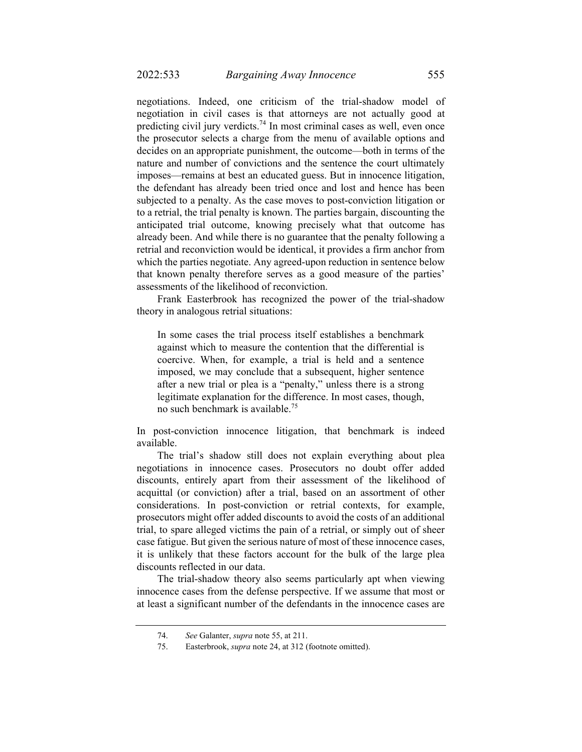negotiations. Indeed, one criticism of the trial-shadow model of negotiation in civil cases is that attorneys are not actually good at predicting civil jury verdicts.[74] In most criminal cases as well, even once the prosecutor selects a charge from the menu of available options and decides on an appropriate punishment, the outcome—both in terms of the nature and number of convictions and the sentence the court ultimately imposes—remains at best an educated guess. But in innocence litigation, the defendant has already been tried once and lost and hence has been subjected to a penalty. As the case moves to post-conviction litigation or to a retrial, the trial penalty is known. The parties bargain, discounting the anticipated trial outcome, knowing precisely what that outcome has already been. And while there is no guarantee that the penalty following a retrial and reconviction would be identical, it provides a firm anchor from which the parties negotiate. Any agreed-upon reduction in sentence below that known penalty therefore serves as a good measure of the parties' assessments of the likelihood of reconviction.

Frank Easterbrook has recognized the power of the trial-shadow theory in analogous retrial situations:

> In some cases the trial process itself establishes a benchmark against which to measure the contention that the differential is coercive. When, for example, a trial is held and a sentence imposed, we may conclude that a subsequent, higher sentence after a new trial or plea is a "penalty," unless there is a strong legitimate explanation for the difference. In most cases, though, no such benchmark is available.[75]

In post-conviction innocence litigation, that benchmark is indeed available.

The trial's shadow still does not explain everything about plea negotiations in innocence cases. Prosecutors no doubt offer added discounts, entirely apart from their assessment of the likelihood of acquittal (or conviction) after a trial, based on an assortment of other considerations. In post-conviction or retrial contexts, for example, prosecutors might offer added discounts to avoid the costs of an additional trial, to spare alleged victims the pain of a retrial, or simply out of sheer case fatigue. But given the serious nature of most of these innocence cases, it is unlikely that these factors account for the bulk of the large plea discounts reflected in our data.

The trial-shadow theory also seems particularly apt when viewing innocence cases from the defense perspective. If we assume that most or at least a significant number of the defendants in the innocence cases are

---

74. *See* Galanter, *supra* note 55, at 211.

75. Easterbrook, *supra* note 24, at 312 (footnote omitted).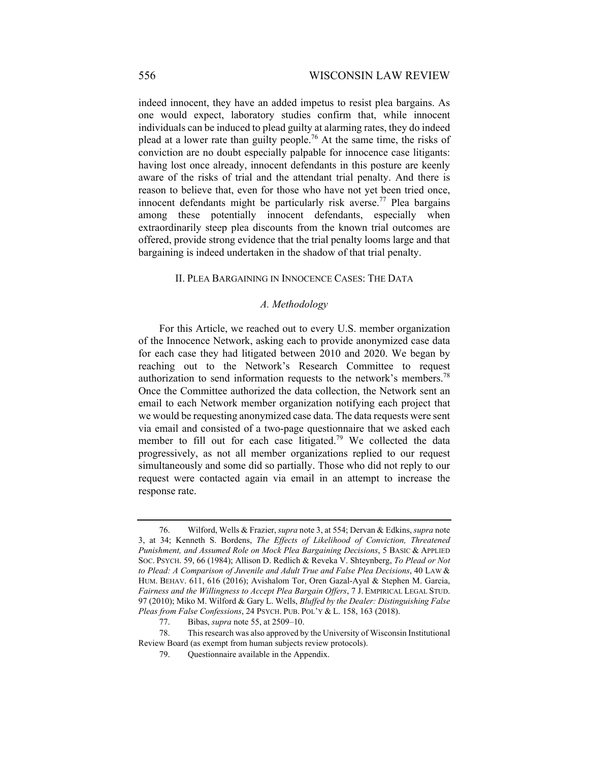indeed innocent, they have an added impetus to resist plea bargains. As one would expect, laboratory studies confirm that, while innocent individuals can be induced to plead guilty at alarming rates, they do indeed plead at a lower rate than guilty people.[76] At the same time, the risks of conviction are no doubt especially palpable for innocence case litigants: having lost once already, innocent defendants in this posture are keenly aware of the risks of trial and the attendant trial penalty. And there is reason to believe that, even for those who have not yet been tried once, innocent defendants might be particularly risk averse.[77] Plea bargains among these potentially innocent defendants, especially when extraordinarily steep plea discounts from the known trial outcomes are offered, provide strong evidence that the trial penalty looms large and that bargaining is indeed undertaken in the shadow of that trial penalty.

## II. Plea Bargaining in Innocence Cases: The Data

### *A. Methodology*

For this Article, we reached out to every U.S. member organization of the Innocence Network, asking each to provide anonymized case data for each case they had litigated between 2010 and 2020. We began by reaching out to the Network's Research Committee to request authorization to send information requests to the network's members.[78] Once the Committee authorized the data collection, the Network sent an email to each Network member organization notifying each project that we would be requesting anonymized case data. The data requests were sent via email and consisted of a two-page questionnaire that we asked each member to fill out for each case litigated.[79] We collected the data progressively, as not all member organizations replied to our request simultaneously and some did so partially. Those who did not reply to our request were contacted again via email in an attempt to increase the response rate.

---

76. Wilford, Wells & Frazier, *supra* note 3, at 554; Dervan & Edkins, *supra* note 3, at 34; Kenneth S. Bordens, *The Effects of Likelihood of Conviction, Threatened Punishment, and Assumed Role on Mock Plea Bargaining Decisions*, 5 Basic & Applied Soc. Psych. 59, 66 (1984); Allison D. Redlich & Reveka V. Shteynberg, *To Plead or Not to Plead: A Comparison of Juvenile and Adult True and False Plea Decisions*, 40 Law & Hum. Behav. 611, 616 (2016); Avishalom Tor, Oren Gazal-Ayal & Stephen M. Garcia, *Fairness and the Willingness to Accept Plea Bargain Offers*, 7 J. Empirical Legal Stud. 97 (2010); Miko M. Wilford & Gary L. Wells, *Bluffed by the Dealer: Distinguishing False Pleas from False Confessions*, 24 Psych. Pub. Pol'y & L. 158, 163 (2018).

77. Bibas, *supra* note 55, at 2509–10.

78. This research was also approved by the University of Wisconsin Institutional Review Board (as exempt from human subjects review protocols).

79. Questionnaire available in the Appendix.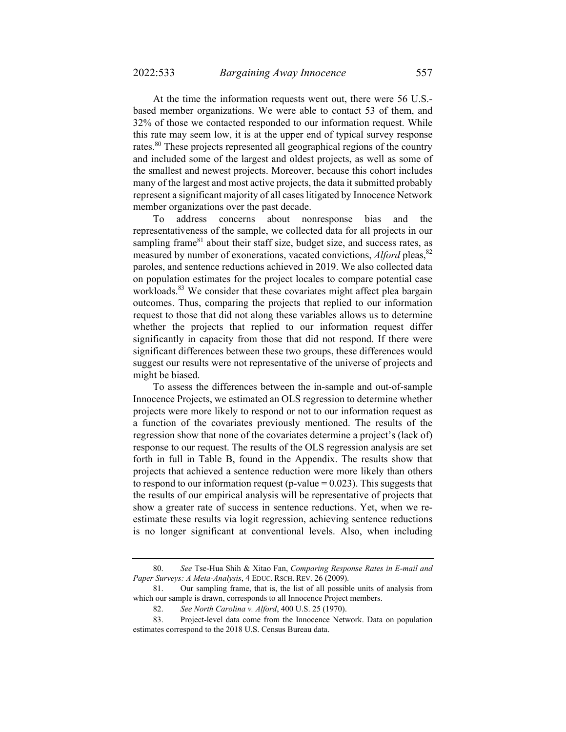At the time the information requests went out, there were 56 U.S.-based member organizations. We were able to contact 53 of them, and 32% of those we contacted responded to our information request. While this rate may seem low, it is at the upper end of typical survey response rates.[80] These projects represented all geographical regions of the country and included some of the largest and oldest projects, as well as some of the smallest and newest projects. Moreover, because this cohort includes many of the largest and most active projects, the data it submitted probably represent a significant majority of all cases litigated by Innocence Network member organizations over the past decade.

To address concerns about nonresponse bias and the representativeness of the sample, we collected data for all projects in our sampling frame[81] about their staff size, budget size, and success rates, as measured by number of exonerations, vacated convictions, *Alford* pleas,[82] paroles, and sentence reductions achieved in 2019. We also collected data on population estimates for the project locales to compare potential case workloads.[83] We consider that these covariates might affect plea bargain outcomes. Thus, comparing the projects that replied to our information request to those that did not along these variables allows us to determine whether the projects that replied to our information request differ significantly in capacity from those that did not respond. If there were significant differences between these two groups, these differences would suggest our results were not representative of the universe of projects and might be biased.

To assess the differences between the in-sample and out-of-sample Innocence Projects, we estimated an OLS regression to determine whether projects were more likely to respond or not to our information request as a function of the covariates previously mentioned. The results of the regression show that none of the covariates determine a project's (lack of) response to our request. The results of the OLS regression analysis are set forth in full in Table B, found in the Appendix. The results show that projects that achieved a sentence reduction were more likely than others to respond to our information request (p-value = 0.023). This suggests that the results of our empirical analysis will be representative of projects that show a greater rate of success in sentence reductions. Yet, when we re-estimate these results via logit regression, achieving sentence reductions is no longer significant at conventional levels. Also, when including

---

80. *See* Tse-Hua Shih & Xitao Fan, *Comparing Response Rates in E-mail and Paper Surveys: A Meta-Analysis*, 4 EDUC. RSCH. REV. 26 (2009).

81. Our sampling frame, that is, the list of all possible units of analysis from which our sample is drawn, corresponds to all Innocence Project members.

82. *See North Carolina v. Alford*, 400 U.S. 25 (1970).

83. Project-level data come from the Innocence Network. Data on population estimates correspond to the 2018 U.S. Census Bureau data.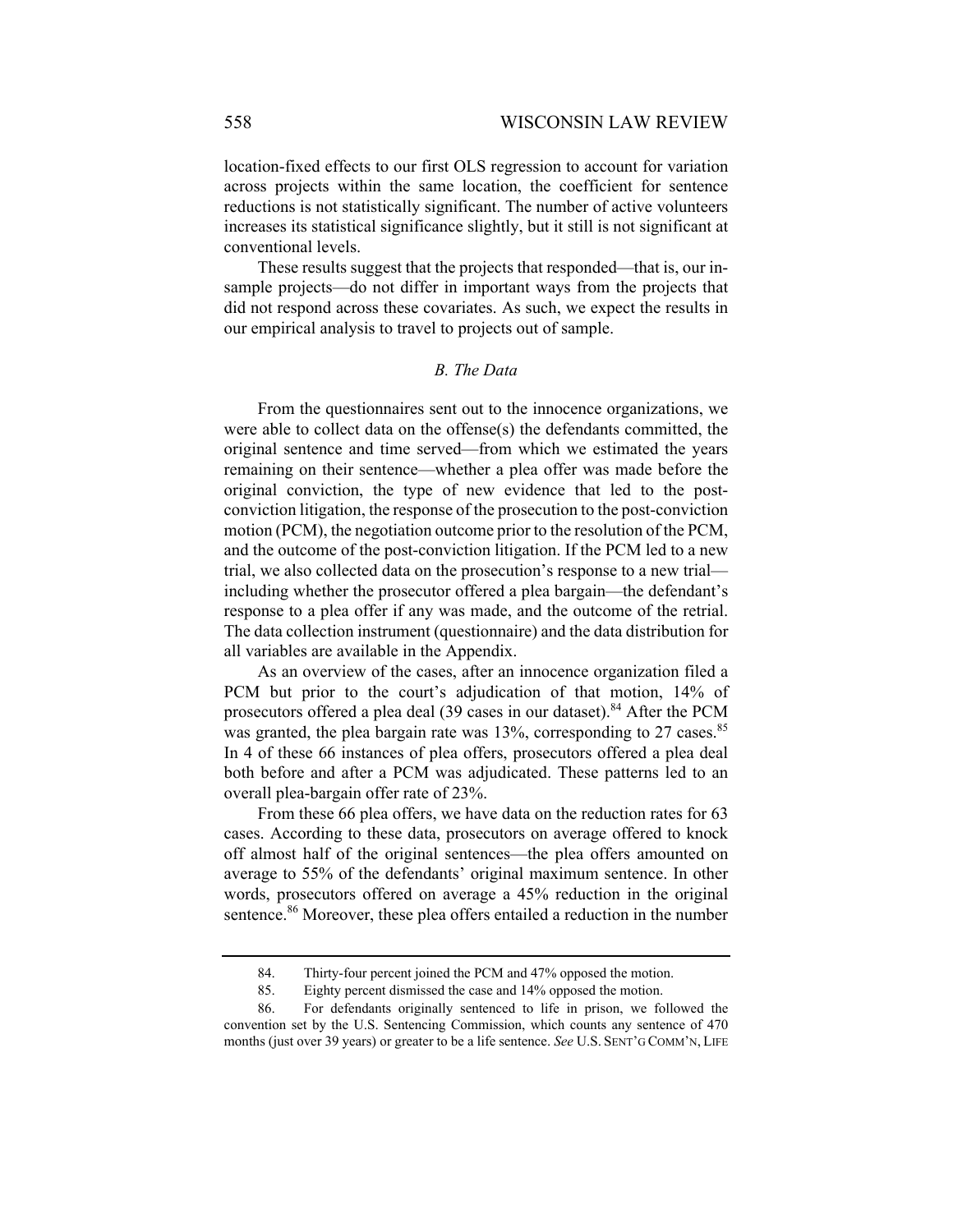location-fixed effects to our first OLS regression to account for variation across projects within the same location, the coefficient for sentence reductions is not statistically significant. The number of active volunteers increases its statistical significance slightly, but it still is not significant at conventional levels.

These results suggest that the projects that responded—that is, our in-sample projects—do not differ in important ways from the projects that did not respond across these covariates. As such, we expect the results in our empirical analysis to travel to projects out of sample.

### *B. The Data*

From the questionnaires sent out to the innocence organizations, we were able to collect data on the offense(s) the defendants committed, the original sentence and time served—from which we estimated the years remaining on their sentence—whether a plea offer was made before the original conviction, the type of new evidence that led to the post-conviction litigation, the response of the prosecution to the post-conviction motion (PCM), the negotiation outcome prior to the resolution of the PCM, and the outcome of the post-conviction litigation. If the PCM led to a new trial, we also collected data on the prosecution's response to a new trial—including whether the prosecutor offered a plea bargain—the defendant's response to a plea offer if any was made, and the outcome of the retrial. The data collection instrument (questionnaire) and the data distribution for all variables are available in the Appendix.

As an overview of the cases, after an innocence organization filed a PCM but prior to the court's adjudication of that motion, 14% of prosecutors offered a plea deal (39 cases in our dataset).[84] After the PCM was granted, the plea bargain rate was 13%, corresponding to 27 cases.[85] In 4 of these 66 instances of plea offers, prosecutors offered a plea deal both before and after a PCM was adjudicated. These patterns led to an overall plea-bargain offer rate of 23%.

From these 66 plea offers, we have data on the reduction rates for 63 cases. According to these data, prosecutors on average offered to knock off almost half of the original sentences—the plea offers amounted on average to 55% of the defendants' original maximum sentence. In other words, prosecutors offered on average a 45% reduction in the original sentence.[86] Moreover, these plea offers entailed a reduction in the number

---

84. Thirty-four percent joined the PCM and 47% opposed the motion.

85. Eighty percent dismissed the case and 14% opposed the motion.

86. For defendants originally sentenced to life in prison, we followed the convention set by the U.S. Sentencing Commission, which counts any sentence of 470 months (just over 39 years) or greater to be a life sentence. *See* U.S. SENT'G COMM'N, LIFE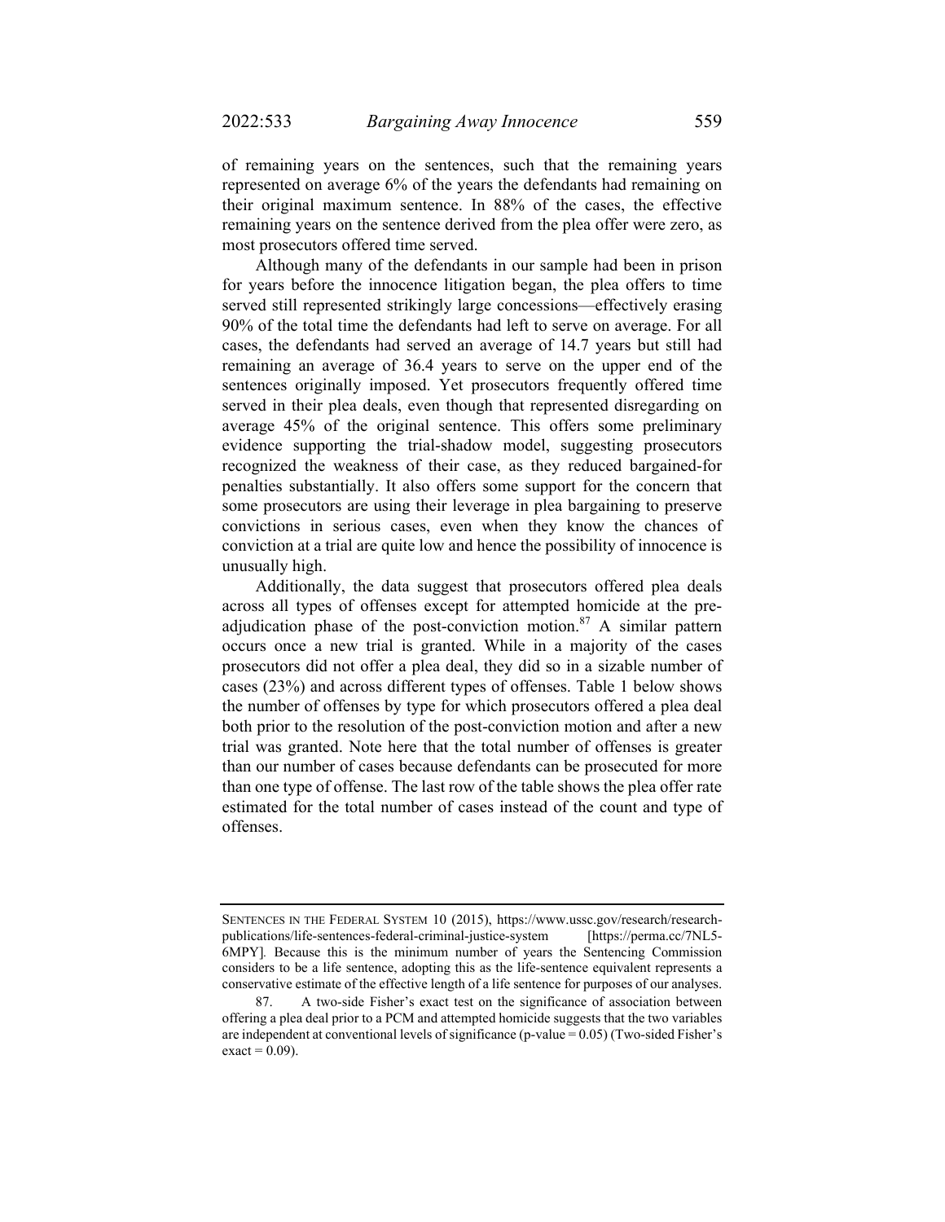of remaining years on the sentences, such that the remaining years represented on average 6% of the years the defendants had remaining on their original maximum sentence. In 88% of the cases, the effective remaining years on the sentence derived from the plea offer were zero, as most prosecutors offered time served.

Although many of the defendants in our sample had been in prison for years before the innocence litigation began, the plea offers to time served still represented strikingly large concessions—effectively erasing 90% of the total time the defendants had left to serve on average. For all cases, the defendants had served an average of 14.7 years but still had remaining an average of 36.4 years to serve on the upper end of the sentences originally imposed. Yet prosecutors frequently offered time served in their plea deals, even though that represented disregarding on average 45% of the original sentence. This offers some preliminary evidence supporting the trial-shadow model, suggesting prosecutors recognized the weakness of their case, as they reduced bargained-for penalties substantially. It also offers some support for the concern that some prosecutors are using their leverage in plea bargaining to preserve convictions in serious cases, even when they know the chances of conviction at a trial are quite low and hence the possibility of innocence is unusually high.

Additionally, the data suggest that prosecutors offered plea deals across all types of offenses except for attempted homicide at the pre-adjudication phase of the post-conviction motion.[87] A similar pattern occurs once a new trial is granted. While in a majority of the cases prosecutors did not offer a plea deal, they did so in a sizable number of cases (23%) and across different types of offenses. Table 1 below shows the number of offenses by type for which prosecutors offered a plea deal both prior to the resolution of the post-conviction motion and after a new trial was granted. Note here that the total number of offenses is greater than our number of cases because defendants can be prosecuted for more than one type of offense. The last row of the table shows the plea offer rate estimated for the total number of cases instead of the count and type of offenses.

---

SENTENCES IN THE FEDERAL SYSTEM 10 (2015), https://www.ussc.gov/research/research-publications/life-sentences-federal-criminal-justice-system [https://perma.cc/7NL5-6MPY]. Because this is the minimum number of years the Sentencing Commission considers to be a life sentence, adopting this as the life-sentence equivalent represents a conservative estimate of the effective length of a life sentence for purposes of our analyses.

87. A two-side Fisher's exact test on the significance of association between offering a plea deal prior to a PCM and attempted homicide suggests that the two variables are independent at conventional levels of significance (p-value = 0.05) (Two-sided Fisher's exact = 0.09).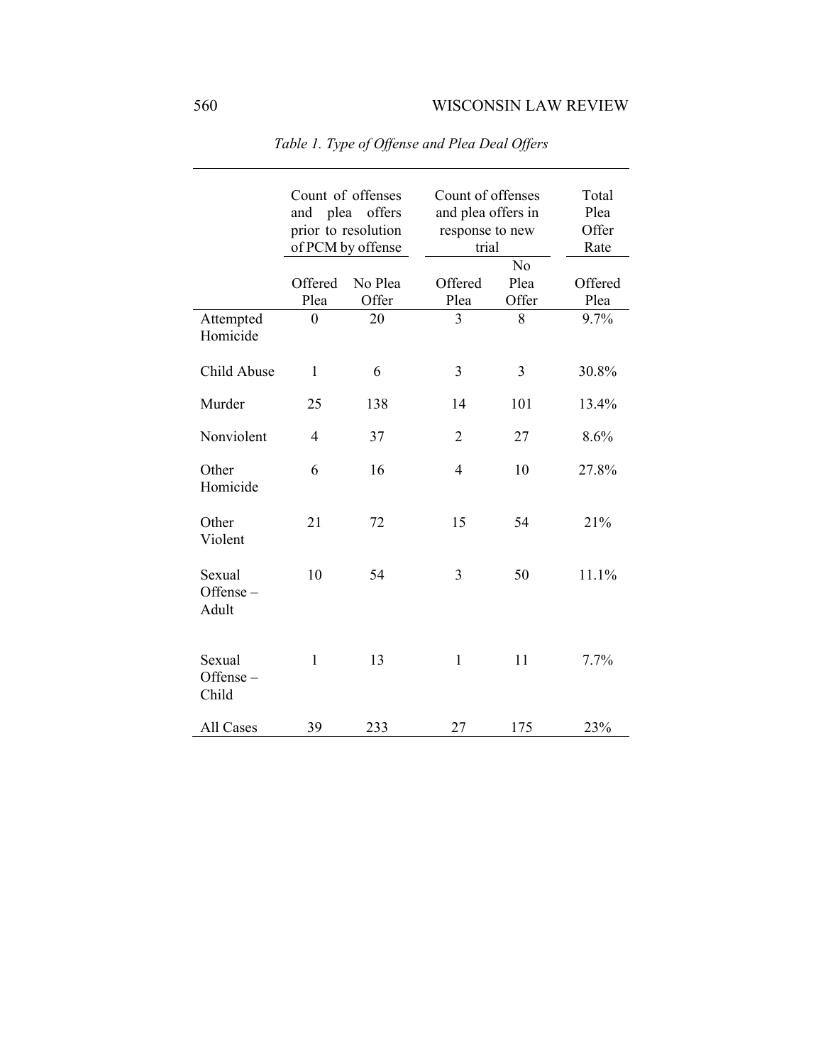*Table 1. Type of Offense and Plea Deal Offers*

| | Count of offenses and plea offers prior to resolution of PCM by offense | | Count of offenses and plea offers in response to new trial | | Total Plea Offer Rate |
|---|---|---|---|---|---|
| | Offered Plea | No Plea Offer | Offered Plea | No Plea Offer | Offered Plea |
| Attempted Homicide | 0 | 20 | 3 | 8 | 9.7% |
| Child Abuse | 1 | 6 | 3 | 3 | 30.8% |
| Murder | 25 | 138 | 14 | 101 | 13.4% |
| Nonviolent | 4 | 37 | 2 | 27 | 8.6% |
| Other Homicide | 6 | 16 | 4 | 10 | 27.8% |
| Other Violent | 21 | 72 | 15 | 54 | 21% |
| Sexual Offense – Adult | 10 | 54 | 3 | 50 | 11.1% |
| Sexual Offense – Child | 1 | 13 | 1 | 11 | 7.7% |
| All Cases | 39 | 233 | 27 | 175 | 23% |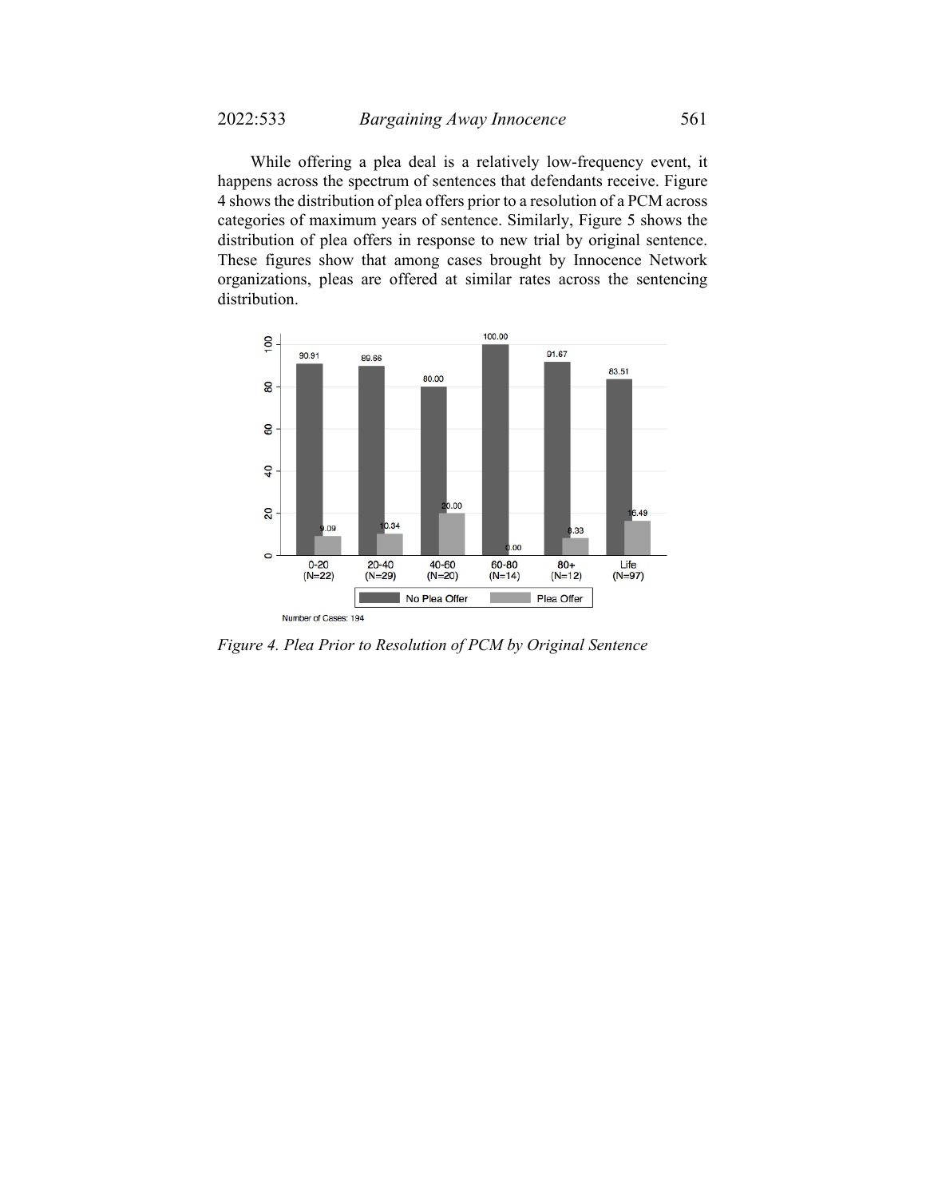While offering a plea deal is a relatively low-frequency event, it happens across the spectrum of sentences that defendants receive. Figure 4 shows the distribution of plea offers prior to a resolution of a PCM across categories of maximum years of sentence. Similarly, Figure 5 shows the distribution of plea offers in response to new trial by original sentence. These figures show that among cases brought by Innocence Network organizations, pleas are offered at similar rates across the sentencing distribution.

| Original Sentence | No Plea Offer | Plea Offer |
| --- | --- | --- |
| 0-20 (N=22) | 90.91 | 9.09 |
| 20-40 (N=29) | 89.66 | 10.34 |
| 40-60 (N=20) | 80.00 | 20.00 |
| 60-80 (N=14) | 100.00 | 0.00 |
| 80+ (N=12) | 91.67 | 8.33 |
| Life (N=97) | 83.51 | 16.49 |

Number of Cases: 194

*Figure 4. Plea Prior to Resolution of PCM by Original Sentence*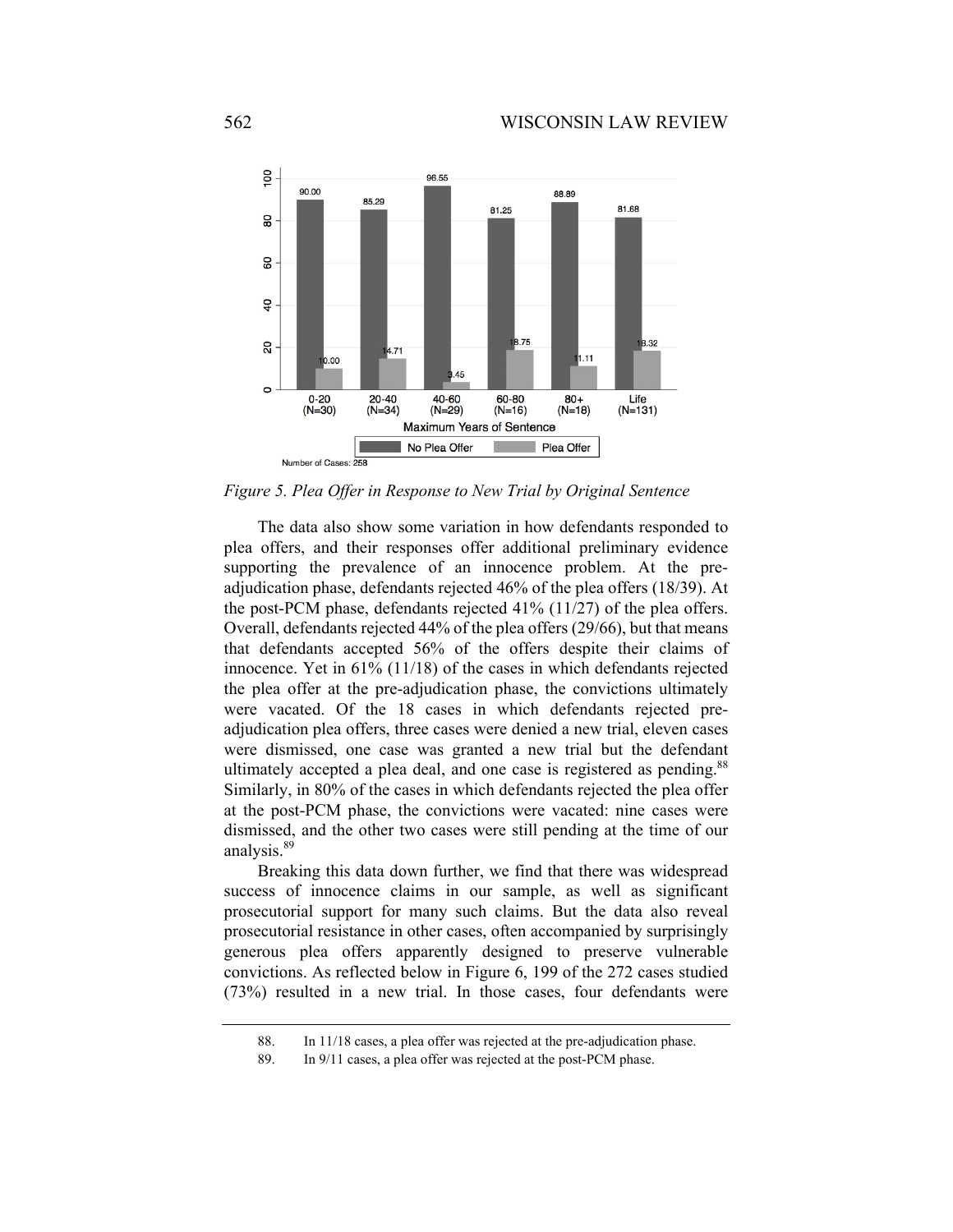| Maximum Years of Sentence | No Plea Offer | Plea Offer |
|---|---|---|
| 0-20 (N=30) | 90.00 | 10.00 |
| 20-40 (N=34) | 85.29 | 14.71 |
| 40-60 (N=29) | 96.55 | 3.45 |
| 60-80 (N=16) | 81.25 | 18.75 |
| 80+ (N=18) | 88.89 | 11.11 |
| Life (N=131) | 81.68 | 18.32 |

Number of Cases: 258

*Figure 5. Plea Offer in Response to New Trial by Original Sentence*

The data also show some variation in how defendants responded to plea offers, and their responses offer additional preliminary evidence supporting the prevalence of an innocence problem. At the pre-adjudication phase, defendants rejected 46% of the plea offers (18/39). At the post-PCM phase, defendants rejected 41% (11/27) of the plea offers. Overall, defendants rejected 44% of the plea offers (29/66), but that means that defendants accepted 56% of the offers despite their claims of innocence. Yet in 61% (11/18) of the cases in which defendants rejected the plea offer at the pre-adjudication phase, the convictions ultimately were vacated. Of the 18 cases in which defendants rejected pre-adjudication plea offers, three cases were denied a new trial, eleven cases were dismissed, one case was granted a new trial but the defendant ultimately accepted a plea deal, and one case is registered as pending.[88] Similarly, in 80% of the cases in which defendants rejected the plea offer at the post-PCM phase, the convictions were vacated: nine cases were dismissed, and the other two cases were still pending at the time of our analysis.[89]

Breaking this data down further, we find that there was widespread success of innocence claims in our sample, as well as significant prosecutorial support for many such claims. But the data also reveal prosecutorial resistance in other cases, often accompanied by surprisingly generous plea offers apparently designed to preserve vulnerable convictions. As reflected below in Figure 6, 199 of the 272 cases studied (73%) resulted in a new trial. In those cases, four defendants were

---

88. In 11/18 cases, a plea offer was rejected at the pre-adjudication phase.

89. In 9/11 cases, a plea offer was rejected at the post-PCM phase.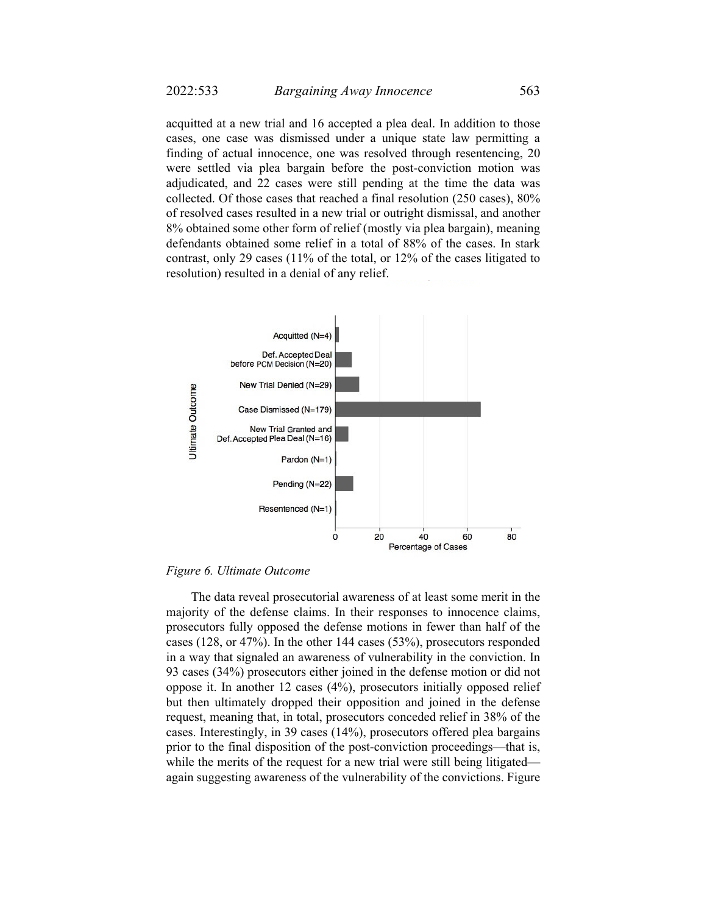acquitted at a new trial and 16 accepted a plea deal. In addition to those cases, one case was dismissed under a unique state law permitting a finding of actual innocence, one was resolved through resentencing, 20 were settled via plea bargain before the post-conviction motion was adjudicated, and 22 cases were still pending at the time the data was collected. Of those cases that reached a final resolution (250 cases), 80% of resolved cases resulted in a new trial or outright dismissal, and another 8% obtained some other form of relief (mostly via plea bargain), meaning defendants obtained some relief in a total of 88% of the cases. In stark contrast, only 29 cases (11% of the total, or 12% of the cases litigated to resolution) resulted in a denial of any relief.

*Figure 6. Ultimate Outcome*

The data reveal prosecutorial awareness of at least some merit in the majority of the defense claims. In their responses to innocence claims, prosecutors fully opposed the defense motions in fewer than half of the cases (128, or 47%). In the other 144 cases (53%), prosecutors responded in a way that signaled an awareness of vulnerability in the conviction. In 93 cases (34%) prosecutors either joined in the defense motion or did not oppose it. In another 12 cases (4%), prosecutors initially opposed relief but then ultimately dropped their opposition and joined in the defense request, meaning that, in total, prosecutors conceded relief in 38% of the cases. Interestingly, in 39 cases (14%), prosecutors offered plea bargains prior to the final disposition of the post-conviction proceedings—that is, while the merits of the request for a new trial were still being litigated—again suggesting awareness of the vulnerability of the convictions. Figure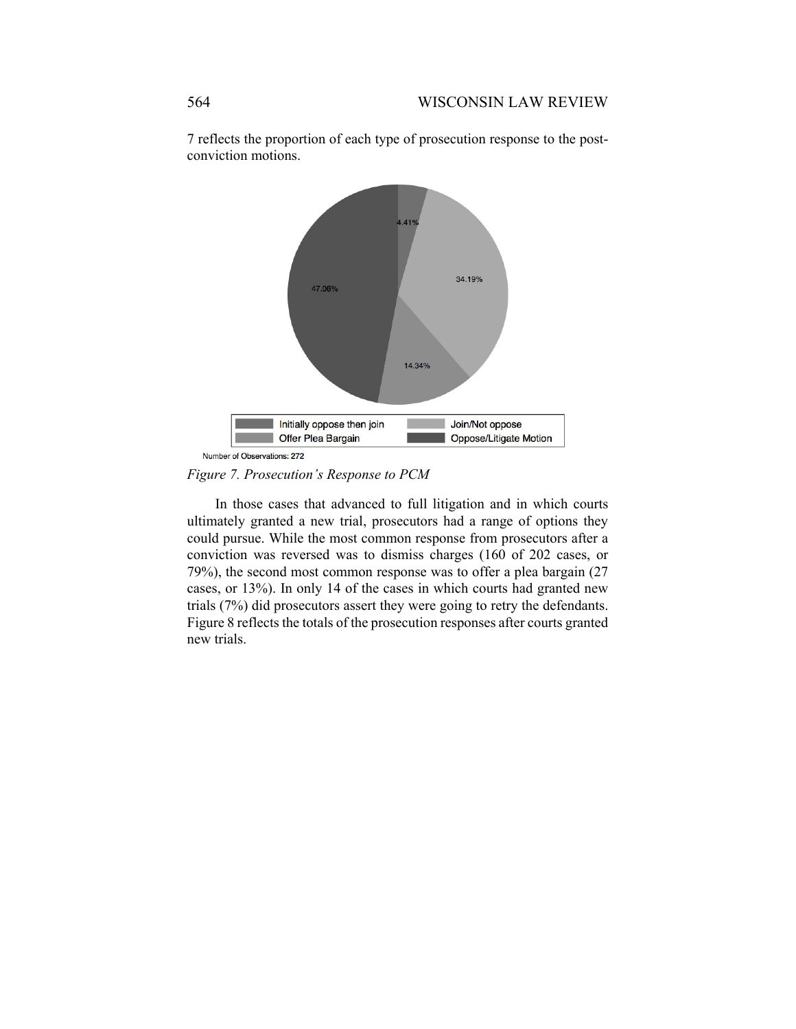7 reflects the proportion of each type of prosecution response to the post-conviction motions.

*Figure 7. Prosecution's Response to PCM*

In those cases that advanced to full litigation and in which courts ultimately granted a new trial, prosecutors had a range of options they could pursue. While the most common response from prosecutors after a conviction was reversed was to dismiss charges (160 of 202 cases, or 79%), the second most common response was to offer a plea bargain (27 cases, or 13%). In only 14 of the cases in which courts had granted new trials (7%) did prosecutors assert they were going to retry the defendants. Figure 8 reflects the totals of the prosecution responses after courts granted new trials.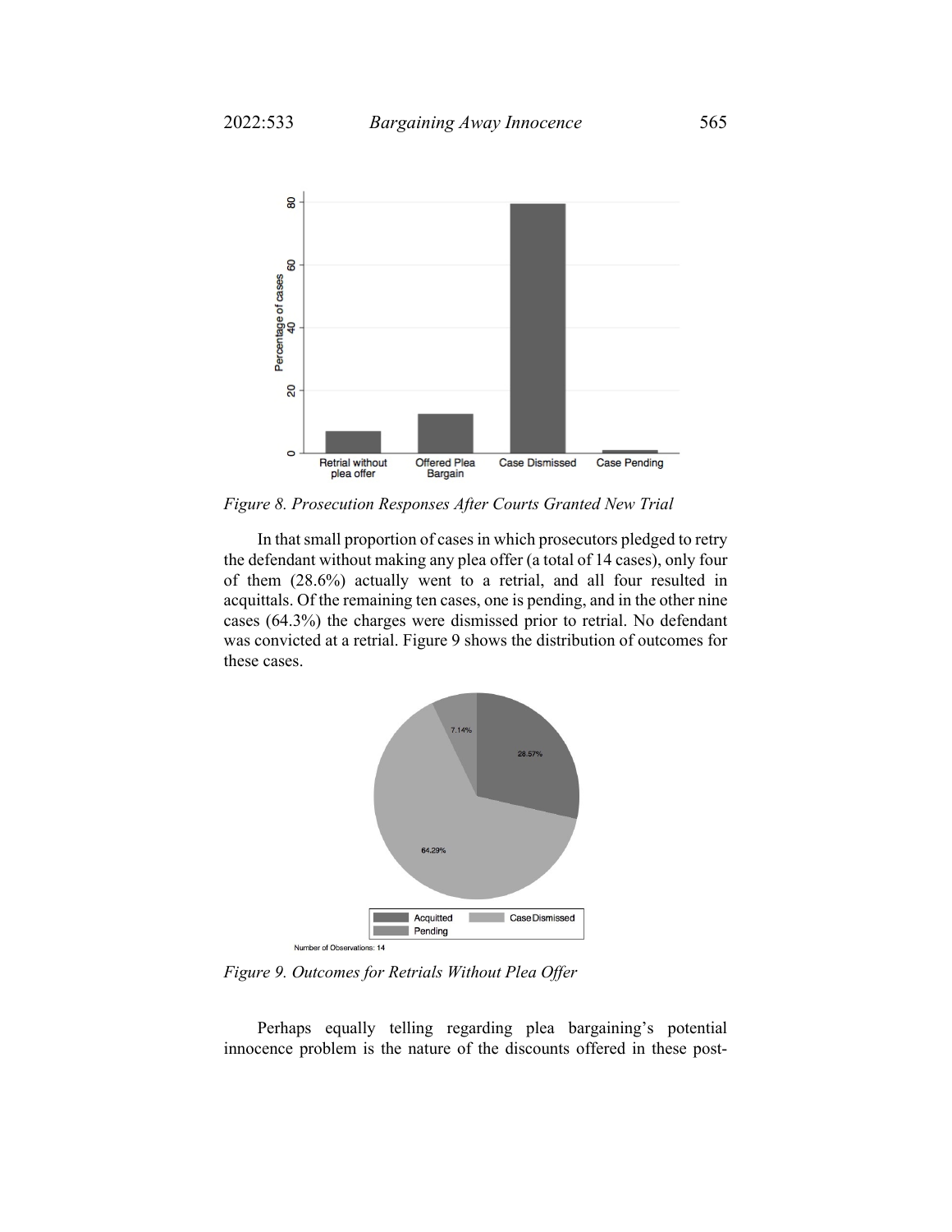*Figure 8. Prosecution Responses After Courts Granted New Trial*

In that small proportion of cases in which prosecutors pledged to retry the defendant without making any plea offer (a total of 14 cases), only four of them (28.6%) actually went to a retrial, and all four resulted in acquittals. Of the remaining ten cases, one is pending, and in the other nine cases (64.3%) the charges were dismissed prior to retrial. No defendant was convicted at a retrial. Figure 9 shows the distribution of outcomes for these cases.

*Figure 9. Outcomes for Retrials Without Plea Offer*

Perhaps equally telling regarding plea bargaining's potential innocence problem is the nature of the discounts offered in these post-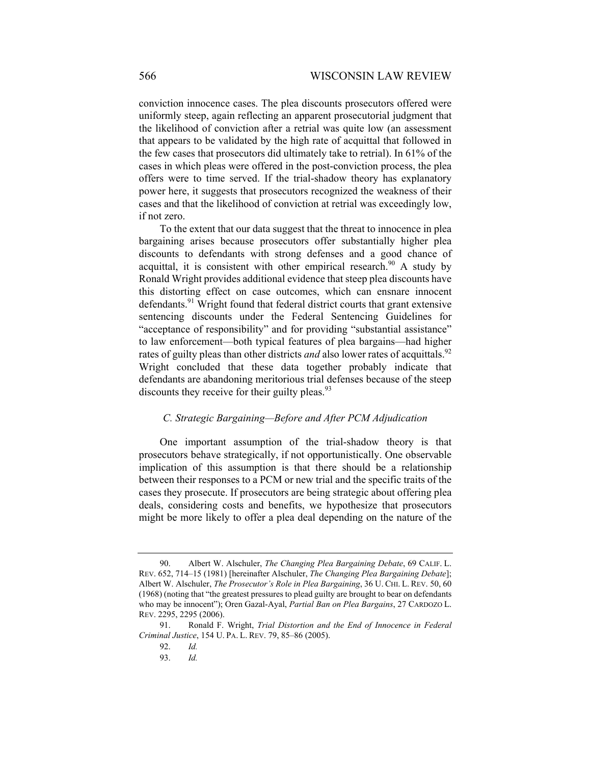conviction innocence cases. The plea discounts prosecutors offered were uniformly steep, again reflecting an apparent prosecutorial judgment that the likelihood of conviction after a retrial was quite low (an assessment that appears to be validated by the high rate of acquittal that followed in the few cases that prosecutors did ultimately take to retrial). In 61% of the cases in which pleas were offered in the post-conviction process, the plea offers were to time served. If the trial-shadow theory has explanatory power here, it suggests that prosecutors recognized the weakness of their cases and that the likelihood of conviction at retrial was exceedingly low, if not zero.

To the extent that our data suggest that the threat to innocence in plea bargaining arises because prosecutors offer substantially higher plea discounts to defendants with strong defenses and a good chance of acquittal, it is consistent with other empirical research.[90] A study by Ronald Wright provides additional evidence that steep plea discounts have this distorting effect on case outcomes, which can ensnare innocent defendants.[91] Wright found that federal district courts that grant extensive sentencing discounts under the Federal Sentencing Guidelines for "acceptance of responsibility" and for providing "substantial assistance" to law enforcement—both typical features of plea bargains—had higher rates of guilty pleas than other districts *and* also lower rates of acquittals.[92] Wright concluded that these data together probably indicate that defendants are abandoning meritorious trial defenses because of the steep discounts they receive for their guilty pleas.[93]

### *C. Strategic Bargaining—Before and After PCM Adjudication*

One important assumption of the trial-shadow theory is that prosecutors behave strategically, if not opportunistically. One observable implication of this assumption is that there should be a relationship between their responses to a PCM or new trial and the specific traits of the cases they prosecute. If prosecutors are being strategic about offering plea deals, considering costs and benefits, we hypothesize that prosecutors might be more likely to offer a plea deal depending on the nature of the

---

90. Albert W. Alschuler, *The Changing Plea Bargaining Debate*, 69 CALIF. L. REV. 652, 714–15 (1981) [hereinafter Alschuler, *The Changing Plea Bargaining Debate*]; Albert W. Alschuler, *The Prosecutor's Role in Plea Bargaining*, 36 U. CHI. L. REV. 50, 60 (1968) (noting that "the greatest pressures to plead guilty are brought to bear on defendants who may be innocent"); Oren Gazal-Ayal, *Partial Ban on Plea Bargains*, 27 CARDOZO L. REV. 2295, 2295 (2006).

91. Ronald F. Wright, *Trial Distortion and the End of Innocence in Federal Criminal Justice*, 154 U. PA. L. REV. 79, 85–86 (2005).

92. *Id.*

93. *Id.*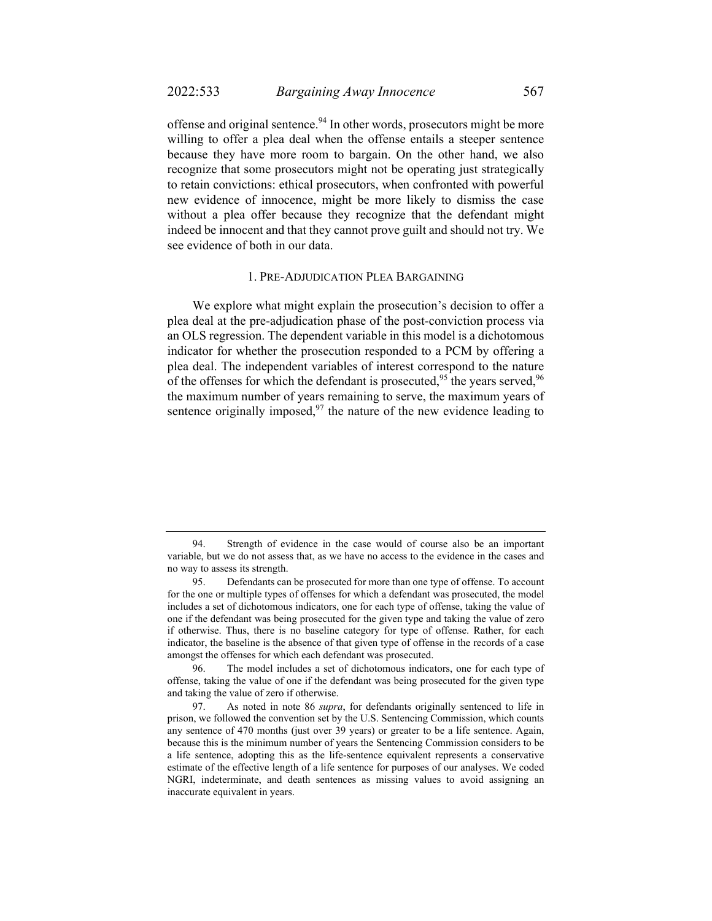offense and original sentence.[94] In other words, prosecutors might be more willing to offer a plea deal when the offense entails a steeper sentence because they have more room to bargain. On the other hand, we also recognize that some prosecutors might not be operating just strategically to retain convictions: ethical prosecutors, when confronted with powerful new evidence of innocence, might be more likely to dismiss the case without a plea offer because they recognize that the defendant might indeed be innocent and that they cannot prove guilt and should not try. We see evidence of both in our data.

### 1. Pre-Adjudication Plea Bargaining

We explore what might explain the prosecution's decision to offer a plea deal at the pre-adjudication phase of the post-conviction process via an OLS regression. The dependent variable in this model is a dichotomous indicator for whether the prosecution responded to a PCM by offering a plea deal. The independent variables of interest correspond to the nature of the offenses for which the defendant is prosecuted,[95] the years served,[96] the maximum number of years remaining to serve, the maximum years of sentence originally imposed,[97] the nature of the new evidence leading to

---

94. Strength of evidence in the case would of course also be an important variable, but we do not assess that, as we have no access to the evidence in the cases and no way to assess its strength.

95. Defendants can be prosecuted for more than one type of offense. To account for the one or multiple types of offenses for which a defendant was prosecuted, the model includes a set of dichotomous indicators, one for each type of offense, taking the value of one if the defendant was being prosecuted for the given type and taking the value of zero if otherwise. Thus, there is no baseline category for type of offense. Rather, for each indicator, the baseline is the absence of that given type of offense in the records of a case amongst the offenses for which each defendant was prosecuted.

96. The model includes a set of dichotomous indicators, one for each type of offense, taking the value of one if the defendant was being prosecuted for the given type and taking the value of zero if otherwise.

97. As noted in note 86 *supra*, for defendants originally sentenced to life in prison, we followed the convention set by the U.S. Sentencing Commission, which counts any sentence of 470 months (just over 39 years) or greater to be a life sentence. Again, because this is the minimum number of years the Sentencing Commission considers to be a life sentence, adopting this as the life-sentence equivalent represents a conservative estimate of the effective length of a life sentence for purposes of our analyses. We coded NGRI, indeterminate, and death sentences as missing values to avoid assigning an inaccurate equivalent in years.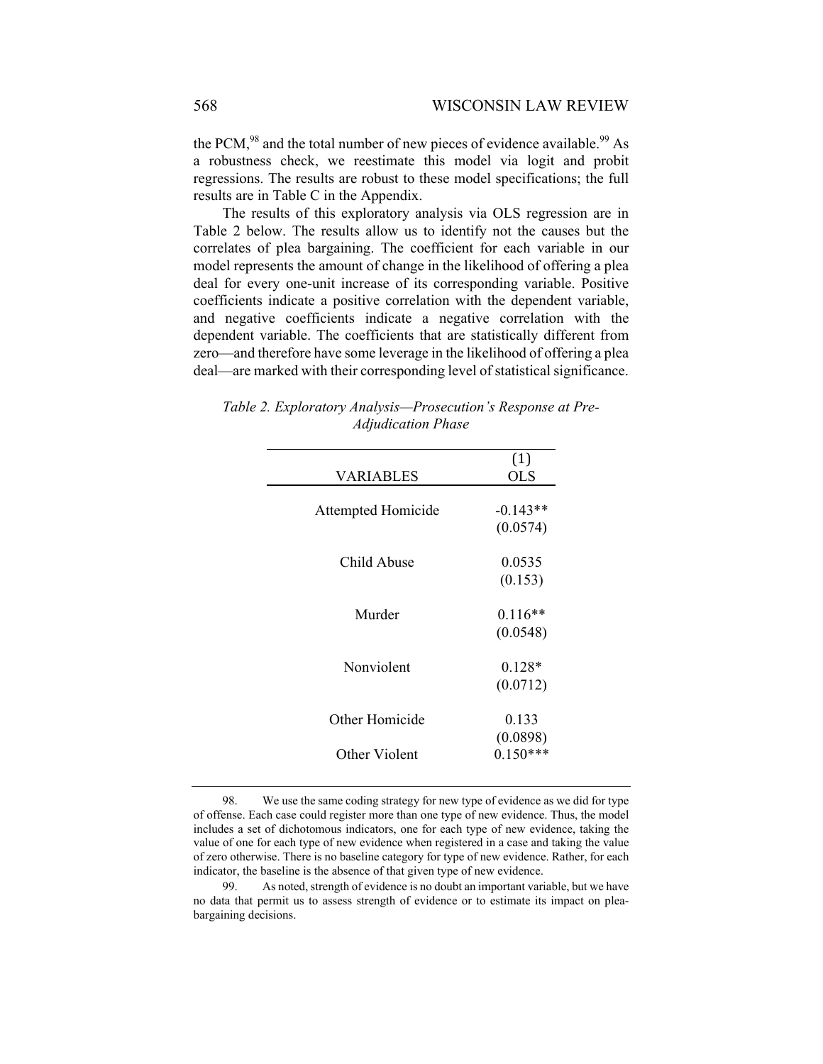the PCM,[98] and the total number of new pieces of evidence available.[99] As a robustness check, we reestimate this model via logit and probit regressions. The results are robust to these model specifications; the full results are in Table C in the Appendix.

The results of this exploratory analysis via OLS regression are in Table 2 below. The results allow us to identify not the causes but the correlates of plea bargaining. The coefficient for each variable in our model represents the amount of change in the likelihood of offering a plea deal for every one-unit increase of its corresponding variable. Positive coefficients indicate a positive correlation with the dependent variable, and negative coefficients indicate a negative correlation with the dependent variable. The coefficients that are statistically different from zero—and therefore have some leverage in the likelihood of offering a plea deal—are marked with their corresponding level of statistical significance.

*Table 2. Exploratory Analysis—Prosecution's Response at Pre-Adjudication Phase*

| VARIABLES | (1) OLS |
|---|---|
| Attempted Homicide | -0.143** |
| | (0.0574) |
| Child Abuse | 0.0535 |
| | (0.153) |
| Murder | 0.116** |
| | (0.0548) |
| Nonviolent | 0.128* |
| | (0.0712) |
| Other Homicide | 0.133 |
| | (0.0898) |
| Other Violent | 0.150*** |

98. We use the same coding strategy for new type of evidence as we did for type of offense. Each case could register more than one type of new evidence. Thus, the model includes a set of dichotomous indicators, one for each type of new evidence, taking the value of one for each type of new evidence when registered in a case and taking the value of zero otherwise. There is no baseline category for type of new evidence. Rather, for each indicator, the baseline is the absence of that given type of new evidence.

99. As noted, strength of evidence is no doubt an important variable, but we have no data that permit us to assess strength of evidence or to estimate its impact on plea-bargaining decisions.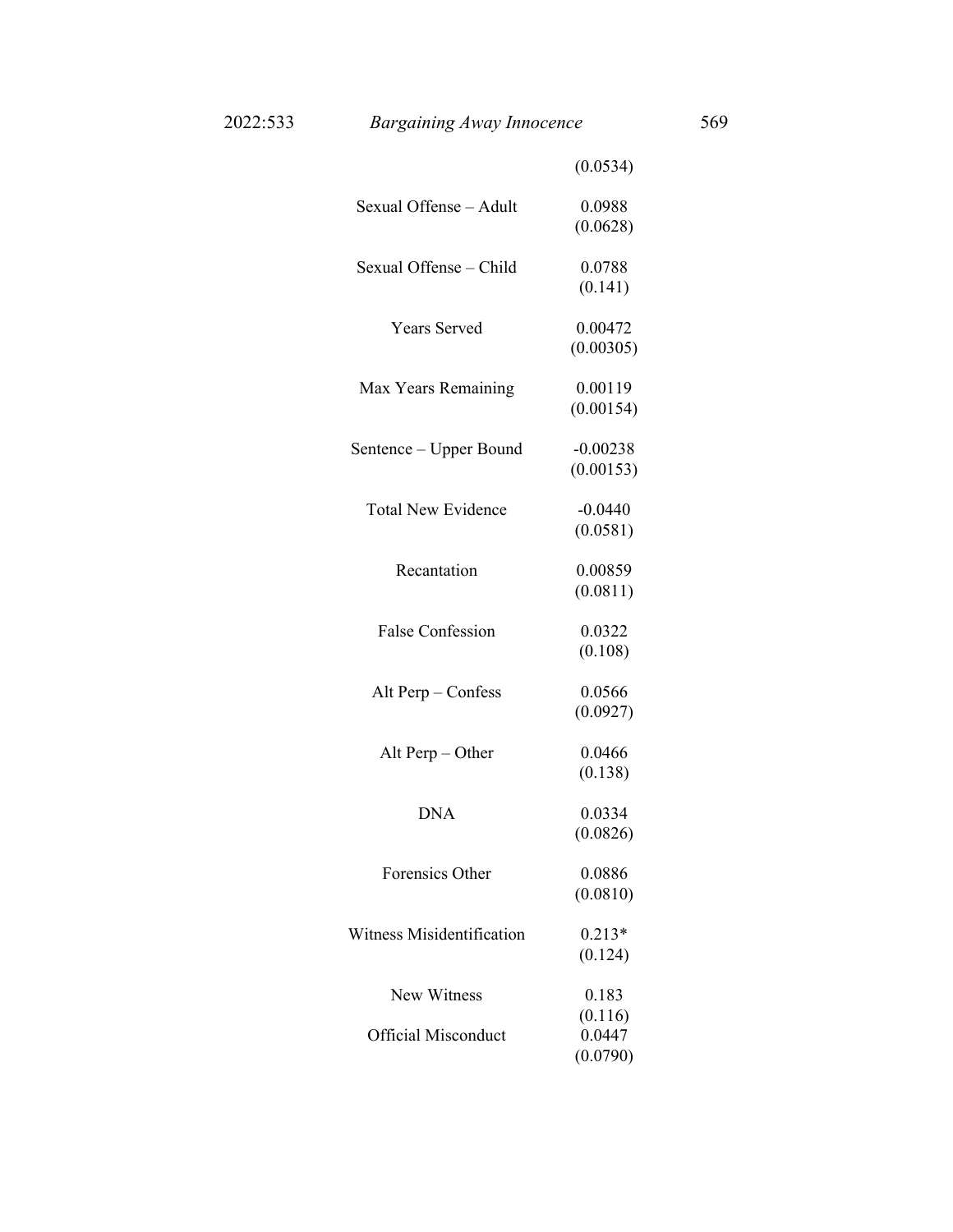| | |
|---|---|
| | (0.0534) |
| Sexual Offense – Adult | 0.0988 |
| | (0.0628) |
| Sexual Offense – Child | 0.0788 |
| | (0.141) |
| Years Served | 0.00472 |
| | (0.00305) |
| Max Years Remaining | 0.00119 |
| | (0.00154) |
| Sentence – Upper Bound | -0.00238 |
| | (0.00153) |
| Total New Evidence | -0.0440 |
| | (0.0581) |
| Recantation | 0.00859 |
| | (0.0811) |
| False Confession | 0.0322 |
| | (0.108) |
| Alt Perp – Confess | 0.0566 |
| | (0.0927) |
| Alt Perp – Other | 0.0466 |
| | (0.138) |
| DNA | 0.0334 |
| | (0.0826) |
| Forensics Other | 0.0886 |
| | (0.0810) |
| Witness Misidentification | 0.213* |
| | (0.124) |
| New Witness | 0.183 |
| | (0.116) |
| Official Misconduct | 0.0447 |
| | (0.0790) |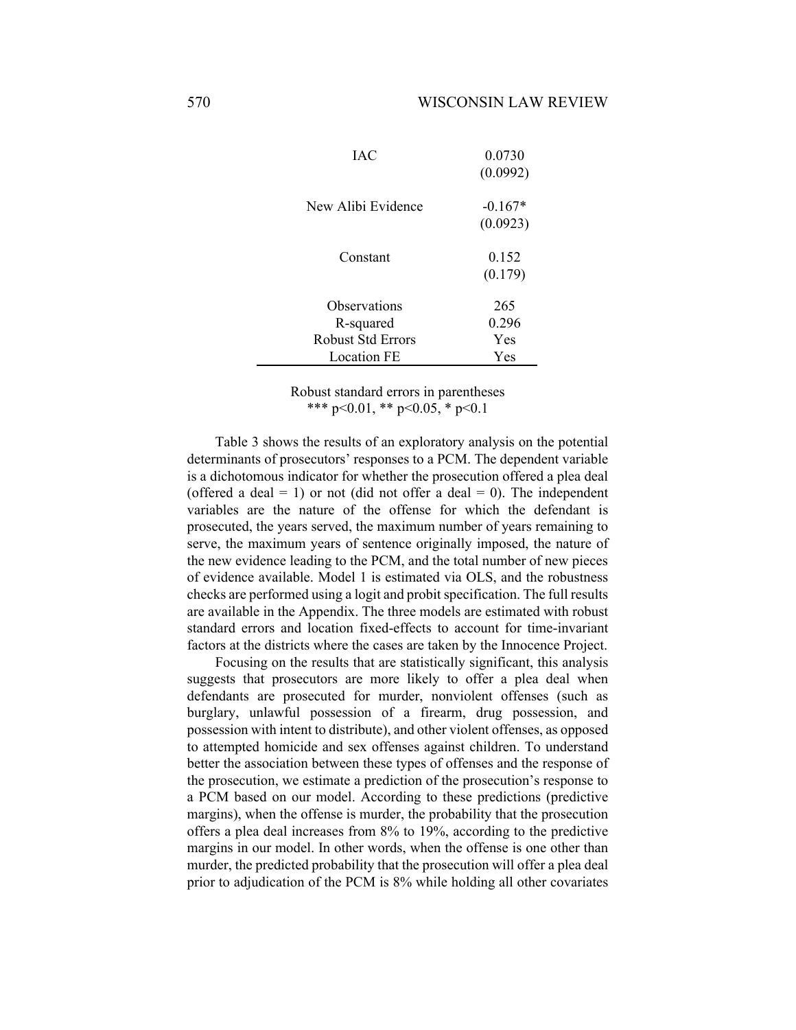| | |
|---|---|
| IAC | 0.0730 |
| | (0.0992) |
| New Alibi Evidence | -0.167* |
| | (0.0923) |
| Constant | 0.152 |
| | (0.179) |
| Observations | 265 |
| R-squared | 0.296 |
| Robust Std Errors | Yes |
| Location FE | Yes |

Robust standard errors in parentheses
*** p<0.01, ** p<0.05, * p<0.1

Table 3 shows the results of an exploratory analysis on the potential determinants of prosecutors' responses to a PCM. The dependent variable is a dichotomous indicator for whether the prosecution offered a plea deal (offered a deal = 1) or not (did not offer a deal = 0). The independent variables are the nature of the offense for which the defendant is prosecuted, the years served, the maximum number of years remaining to serve, the maximum years of sentence originally imposed, the nature of the new evidence leading to the PCM, and the total number of new pieces of evidence available. Model 1 is estimated via OLS, and the robustness checks are performed using a logit and probit specification. The full results are available in the Appendix. The three models are estimated with robust standard errors and location fixed-effects to account for time-invariant factors at the districts where the cases are taken by the Innocence Project.

Focusing on the results that are statistically significant, this analysis suggests that prosecutors are more likely to offer a plea deal when defendants are prosecuted for murder, nonviolent offenses (such as burglary, unlawful possession of a firearm, drug possession, and possession with intent to distribute), and other violent offenses, as opposed to attempted homicide and sex offenses against children. To understand better the association between these types of offenses and the response of the prosecution, we estimate a prediction of the prosecution's response to a PCM based on our model. According to these predictions (predictive margins), when the offense is murder, the probability that the prosecution offers a plea deal increases from 8% to 19%, according to the predictive margins in our model. In other words, when the offense is one other than murder, the predicted probability that the prosecution will offer a plea deal prior to adjudication of the PCM is 8% while holding all other covariates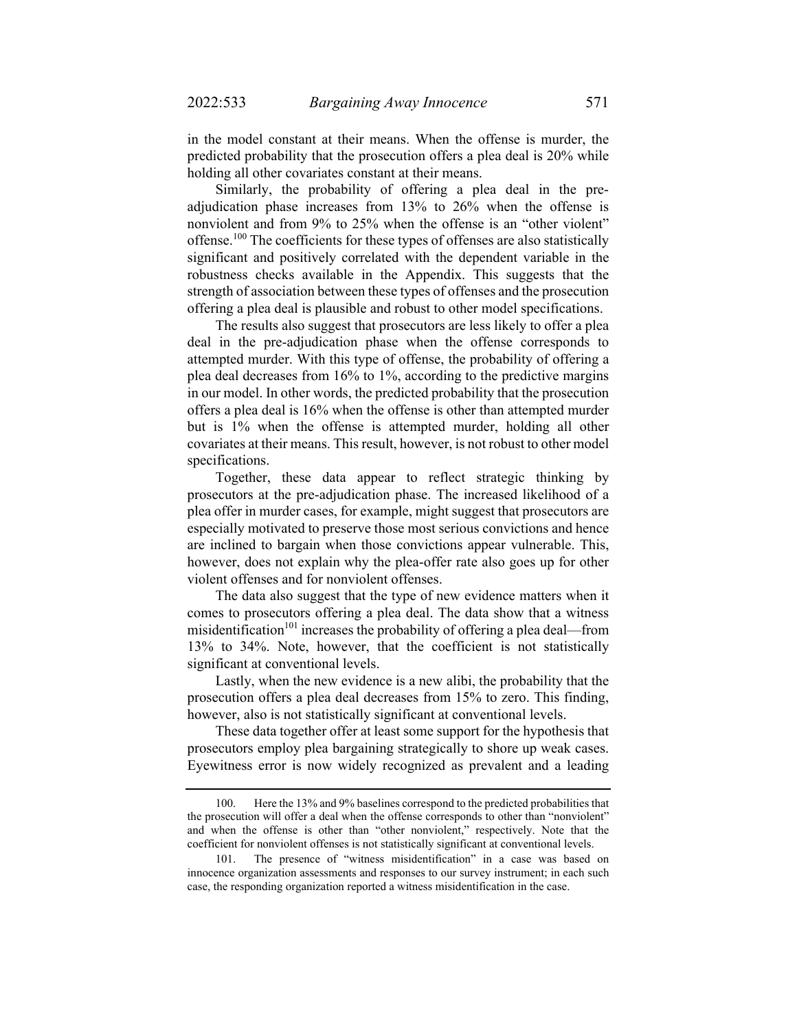in the model constant at their means. When the offense is murder, the predicted probability that the prosecution offers a plea deal is 20% while holding all other covariates constant at their means.

Similarly, the probability of offering a plea deal in the pre-adjudication phase increases from 13% to 26% when the offense is nonviolent and from 9% to 25% when the offense is an "other violent" offense.[100] The coefficients for these types of offenses are also statistically significant and positively correlated with the dependent variable in the robustness checks available in the Appendix. This suggests that the strength of association between these types of offenses and the prosecution offering a plea deal is plausible and robust to other model specifications.

The results also suggest that prosecutors are less likely to offer a plea deal in the pre-adjudication phase when the offense corresponds to attempted murder. With this type of offense, the probability of offering a plea deal decreases from 16% to 1%, according to the predictive margins in our model. In other words, the predicted probability that the prosecution offers a plea deal is 16% when the offense is other than attempted murder but is 1% when the offense is attempted murder, holding all other covariates at their means. This result, however, is not robust to other model specifications.

Together, these data appear to reflect strategic thinking by prosecutors at the pre-adjudication phase. The increased likelihood of a plea offer in murder cases, for example, might suggest that prosecutors are especially motivated to preserve those most serious convictions and hence are inclined to bargain when those convictions appear vulnerable. This, however, does not explain why the plea-offer rate also goes up for other violent offenses and for nonviolent offenses.

The data also suggest that the type of new evidence matters when it comes to prosecutors offering a plea deal. The data show that a witness misidentification[101] increases the probability of offering a plea deal—from 13% to 34%. Note, however, that the coefficient is not statistically significant at conventional levels.

Lastly, when the new evidence is a new alibi, the probability that the prosecution offers a plea deal decreases from 15% to zero. This finding, however, also is not statistically significant at conventional levels.

These data together offer at least some support for the hypothesis that prosecutors employ plea bargaining strategically to shore up weak cases. Eyewitness error is now widely recognized as prevalent and a leading

---

100. Here the 13% and 9% baselines correspond to the predicted probabilities that the prosecution will offer a deal when the offense corresponds to other than "nonviolent" and when the offense is other than "other nonviolent," respectively. Note that the coefficient for nonviolent offenses is not statistically significant at conventional levels.

101. The presence of "witness misidentification" in a case was based on innocence organization assessments and responses to our survey instrument; in each such case, the responding organization reported a witness misidentification in the case.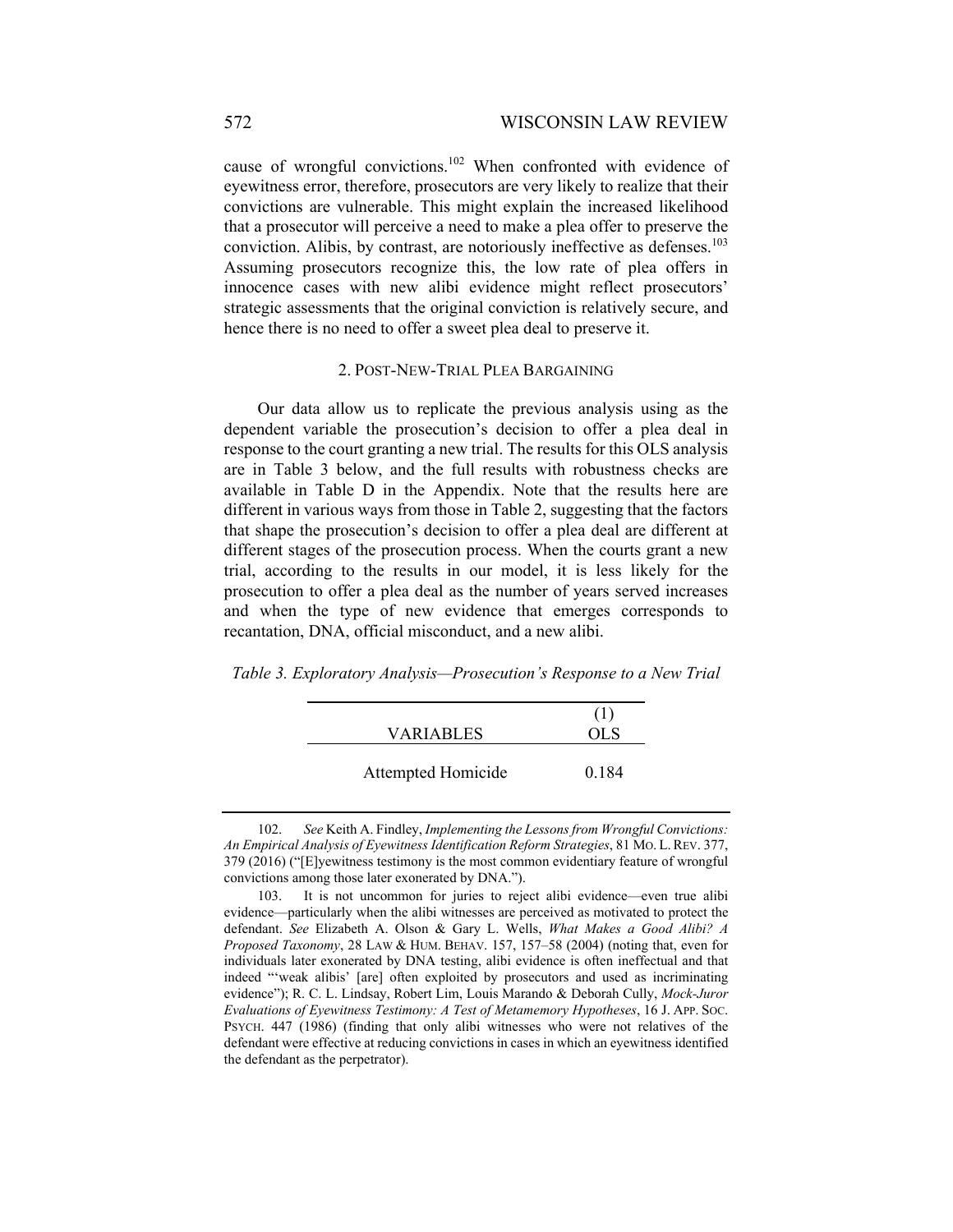cause of wrongful convictions.[102] When confronted with evidence of eyewitness error, therefore, prosecutors are very likely to realize that their convictions are vulnerable. This might explain the increased likelihood that a prosecutor will perceive a need to make a plea offer to preserve the conviction. Alibis, by contrast, are notoriously ineffective as defenses.[103] Assuming prosecutors recognize this, the low rate of plea offers in innocence cases with new alibi evidence might reflect prosecutors' strategic assessments that the original conviction is relatively secure, and hence there is no need to offer a sweet plea deal to preserve it.

### 2. Post-New-Trial Plea Bargaining

Our data allow us to replicate the previous analysis using as the dependent variable the prosecution's decision to offer a plea deal in response to the court granting a new trial. The results for this OLS analysis are in Table 3 below, and the full results with robustness checks are available in Table D in the Appendix. Note that the results here are different in various ways from those in Table 2, suggesting that the factors that shape the prosecution's decision to offer a plea deal are different at different stages of the prosecution process. When the courts grant a new trial, according to the results in our model, it is less likely for the prosecution to offer a plea deal as the number of years served increases and when the type of new evidence that emerges corresponds to recantation, DNA, official misconduct, and a new alibi.

*Table 3. Exploratory Analysis—Prosecution's Response to a New Trial*

| VARIABLES | (1) OLS |
|---|---|
| Attempted Homicide | 0.184 |

102. *See* Keith A. Findley, *Implementing the Lessons from Wrongful Convictions: An Empirical Analysis of Eyewitness Identification Reform Strategies*, 81 MO. L. REV. 377, 379 (2016) ("[E]yewitness testimony is the most common evidentiary feature of wrongful convictions among those later exonerated by DNA.").

103. It is not uncommon for juries to reject alibi evidence—even true alibi evidence—particularly when the alibi witnesses are perceived as motivated to protect the defendant. *See* Elizabeth A. Olson & Gary L. Wells, *What Makes a Good Alibi? A Proposed Taxonomy*, 28 LAW & HUM. BEHAV. 157, 157–58 (2004) (noting that, even for individuals later exonerated by DNA testing, alibi evidence is often ineffectual and that indeed "'weak alibis' [are] often exploited by prosecutors and used as incriminating evidence"); R. C. L. Lindsay, Robert Lim, Louis Marando & Deborah Cully, *Mock-Juror Evaluations of Eyewitness Testimony: A Test of Metamemory Hypotheses*, 16 J. APP. SOC. PSYCH. 447 (1986) (finding that only alibi witnesses who were not relatives of the defendant were effective at reducing convictions in cases in which an eyewitness identified the defendant as the perpetrator).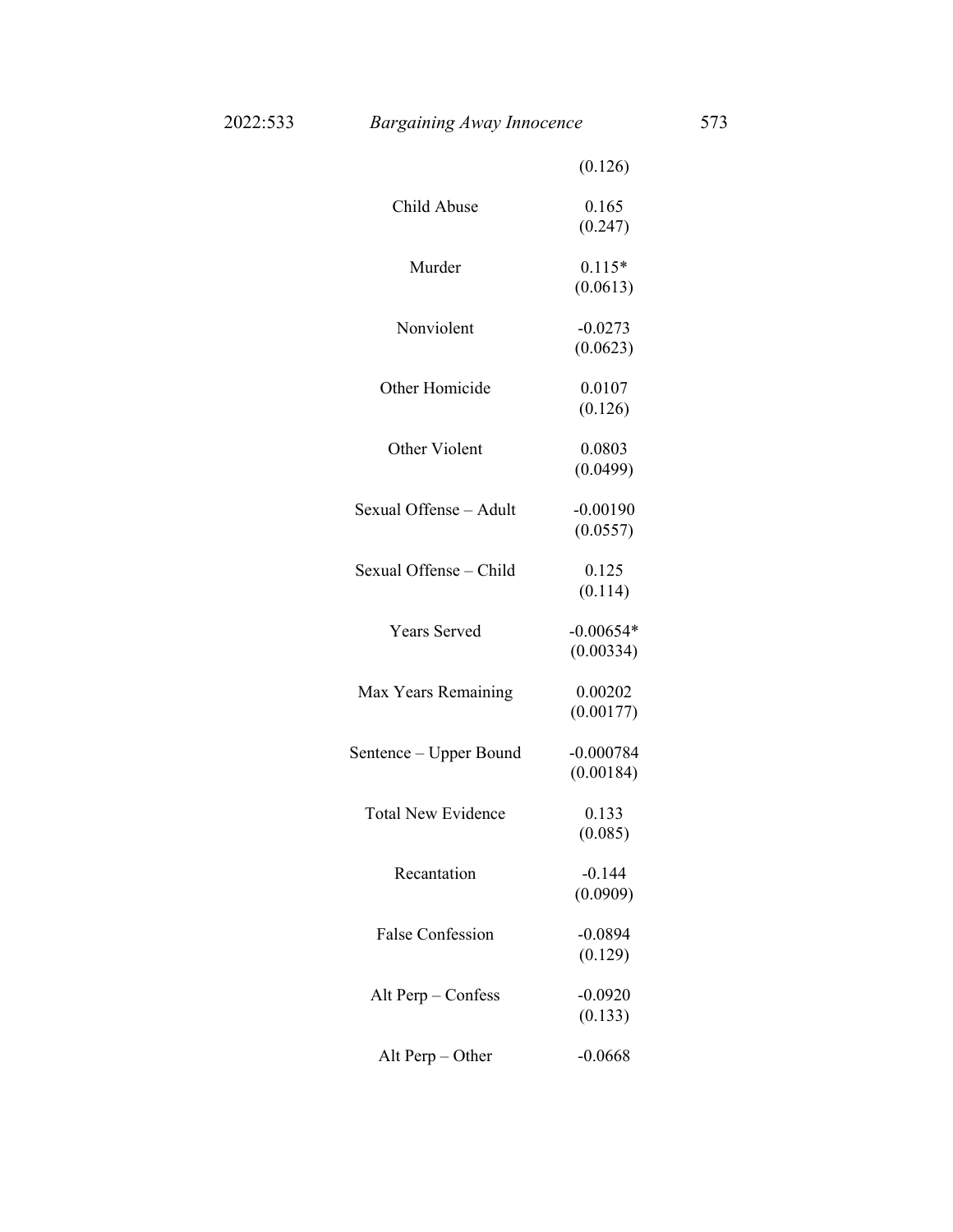| | |
|---|---|
| | (0.126) |
| Child Abuse | 0.165 |
| | (0.247) |
| Murder | 0.115* |
| | (0.0613) |
| Nonviolent | -0.0273 |
| | (0.0623) |
| Other Homicide | 0.0107 |
| | (0.126) |
| Other Violent | 0.0803 |
| | (0.0499) |
| Sexual Offense – Adult | -0.00190 |
| | (0.0557) |
| Sexual Offense – Child | 0.125 |
| | (0.114) |
| Years Served | -0.00654* |
| | (0.00334) |
| Max Years Remaining | 0.00202 |
| | (0.00177) |
| Sentence – Upper Bound | -0.000784 |
| | (0.00184) |
| Total New Evidence | 0.133 |
| | (0.085) |
| Recantation | -0.144 |
| | (0.0909) |
| False Confession | -0.0894 |
| | (0.129) |
| Alt Perp – Confess | -0.0920 |
| | (0.133) |
| Alt Perp – Other | -0.0668 |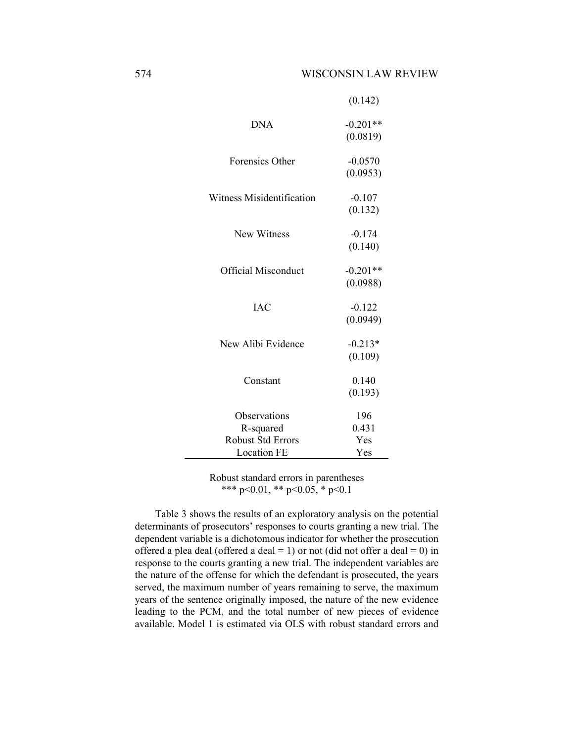| | |
|---|---|
| | (0.142) |
| DNA | -0.201** |
| | (0.0819) |
| Forensics Other | -0.0570 |
| | (0.0953) |
| Witness Misidentification | -0.107 |
| | (0.132) |
| New Witness | -0.174 |
| | (0.140) |
| Official Misconduct | -0.201** |
| | (0.0988) |
| IAC | -0.122 |
| | (0.0949) |
| New Alibi Evidence | -0.213* |
| | (0.109) |
| Constant | 0.140 |
| | (0.193) |
| Observations | 196 |
| R-squared | 0.431 |
| Robust Std Errors | Yes |
| Location FE | Yes |

Robust standard errors in parentheses
*** $p<0.01$, ** $p<0.05$, * $p<0.1$

Table 3 shows the results of an exploratory analysis on the potential determinants of prosecutors' responses to courts granting a new trial. The dependent variable is a dichotomous indicator for whether the prosecution offered a plea deal (offered a deal = 1) or not (did not offer a deal = 0) in response to the courts granting a new trial. The independent variables are the nature of the offense for which the defendant is prosecuted, the years served, the maximum number of years remaining to serve, the maximum years of the sentence originally imposed, the nature of the new evidence leading to the PCM, and the total number of new pieces of evidence available. Model 1 is estimated via OLS with robust standard errors and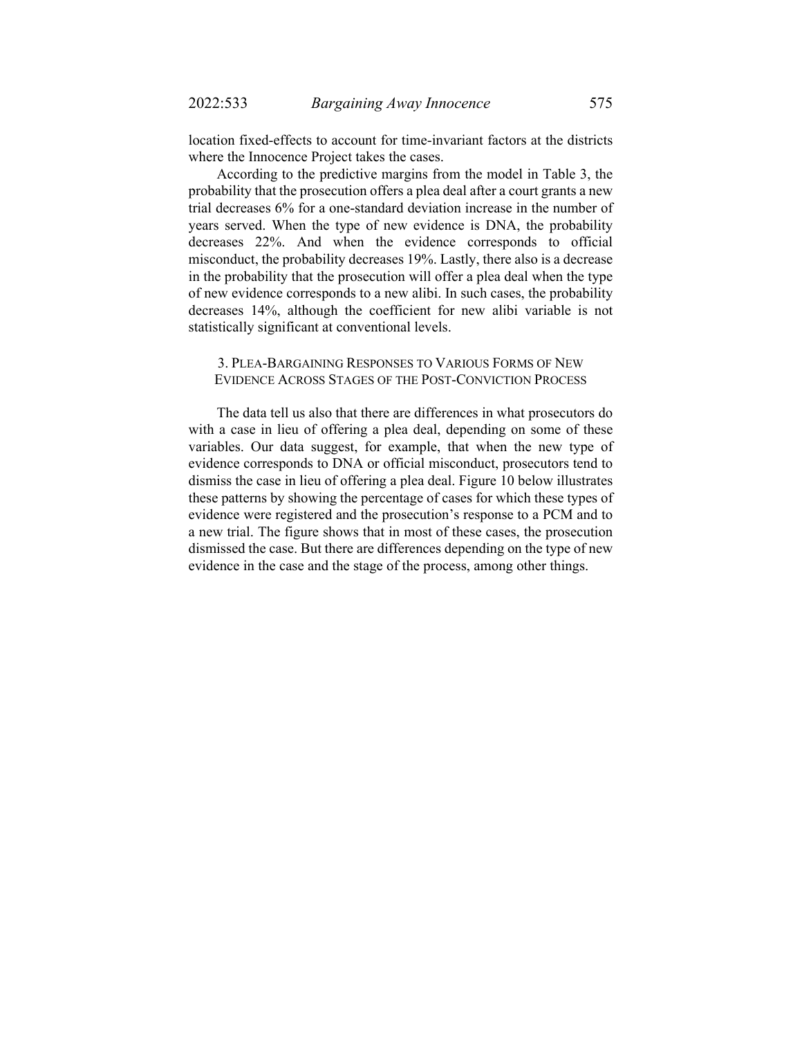location fixed-effects to account for time-invariant factors at the districts where the Innocence Project takes the cases.

According to the predictive margins from the model in Table 3, the probability that the prosecution offers a plea deal after a court grants a new trial decreases 6% for a one-standard deviation increase in the number of years served. When the type of new evidence is DNA, the probability decreases 22%. And when the evidence corresponds to official misconduct, the probability decreases 19%. Lastly, there also is a decrease in the probability that the prosecution will offer a plea deal when the type of new evidence corresponds to a new alibi. In such cases, the probability decreases 14%, although the coefficient for new alibi variable is not statistically significant at conventional levels.

### 3. Plea-Bargaining Responses to Various Forms of New Evidence Across Stages of the Post-Conviction Process

The data tell us also that there are differences in what prosecutors do with a case in lieu of offering a plea deal, depending on some of these variables. Our data suggest, for example, that when the new type of evidence corresponds to DNA or official misconduct, prosecutors tend to dismiss the case in lieu of offering a plea deal. Figure 10 below illustrates these patterns by showing the percentage of cases for which these types of evidence were registered and the prosecution's response to a PCM and to a new trial. The figure shows that in most of these cases, the prosecution dismissed the case. But there are differences depending on the type of new evidence in the case and the stage of the process, among other things.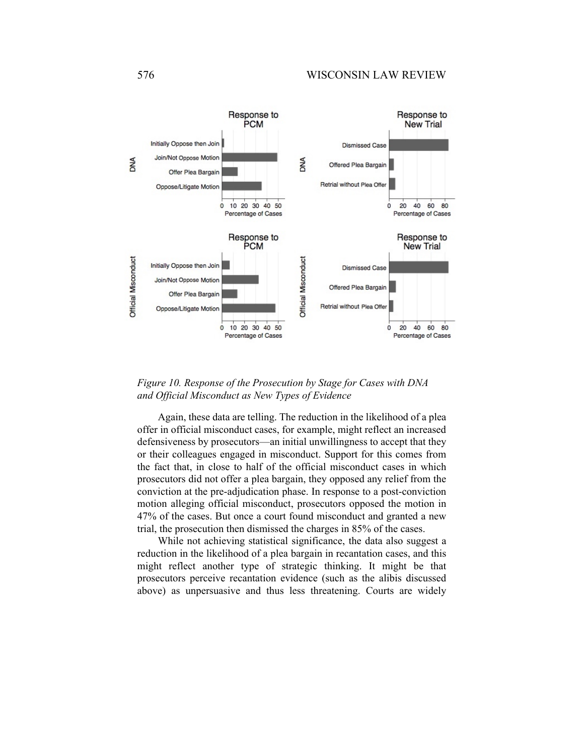*Figure 10. Response of the Prosecution by Stage for Cases with DNA and Official Misconduct as New Types of Evidence*

Again, these data are telling. The reduction in the likelihood of a plea offer in official misconduct cases, for example, might reflect an increased defensiveness by prosecutors—an initial unwillingness to accept that they or their colleagues engaged in misconduct. Support for this comes from the fact that, in close to half of the official misconduct cases in which prosecutors did not offer a plea bargain, they opposed any relief from the conviction at the pre-adjudication phase. In response to a post-conviction motion alleging official misconduct, prosecutors opposed the motion in 47% of the cases. But once a court found misconduct and granted a new trial, the prosecution then dismissed the charges in 85% of the cases.

While not achieving statistical significance, the data also suggest a reduction in the likelihood of a plea bargain in recantation cases, and this might reflect another type of strategic thinking. It might be that prosecutors perceive recantation evidence (such as the alibis discussed above) as unpersuasive and thus less threatening. Courts are widely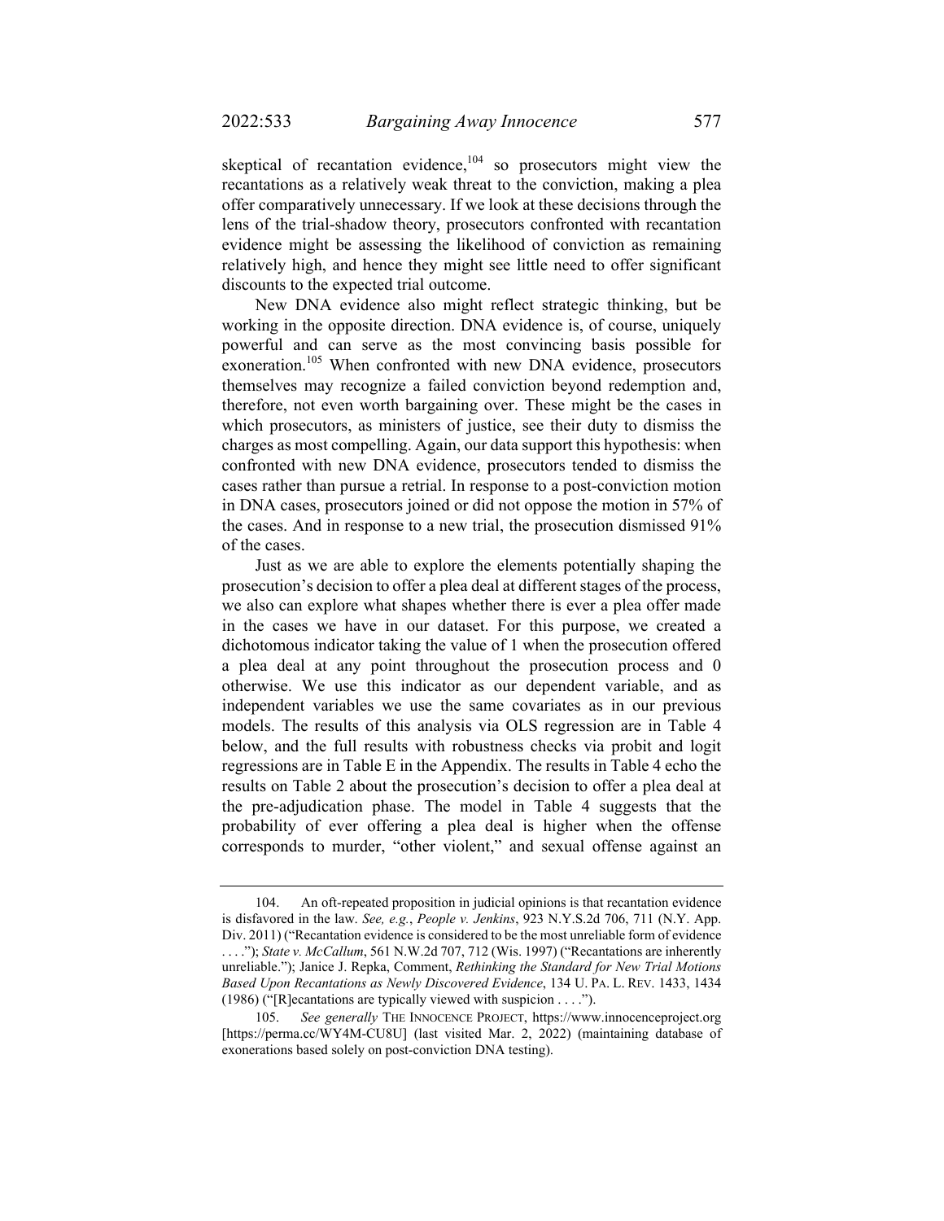skeptical of recantation evidence,[104] so prosecutors might view the recantations as a relatively weak threat to the conviction, making a plea offer comparatively unnecessary. If we look at these decisions through the lens of the trial-shadow theory, prosecutors confronted with recantation evidence might be assessing the likelihood of conviction as remaining relatively high, and hence they might see little need to offer significant discounts to the expected trial outcome.

New DNA evidence also might reflect strategic thinking, but be working in the opposite direction. DNA evidence is, of course, uniquely powerful and can serve as the most convincing basis possible for exoneration.[105] When confronted with new DNA evidence, prosecutors themselves may recognize a failed conviction beyond redemption and, therefore, not even worth bargaining over. These might be the cases in which prosecutors, as ministers of justice, see their duty to dismiss the charges as most compelling. Again, our data support this hypothesis: when confronted with new DNA evidence, prosecutors tended to dismiss the cases rather than pursue a retrial. In response to a post-conviction motion in DNA cases, prosecutors joined or did not oppose the motion in 57% of the cases. And in response to a new trial, the prosecution dismissed 91% of the cases.

Just as we are able to explore the elements potentially shaping the prosecution's decision to offer a plea deal at different stages of the process, we also can explore what shapes whether there is ever a plea offer made in the cases we have in our dataset. For this purpose, we created a dichotomous indicator taking the value of 1 when the prosecution offered a plea deal at any point throughout the prosecution process and 0 otherwise. We use this indicator as our dependent variable, and as independent variables we use the same covariates as in our previous models. The results of this analysis via OLS regression are in Table 4 below, and the full results with robustness checks via probit and logit regressions are in Table E in the Appendix. The results in Table 4 echo the results on Table 2 about the prosecution's decision to offer a plea deal at the pre-adjudication phase. The model in Table 4 suggests that the probability of ever offering a plea deal is higher when the offense corresponds to murder, "other violent," and sexual offense against an

104. An oft-repeated proposition in judicial opinions is that recantation evidence is disfavored in the law. *See, e.g.*, *People v. Jenkins*, 923 N.Y.S.2d 706, 711 (N.Y. App. Div. 2011) ("Recantation evidence is considered to be the most unreliable form of evidence . . . ."); *State v. McCallum*, 561 N.W.2d 707, 712 (Wis. 1997) ("Recantations are inherently unreliable."); Janice J. Repka, Comment, *Rethinking the Standard for New Trial Motions Based Upon Recantations as Newly Discovered Evidence*, 134 U. PA. L. REV. 1433, 1434 (1986) ("[R]ecantations are typically viewed with suspicion . . . .").

105. *See generally* THE INNOCENCE PROJECT, https://www.innocenceproject.org [https://perma.cc/WY4M-CU8U] (last visited Mar. 2, 2022) (maintaining database of exonerations based solely on post-conviction DNA testing).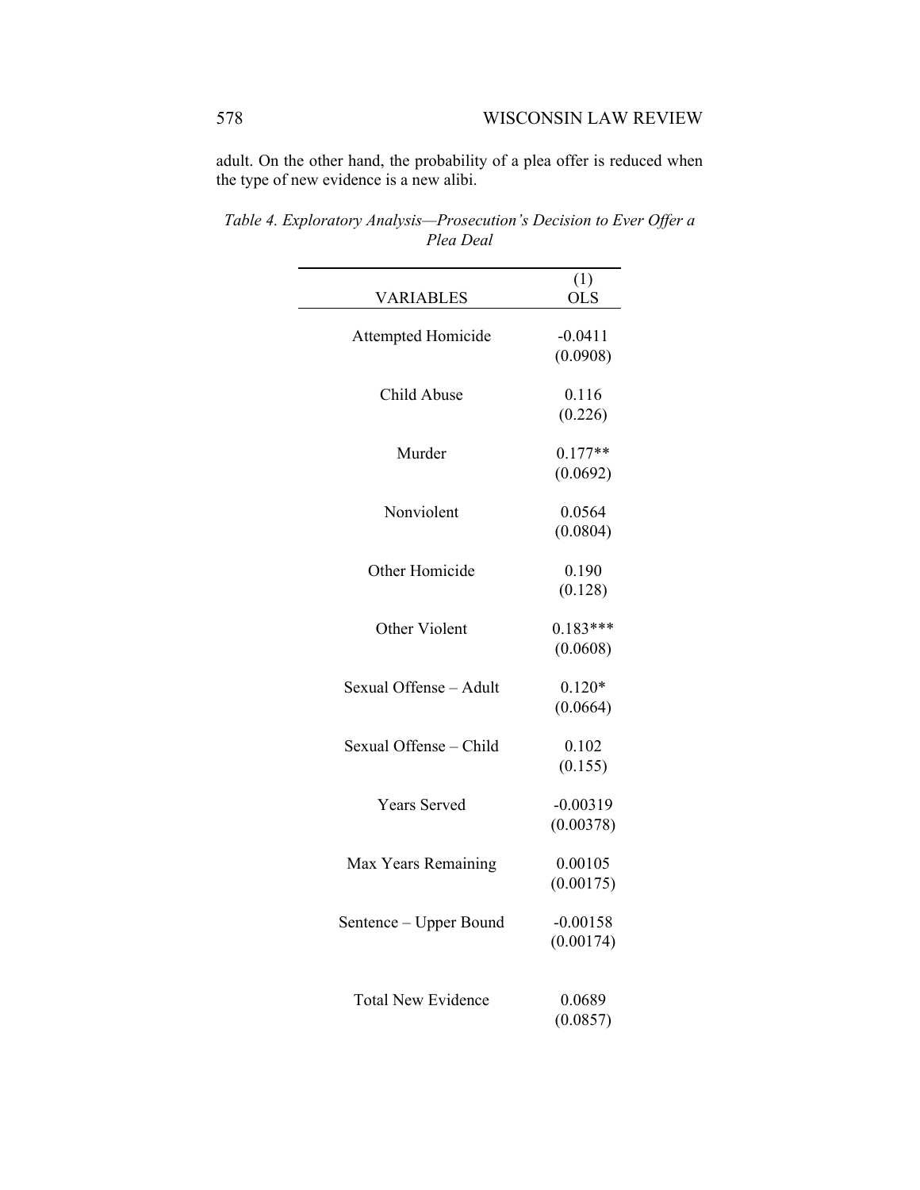adult. On the other hand, the probability of a plea offer is reduced when the type of new evidence is a new alibi.

*Table 4. Exploratory Analysis—Prosecution's Decision to Ever Offer a Plea Deal*

| VARIABLES | (1) OLS |
|---|---|
| Attempted Homicide | -0.0411 |
| | (0.0908) |
| Child Abuse | 0.116 |
| | (0.226) |
| Murder | 0.177** |
| | (0.0692) |
| Nonviolent | 0.0564 |
| | (0.0804) |
| Other Homicide | 0.190 |
| | (0.128) |
| Other Violent | 0.183*** |
| | (0.0608) |
| Sexual Offense – Adult | 0.120* |
| | (0.0664) |
| Sexual Offense – Child | 0.102 |
| | (0.155) |
| Years Served | -0.00319 |
| | (0.00378) |
| Max Years Remaining | 0.00105 |
| | (0.00175) |
| Sentence – Upper Bound | -0.00158 |
| | (0.00174) |
| Total New Evidence | 0.0689 |
| | (0.0857) |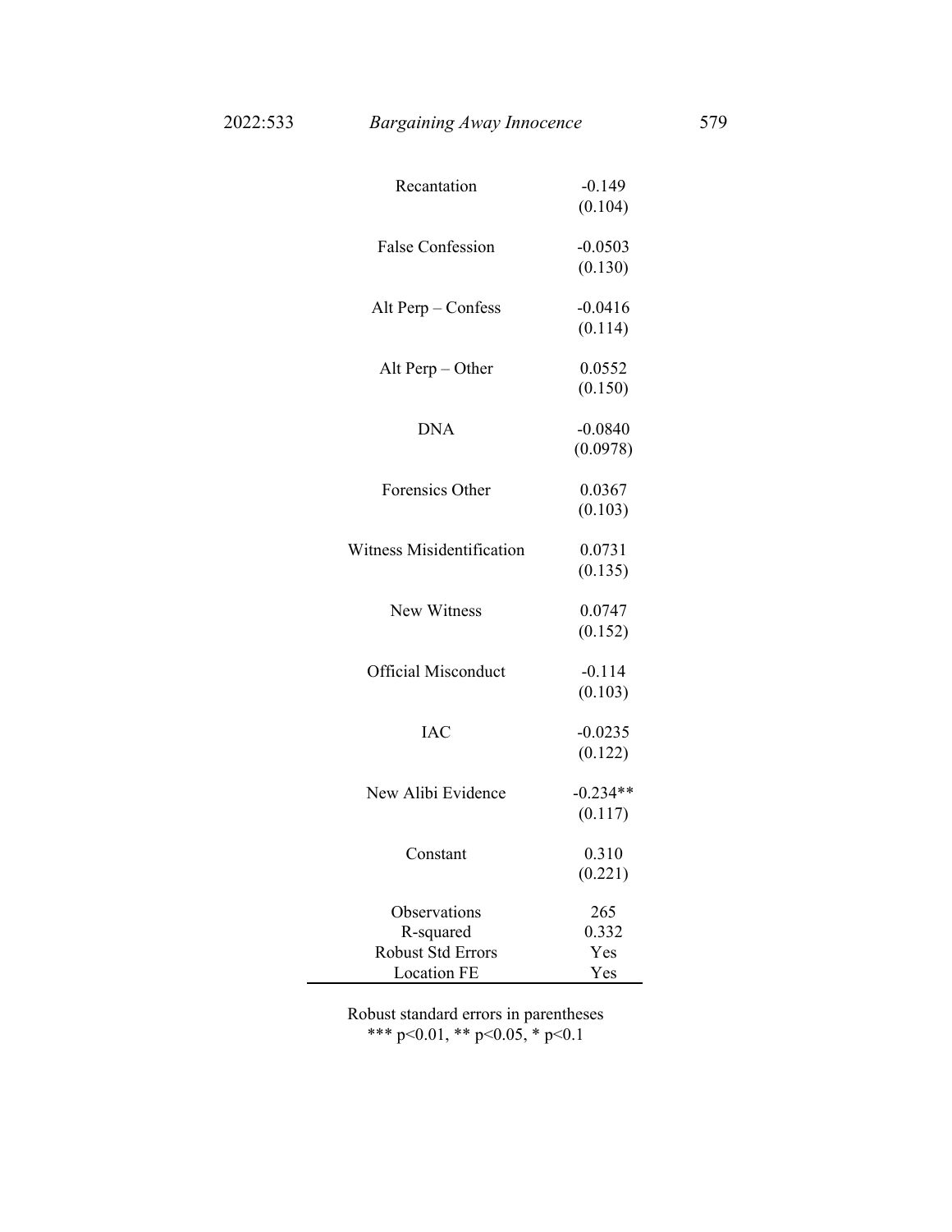| | |
|---|---|
| Recantation | -0.149 |
| | (0.104) |
| False Confession | -0.0503 |
| | (0.130) |
| Alt Perp – Confess | -0.0416 |
| | (0.114) |
| Alt Perp – Other | 0.0552 |
| | (0.150) |
| DNA | -0.0840 |
| | (0.0978) |
| Forensics Other | 0.0367 |
| | (0.103) |
| Witness Misidentification | 0.0731 |
| | (0.135) |
| New Witness | 0.0747 |
| | (0.152) |
| Official Misconduct | -0.114 |
| | (0.103) |
| IAC | -0.0235 |
| | (0.122) |
| New Alibi Evidence | -0.234** |
| | (0.117) |
| Constant | 0.310 |
| | (0.221) |
| Observations | 265 |
| R-squared | 0.332 |
| Robust Std Errors | Yes |
| Location FE | Yes |

Robust standard errors in parentheses
*** $p<0.01$, ** $p<0.05$, * $p<0.1$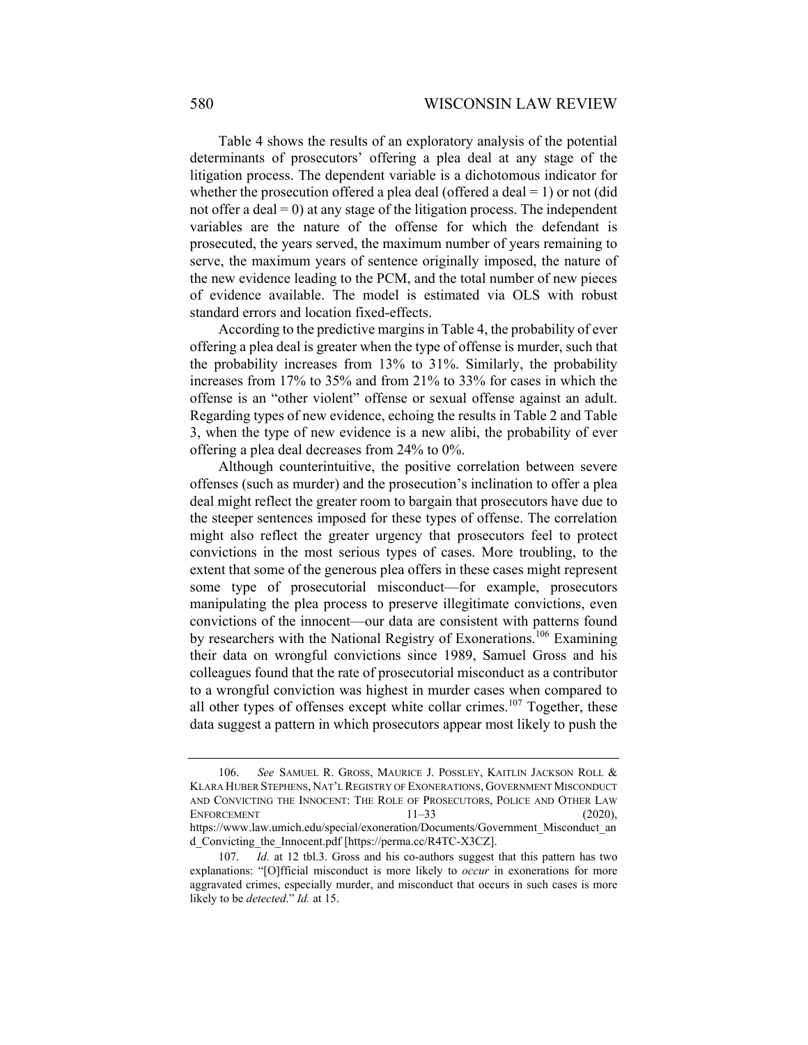Table 4 shows the results of an exploratory analysis of the potential determinants of prosecutors' offering a plea deal at any stage of the litigation process. The dependent variable is a dichotomous indicator for whether the prosecution offered a plea deal (offered a deal = 1) or not (did not offer a deal = 0) at any stage of the litigation process. The independent variables are the nature of the offense for which the defendant is prosecuted, the years served, the maximum number of years remaining to serve, the maximum years of sentence originally imposed, the nature of the new evidence leading to the PCM, and the total number of new pieces of evidence available. The model is estimated via OLS with robust standard errors and location fixed-effects.

According to the predictive margins in Table 4, the probability of ever offering a plea deal is greater when the type of offense is murder, such that the probability increases from 13% to 31%. Similarly, the probability increases from 17% to 35% and from 21% to 33% for cases in which the offense is an "other violent" offense or sexual offense against an adult. Regarding types of new evidence, echoing the results in Table 2 and Table 3, when the type of new evidence is a new alibi, the probability of ever offering a plea deal decreases from 24% to 0%.

Although counterintuitive, the positive correlation between severe offenses (such as murder) and the prosecution's inclination to offer a plea deal might reflect the greater room to bargain that prosecutors have due to the steeper sentences imposed for these types of offense. The correlation might also reflect the greater urgency that prosecutors feel to protect convictions in the most serious types of cases. More troubling, to the extent that some of the generous plea offers in these cases might represent some type of prosecutorial misconduct—for example, prosecutors manipulating the plea process to preserve illegitimate convictions, even convictions of the innocent—our data are consistent with patterns found by researchers with the National Registry of Exonerations.[106] Examining their data on wrongful convictions since 1989, Samuel Gross and his colleagues found that the rate of prosecutorial misconduct as a contributor to a wrongful conviction was highest in murder cases when compared to all other types of offenses except white collar crimes.[107] Together, these data suggest a pattern in which prosecutors appear most likely to push the

---

106. *See* SAMUEL R. GROSS, MAURICE J. POSSLEY, KAITLIN JACKSON ROLL & KLARA HUBER STEPHENS, NAT'L REGISTRY OF EXONERATIONS, GOVERNMENT MISCONDUCT AND CONVICTING THE INNOCENT: THE ROLE OF PROSECUTORS, POLICE AND OTHER LAW ENFORCEMENT 11–33 (2020), https://www.law.umich.edu/special/exoneration/Documents/Government_Misconduct_and_Convicting_the_Innocent.pdf [https://perma.cc/R4TC-X3CZ].

107. *Id.* at 12 tbl.3. Gross and his co-authors suggest that this pattern has two explanations: "[O]fficial misconduct is more likely to *occur* in exonerations for more aggravated crimes, especially murder, and misconduct that occurs in such cases is more likely to be *detected*." *Id.* at 15.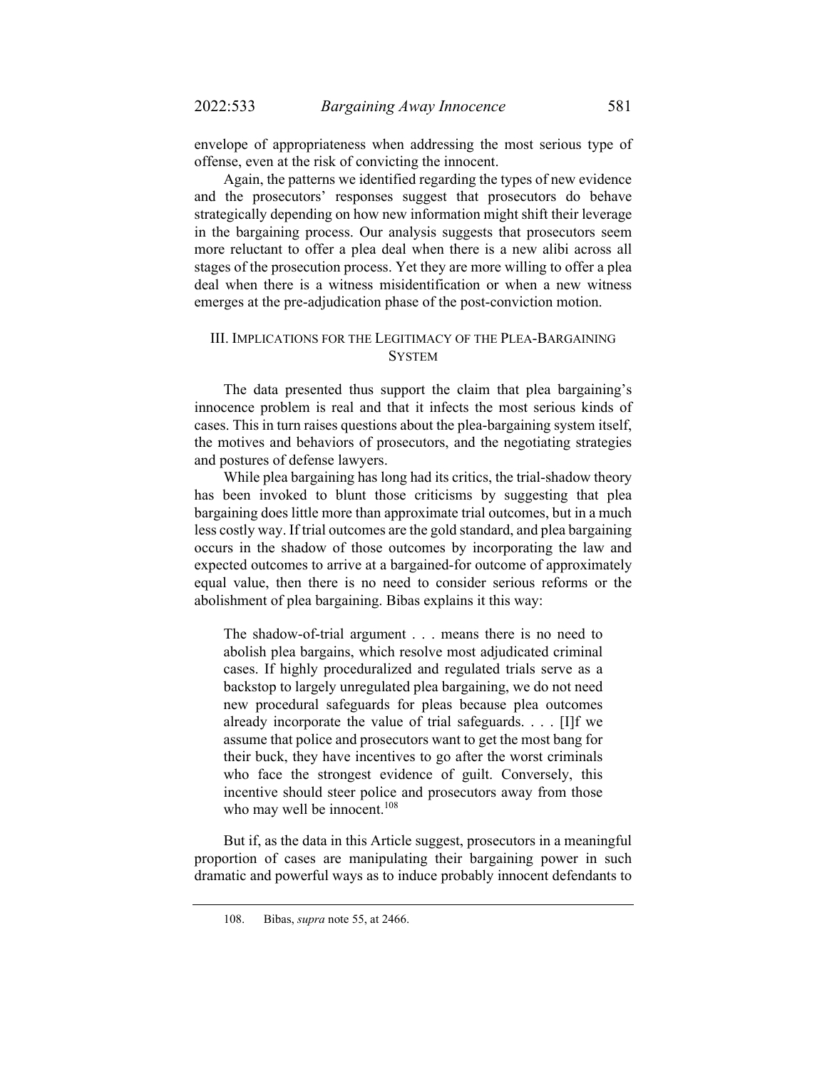envelope of appropriateness when addressing the most serious type of offense, even at the risk of convicting the innocent.

Again, the patterns we identified regarding the types of new evidence and the prosecutors' responses suggest that prosecutors do behave strategically depending on how new information might shift their leverage in the bargaining process. Our analysis suggests that prosecutors seem more reluctant to offer a plea deal when there is a new alibi across all stages of the prosecution process. Yet they are more willing to offer a plea deal when there is a witness misidentification or when a new witness emerges at the pre-adjudication phase of the post-conviction motion.

## III. Implications for the Legitimacy of the Plea-Bargaining System

The data presented thus support the claim that plea bargaining's innocence problem is real and that it infects the most serious kinds of cases. This in turn raises questions about the plea-bargaining system itself, the motives and behaviors of prosecutors, and the negotiating strategies and postures of defense lawyers.

While plea bargaining has long had its critics, the trial-shadow theory has been invoked to blunt those criticisms by suggesting that plea bargaining does little more than approximate trial outcomes, but in a much less costly way. If trial outcomes are the gold standard, and plea bargaining occurs in the shadow of those outcomes by incorporating the law and expected outcomes to arrive at a bargained-for outcome of approximately equal value, then there is no need to consider serious reforms or the abolishment of plea bargaining. Bibas explains it this way:

> The shadow-of-trial argument . . . means there is no need to abolish plea bargains, which resolve most adjudicated criminal cases. If highly proceduralized and regulated trials serve as a backstop to largely unregulated plea bargaining, we do not need new procedural safeguards for pleas because plea outcomes already incorporate the value of trial safeguards. . . . [I]f we assume that police and prosecutors want to get the most bang for their buck, they have incentives to go after the worst criminals who face the strongest evidence of guilt. Conversely, this incentive should steer police and prosecutors away from those who may well be innocent.[108]

But if, as the data in this Article suggest, prosecutors in a meaningful proportion of cases are manipulating their bargaining power in such dramatic and powerful ways as to induce probably innocent defendants to

---

108. Bibas, *supra* note 55, at 2466.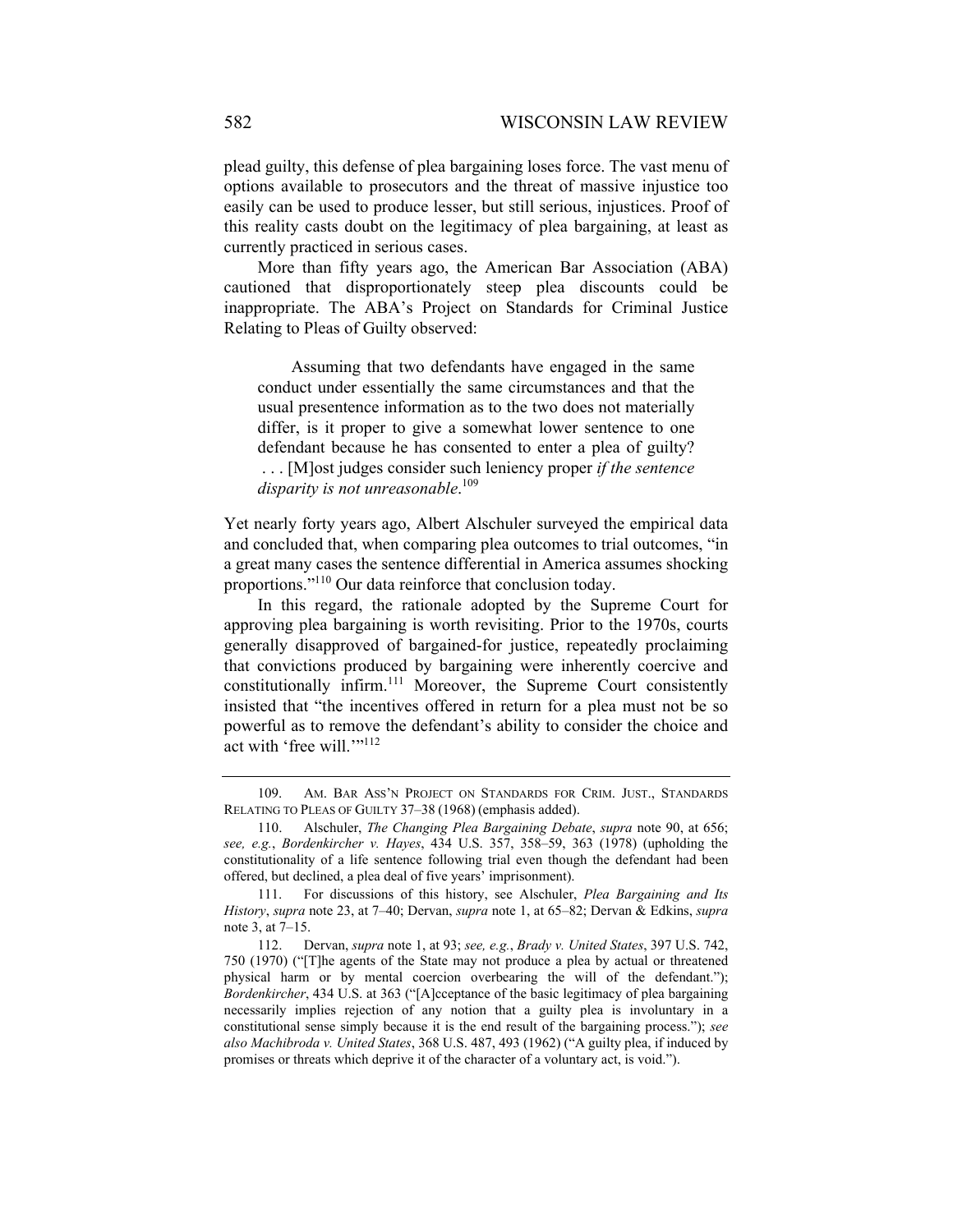plead guilty, this defense of plea bargaining loses force. The vast menu of options available to prosecutors and the threat of massive injustice too easily can be used to produce lesser, but still serious, injustices. Proof of this reality casts doubt on the legitimacy of plea bargaining, at least as currently practiced in serious cases.

More than fifty years ago, the American Bar Association (ABA) cautioned that disproportionately steep plea discounts could be inappropriate. The ABA's Project on Standards for Criminal Justice Relating to Pleas of Guilty observed:

> Assuming that two defendants have engaged in the same conduct under essentially the same circumstances and that the usual presentence information as to the two does not materially differ, is it proper to give a somewhat lower sentence to one defendant because he has consented to enter a plea of guilty? . . . [M]ost judges consider such leniency proper *if the sentence disparity is not unreasonable*.[109]

Yet nearly forty years ago, Albert Alschuler surveyed the empirical data and concluded that, when comparing plea outcomes to trial outcomes, "in a great many cases the sentence differential in America assumes shocking proportions."[110] Our data reinforce that conclusion today.

In this regard, the rationale adopted by the Supreme Court for approving plea bargaining is worth revisiting. Prior to the 1970s, courts generally disapproved of bargained-for justice, repeatedly proclaiming that convictions produced by bargaining were inherently coercive and constitutionally infirm.[111] Moreover, the Supreme Court consistently insisted that "the incentives offered in return for a plea must not be so powerful as to remove the defendant's ability to consider the choice and act with 'free will.'"[112]

---

109. AM. BAR ASS'N PROJECT ON STANDARDS FOR CRIM. JUST., STANDARDS RELATING TO PLEAS OF GUILTY 37–38 (1968) (emphasis added).

110. Alschuler, *The Changing Plea Bargaining Debate*, *supra* note 90, at 656; *see, e.g.*, *Bordenkircher v. Hayes*, 434 U.S. 357, 358–59, 363 (1978) (upholding the constitutionality of a life sentence following trial even though the defendant had been offered, but declined, a plea deal of five years' imprisonment).

111. For discussions of this history, see Alschuler, *Plea Bargaining and Its History*, *supra* note 23, at 7–40; Dervan, *supra* note 1, at 65–82; Dervan & Edkins, *supra* note 3, at 7–15.

112. Dervan, *supra* note 1, at 93; *see, e.g.*, *Brady v. United States*, 397 U.S. 742, 750 (1970) ("[T]he agents of the State may not produce a plea by actual or threatened physical harm or by mental coercion overbearing the will of the defendant."); *Bordenkircher*, 434 U.S. at 363 ("[A]cceptance of the basic legitimacy of plea bargaining necessarily implies rejection of any notion that a guilty plea is involuntary in a constitutional sense simply because it is the end result of the bargaining process."); *see also Machibroda v. United States*, 368 U.S. 487, 493 (1962) ("A guilty plea, if induced by promises or threats which deprive it of the character of a voluntary act, is void.").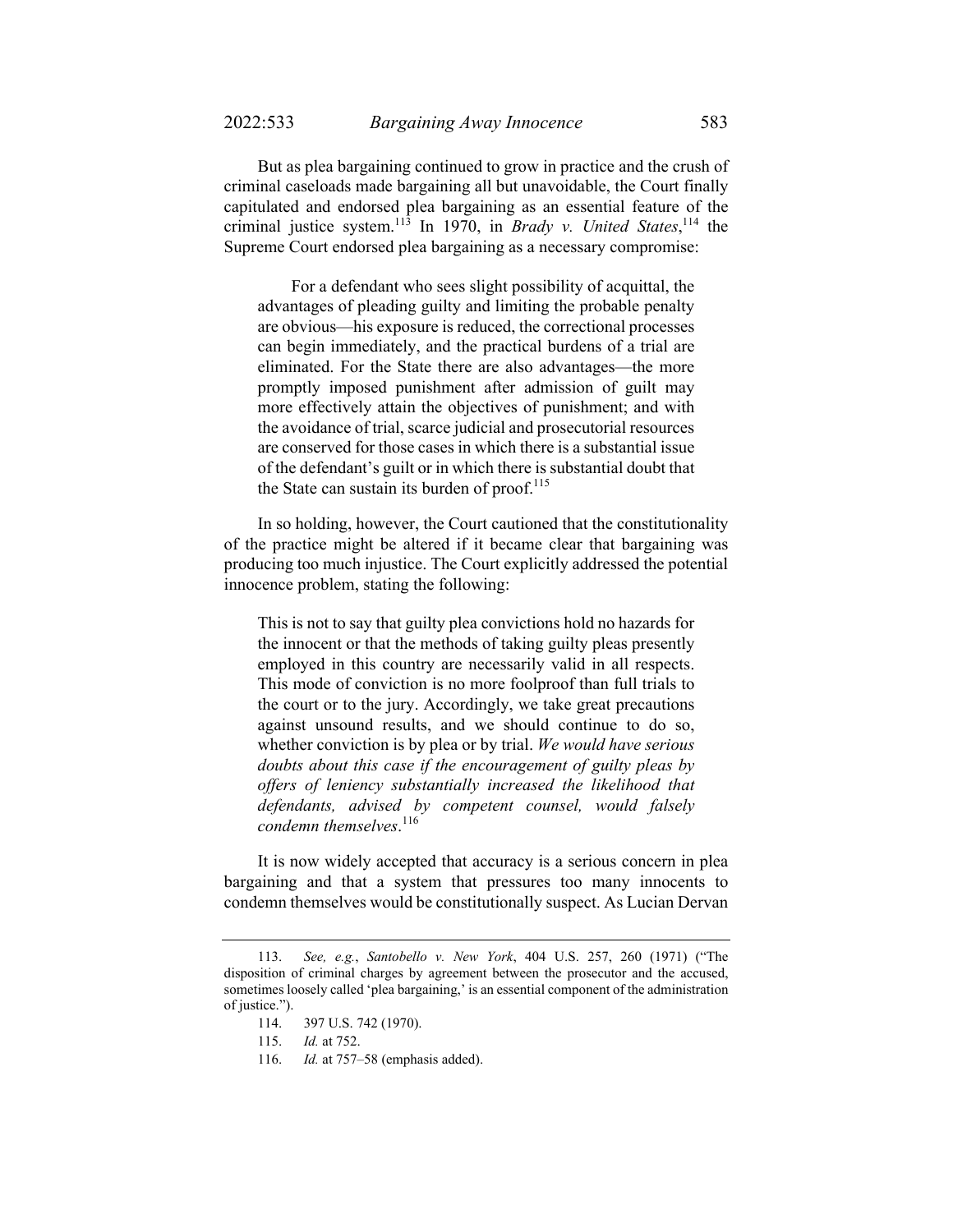But as plea bargaining continued to grow in practice and the crush of criminal caseloads made bargaining all but unavoidable, the Court finally capitulated and endorsed plea bargaining as an essential feature of the criminal justice system.[113] In 1970, in *Brady v. United States*,[114] the Supreme Court endorsed plea bargaining as a necessary compromise:

> For a defendant who sees slight possibility of acquittal, the advantages of pleading guilty and limiting the probable penalty are obvious—his exposure is reduced, the correctional processes can begin immediately, and the practical burdens of a trial are eliminated. For the State there are also advantages—the more promptly imposed punishment after admission of guilt may more effectively attain the objectives of punishment; and with the avoidance of trial, scarce judicial and prosecutorial resources are conserved for those cases in which there is a substantial issue of the defendant's guilt or in which there is substantial doubt that the State can sustain its burden of proof.[115]

In so holding, however, the Court cautioned that the constitutionality of the practice might be altered if it became clear that bargaining was producing too much injustice. The Court explicitly addressed the potential innocence problem, stating the following:

> This is not to say that guilty plea convictions hold no hazards for the innocent or that the methods of taking guilty pleas presently employed in this country are necessarily valid in all respects. This mode of conviction is no more foolproof than full trials to the court or to the jury. Accordingly, we take great precautions against unsound results, and we should continue to do so, whether conviction is by plea or by trial. *We would have serious doubts about this case if the encouragement of guilty pleas by offers of leniency substantially increased the likelihood that defendants, advised by competent counsel, would falsely condemn themselves*.[116]

It is now widely accepted that accuracy is a serious concern in plea bargaining and that a system that pressures too many innocents to condemn themselves would be constitutionally suspect. As Lucian Dervan

---

113. *See, e.g.*, *Santobello v. New York*, 404 U.S. 257, 260 (1971) ("The disposition of criminal charges by agreement between the prosecutor and the accused, sometimes loosely called 'plea bargaining,' is an essential component of the administration of justice.").

114. 397 U.S. 742 (1970).

115. *Id.* at 752.

116. *Id.* at 757–58 (emphasis added).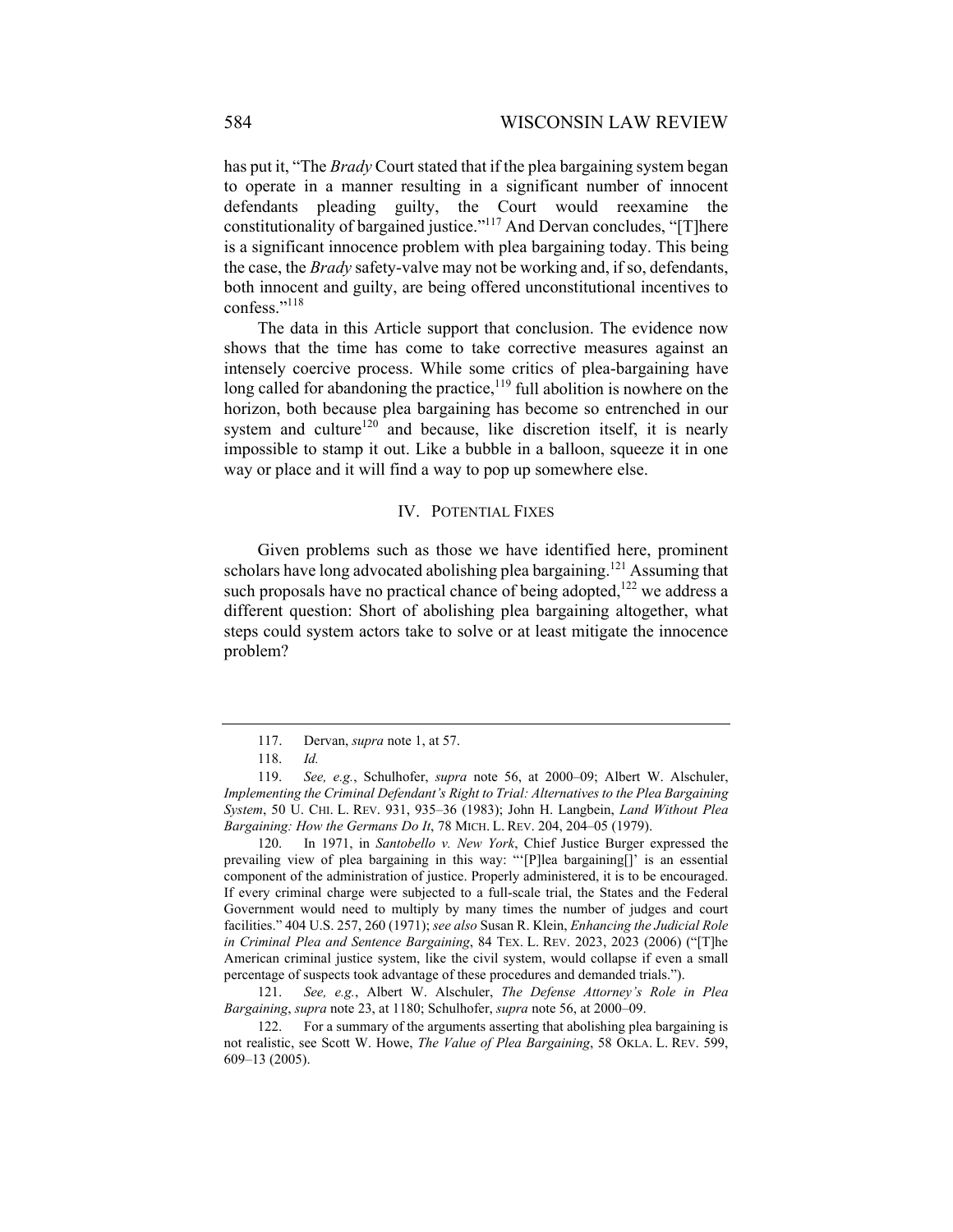has put it, "The *Brady* Court stated that if the plea bargaining system began to operate in a manner resulting in a significant number of innocent defendants pleading guilty, the Court would reexamine the constitutionality of bargained justice."[117] And Dervan concludes, "[T]here is a significant innocence problem with plea bargaining today. This being the case, the *Brady* safety-valve may not be working and, if so, defendants, both innocent and guilty, are being offered unconstitutional incentives to confess."[118]

The data in this Article support that conclusion. The evidence now shows that the time has come to take corrective measures against an intensely coercive process. While some critics of plea-bargaining have long called for abandoning the practice,[119] full abolition is nowhere on the horizon, both because plea bargaining has become so entrenched in our system and culture[120] and because, like discretion itself, it is nearly impossible to stamp it out. Like a bubble in a balloon, squeeze it in one way or place and it will find a way to pop up somewhere else.

## IV. POTENTIAL FIXES

Given problems such as those we have identified here, prominent scholars have long advocated abolishing plea bargaining.[121] Assuming that such proposals have no practical chance of being adopted,[122] we address a different question: Short of abolishing plea bargaining altogether, what steps could system actors take to solve or at least mitigate the innocence problem?

---

117. Dervan, *supra* note 1, at 57.

118. *Id.*

119. *See, e.g.*, Schulhofer, *supra* note 56, at 2000–09; Albert W. Alschuler, *Implementing the Criminal Defendant's Right to Trial: Alternatives to the Plea Bargaining System*, 50 U. CHI. L. REV. 931, 935–36 (1983); John H. Langbein, *Land Without Plea Bargaining: How the Germans Do It*, 78 MICH. L. REV. 204, 204–05 (1979).

120. In 1971, in *Santobello v. New York*, Chief Justice Burger expressed the prevailing view of plea bargaining in this way: "'[P]lea bargaining[]' is an essential component of the administration of justice. Properly administered, it is to be encouraged. If every criminal charge were subjected to a full-scale trial, the States and the Federal Government would need to multiply by many times the number of judges and court facilities." 404 U.S. 257, 260 (1971); *see also* Susan R. Klein, *Enhancing the Judicial Role in Criminal Plea and Sentence Bargaining*, 84 TEX. L. REV. 2023, 2023 (2006) ("[T]he American criminal justice system, like the civil system, would collapse if even a small percentage of suspects took advantage of these procedures and demanded trials.").

121. *See, e.g.*, Albert W. Alschuler, *The Defense Attorney's Role in Plea Bargaining*, *supra* note 23, at 1180; Schulhofer, *supra* note 56, at 2000–09.

122. For a summary of the arguments asserting that abolishing plea bargaining is not realistic, see Scott W. Howe, *The Value of Plea Bargaining*, 58 OKLA. L. REV. 599, 609–13 (2005).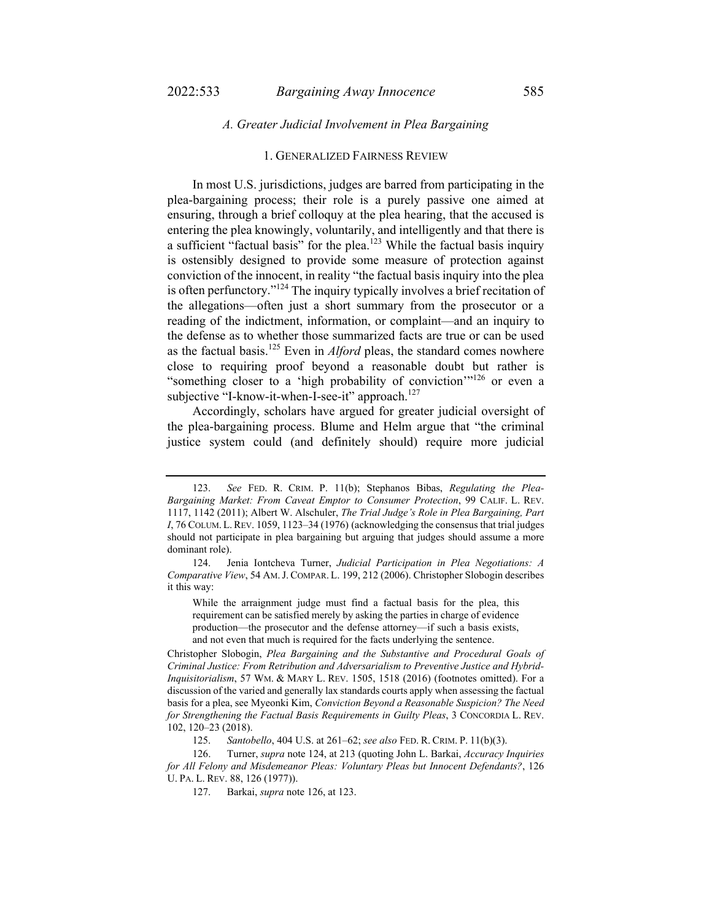### *A. Greater Judicial Involvement in Plea Bargaining*

#### 1. GENERALIZED FAIRNESS REVIEW

In most U.S. jurisdictions, judges are barred from participating in the plea-bargaining process; their role is a purely passive one aimed at ensuring, through a brief colloquy at the plea hearing, that the accused is entering the plea knowingly, voluntarily, and intelligently and that there is a sufficient "factual basis" for the plea.[123] While the factual basis inquiry is ostensibly designed to provide some measure of protection against conviction of the innocent, in reality "the factual basis inquiry into the plea is often perfunctory."[124] The inquiry typically involves a brief recitation of the allegations—often just a short summary from the prosecutor or a reading of the indictment, information, or complaint—and an inquiry to the defense as to whether those summarized facts are true or can be used as the factual basis.[125] Even in *Alford* pleas, the standard comes nowhere close to requiring proof beyond a reasonable doubt but rather is "something closer to a 'high probability of conviction'"[126] or even a subjective "I-know-it-when-I-see-it" approach.[127]

Accordingly, scholars have argued for greater judicial oversight of the plea-bargaining process. Blume and Helm argue that "the criminal justice system could (and definitely should) require more judicial

---

123. *See* FED. R. CRIM. P. 11(b); Stephanos Bibas, *Regulating the Plea-Bargaining Market: From Caveat Emptor to Consumer Protection*, 99 CALIF. L. REV. 1117, 1142 (2011); Albert W. Alschuler, *The Trial Judge's Role in Plea Bargaining, Part I*, 76 COLUM. L. REV. 1059, 1123–34 (1976) (acknowledging the consensus that trial judges should not participate in plea bargaining but arguing that judges should assume a more dominant role).

124. Jenia Iontcheva Turner, *Judicial Participation in Plea Negotiations: A Comparative View*, 54 AM. J. COMPAR. L. 199, 212 (2006). Christopher Slobogin describes it this way:

> While the arraignment judge must find a factual basis for the plea, this requirement can be satisfied merely by asking the parties in charge of evidence production—the prosecutor and the defense attorney—if such a basis exists, and not even that much is required for the facts underlying the sentence.

Christopher Slobogin, *Plea Bargaining and the Substantive and Procedural Goals of Criminal Justice: From Retribution and Adversarialism to Preventive Justice and Hybrid-Inquisitorialism*, 57 WM. & MARY L. REV. 1505, 1518 (2016) (footnotes omitted). For a discussion of the varied and generally lax standards courts apply when assessing the factual basis for a plea, see Myeonki Kim, *Conviction Beyond a Reasonable Suspicion? The Need for Strengthening the Factual Basis Requirements in Guilty Pleas*, 3 CONCORDIA L. REV. 102, 120–23 (2018).

125. *Santobello*, 404 U.S. at 261–62; *see also* FED. R. CRIM. P. 11(b)(3).

126. Turner, *supra* note 124, at 213 (quoting John L. Barkai, *Accuracy Inquiries for All Felony and Misdemeanor Pleas: Voluntary Pleas but Innocent Defendants?*, 126 U. PA. L. REV. 88, 126 (1977)).

127. Barkai, *supra* note 126, at 123.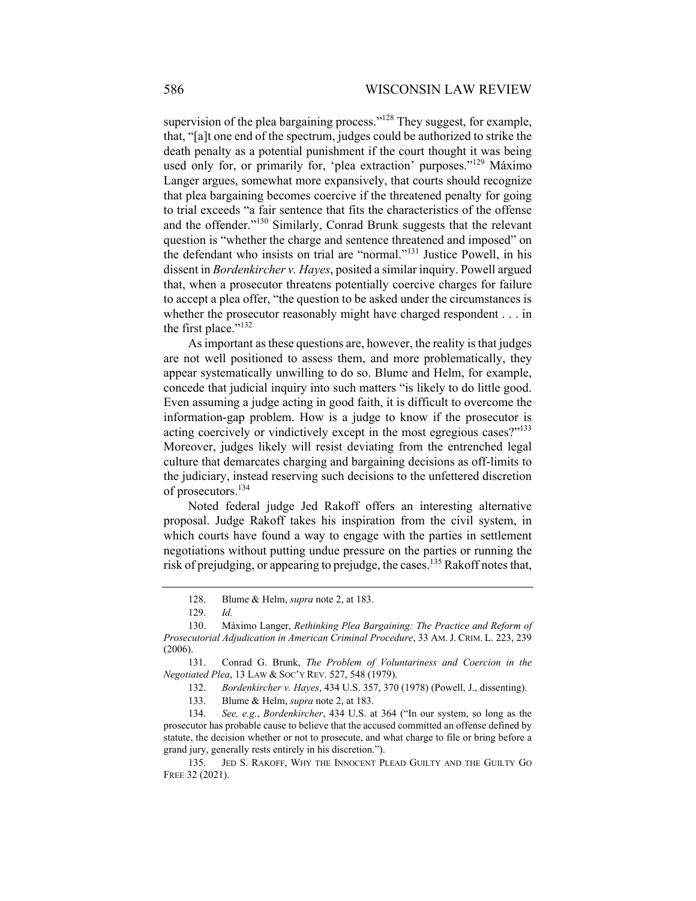supervision of the plea bargaining process."[128] They suggest, for example, that, "[a]t one end of the spectrum, judges could be authorized to strike the death penalty as a potential punishment if the court thought it was being used only for, or primarily for, 'plea extraction' purposes."[129] Máximo Langer argues, somewhat more expansively, that courts should recognize that plea bargaining becomes coercive if the threatened penalty for going to trial exceeds "a fair sentence that fits the characteristics of the offense and the offender."[130] Similarly, Conrad Brunk suggests that the relevant question is "whether the charge and sentence threatened and imposed" on the defendant who insists on trial are "normal."[131] Justice Powell, in his dissent in *Bordenkircher v. Hayes*, posited a similar inquiry. Powell argued that, when a prosecutor threatens potentially coercive charges for failure to accept a plea offer, "the question to be asked under the circumstances is whether the prosecutor reasonably might have charged respondent . . . in the first place."[132]

As important as these questions are, however, the reality is that judges are not well positioned to assess them, and more problematically, they appear systematically unwilling to do so. Blume and Helm, for example, concede that judicial inquiry into such matters "is likely to do little good. Even assuming a judge acting in good faith, it is difficult to overcome the information-gap problem. How is a judge to know if the prosecutor is acting coercively or vindictively except in the most egregious cases?"[133] Moreover, judges likely will resist deviating from the entrenched legal culture that demarcates charging and bargaining decisions as off-limits to the judiciary, instead reserving such decisions to the unfettered discretion of prosecutors.[134]

Noted federal judge Jed Rakoff offers an interesting alternative proposal. Judge Rakoff takes his inspiration from the civil system, in which courts have found a way to engage with the parties in settlement negotiations without putting undue pressure on the parties or running the risk of prejudging, or appearing to prejudge, the cases.[135] Rakoff notes that,

---

128. Blume & Helm, *supra* note 2, at 183.

129. *Id.*

130. Máximo Langer, *Rethinking Plea Bargaining: The Practice and Reform of Prosecutorial Adjudication in American Criminal Procedure*, 33 AM. J. CRIM. L. 223, 239 (2006).

131. Conrad G. Brunk, *The Problem of Voluntariness and Coercion in the Negotiated Plea*, 13 LAW & SOC'Y REV. 527, 548 (1979).

132. *Bordenkircher v. Hayes*, 434 U.S. 357, 370 (1978) (Powell, J., dissenting).

133. Blume & Helm, *supra* note 2, at 183.

134. *See, e.g.*, *Bordenkircher*, 434 U.S. at 364 ("In our system, so long as the prosecutor has probable cause to believe that the accused committed an offense defined by statute, the decision whether or not to prosecute, and what charge to file or bring before a grand jury, generally rests entirely in his discretion.").

135. JED S. RAKOFF, WHY THE INNOCENT PLEAD GUILTY AND THE GUILTY GO FREE 32 (2021).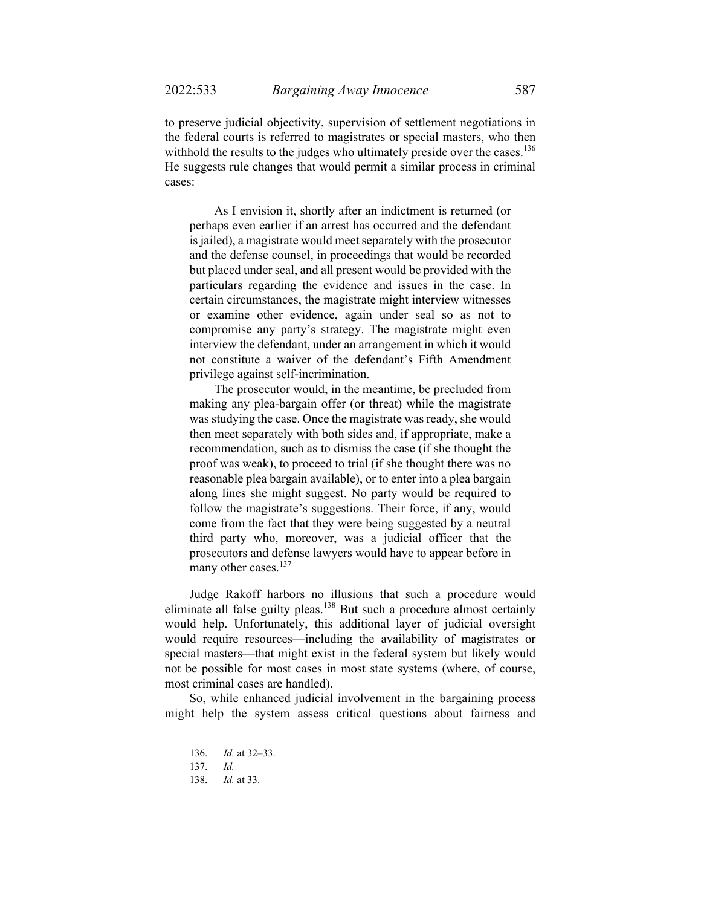to preserve judicial objectivity, supervision of settlement negotiations in the federal courts is referred to magistrates or special masters, who then withhold the results to the judges who ultimately preside over the cases.[136] He suggests rule changes that would permit a similar process in criminal cases:

> As I envision it, shortly after an indictment is returned (or perhaps even earlier if an arrest has occurred and the defendant is jailed), a magistrate would meet separately with the prosecutor and the defense counsel, in proceedings that would be recorded but placed under seal, and all present would be provided with the particulars regarding the evidence and issues in the case. In certain circumstances, the magistrate might interview witnesses or examine other evidence, again under seal so as not to compromise any party's strategy. The magistrate might even interview the defendant, under an arrangement in which it would not constitute a waiver of the defendant's Fifth Amendment privilege against self-incrimination.
>
> The prosecutor would, in the meantime, be precluded from making any plea-bargain offer (or threat) while the magistrate was studying the case. Once the magistrate was ready, she would then meet separately with both sides and, if appropriate, make a recommendation, such as to dismiss the case (if she thought the proof was weak), to proceed to trial (if she thought there was no reasonable plea bargain available), or to enter into a plea bargain along lines she might suggest. No party would be required to follow the magistrate's suggestions. Their force, if any, would come from the fact that they were being suggested by a neutral third party who, moreover, was a judicial officer that the prosecutors and defense lawyers would have to appear before in many other cases.[137]

Judge Rakoff harbors no illusions that such a procedure would eliminate all false guilty pleas.[138] But such a procedure almost certainly would help. Unfortunately, this additional layer of judicial oversight would require resources—including the availability of magistrates or special masters—that might exist in the federal system but likely would not be possible for most cases in most state systems (where, of course, most criminal cases are handled).

So, while enhanced judicial involvement in the bargaining process might help the system assess critical questions about fairness and

---

136. *Id.* at 32–33.

137. *Id.*

138. *Id.* at 33.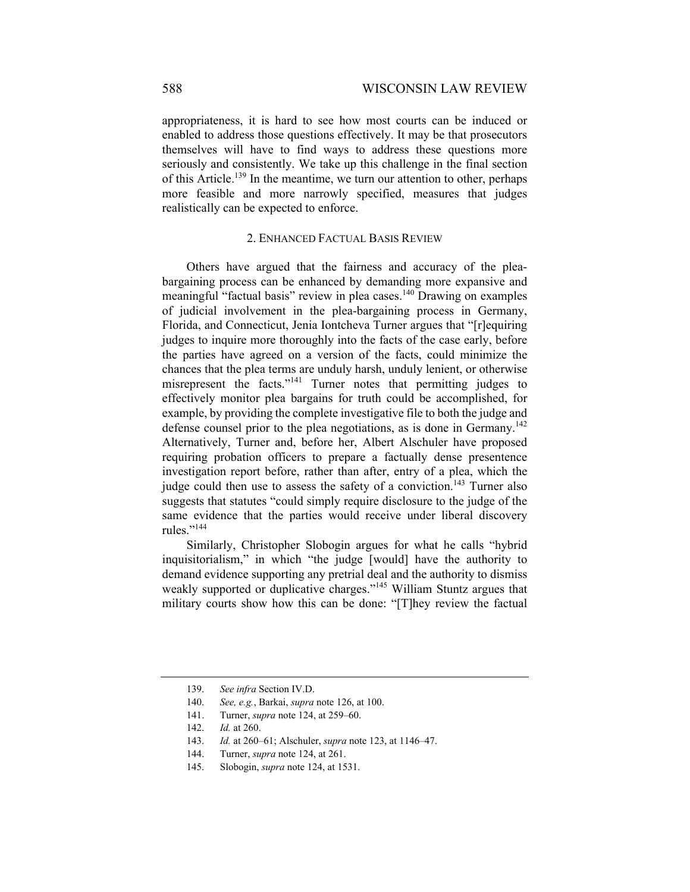appropriateness, it is hard to see how most courts can be induced or enabled to address those questions effectively. It may be that prosecutors themselves will have to find ways to address these questions more seriously and consistently. We take up this challenge in the final section of this Article.[139] In the meantime, we turn our attention to other, perhaps more feasible and more narrowly specified, measures that judges realistically can be expected to enforce.

### 2. Enhanced Factual Basis Review

Others have argued that the fairness and accuracy of the plea-bargaining process can be enhanced by demanding more expansive and meaningful "factual basis" review in plea cases.[140] Drawing on examples of judicial involvement in the plea-bargaining process in Germany, Florida, and Connecticut, Jenia Iontcheva Turner argues that "[r]equiring judges to inquire more thoroughly into the facts of the case early, before the parties have agreed on a version of the facts, could minimize the chances that the plea terms are unduly harsh, unduly lenient, or otherwise misrepresent the facts."[141] Turner notes that permitting judges to effectively monitor plea bargains for truth could be accomplished, for example, by providing the complete investigative file to both the judge and defense counsel prior to the plea negotiations, as is done in Germany.[142] Alternatively, Turner and, before her, Albert Alschuler have proposed requiring probation officers to prepare a factually dense presentence investigation report before, rather than after, entry of a plea, which the judge could then use to assess the safety of a conviction.[143] Turner also suggests that statutes "could simply require disclosure to the judge of the same evidence that the parties would receive under liberal discovery rules."[144]

Similarly, Christopher Slobogin argues for what he calls "hybrid inquisitorialism," in which "the judge [would] have the authority to demand evidence supporting any pretrial deal and the authority to dismiss weakly supported or duplicative charges."[145] William Stuntz argues that military courts show how this can be done: "[T]hey review the factual

---

139. *See infra* Section IV.D.

140. *See, e.g.*, Barkai, *supra* note 126, at 100.

141. Turner, *supra* note 124, at 259–60.

142. *Id.* at 260.

143. *Id.* at 260–61; Alschuler, *supra* note 123, at 1146–47.

144. Turner, *supra* note 124, at 261.

145. Slobogin, *supra* note 124, at 1531.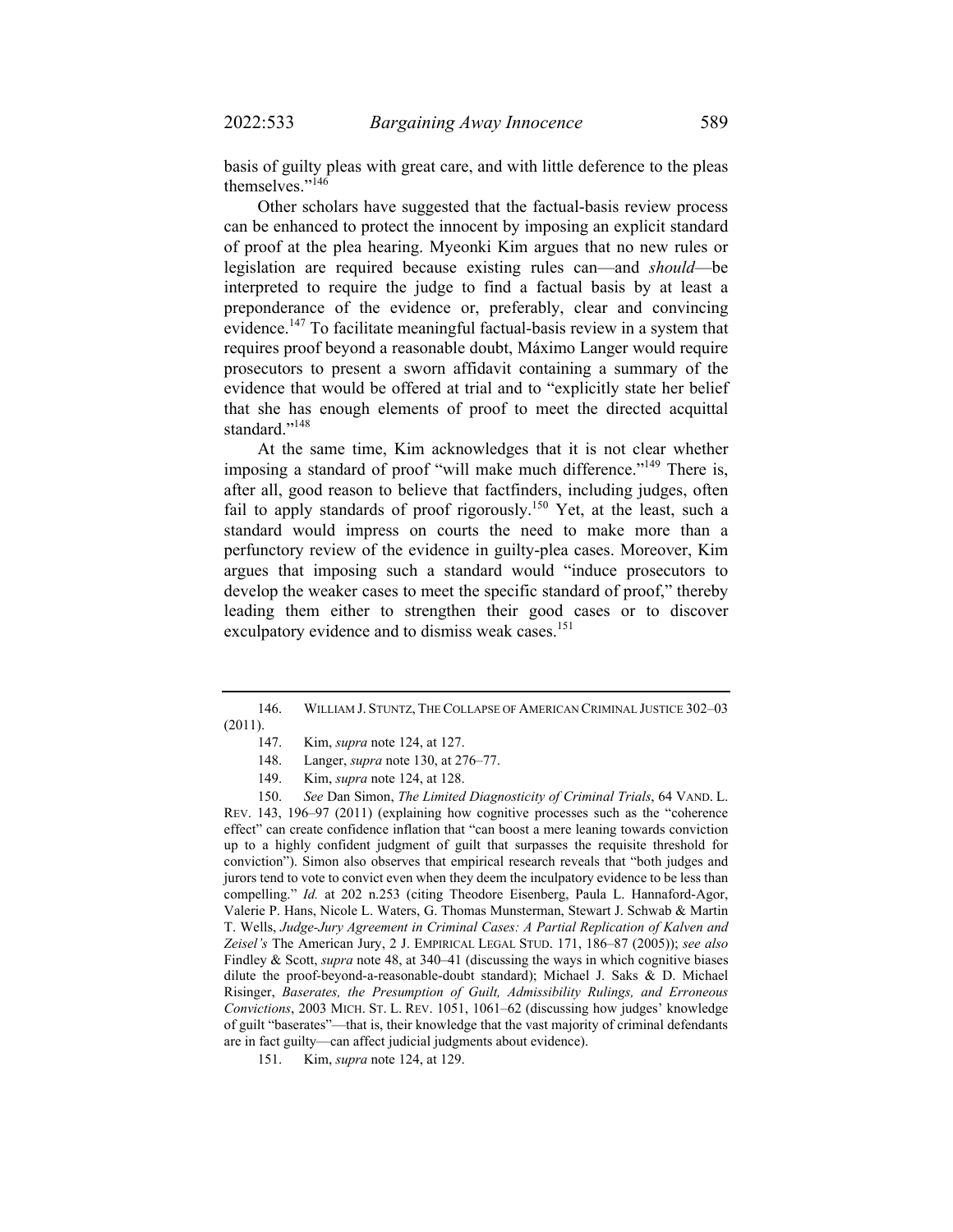basis of guilty pleas with great care, and with little deference to the pleas themselves."[146]

Other scholars have suggested that the factual-basis review process can be enhanced to protect the innocent by imposing an explicit standard of proof at the plea hearing. Myeonki Kim argues that no new rules or legislation are required because existing rules can—and *should*—be interpreted to require the judge to find a factual basis by at least a preponderance of the evidence or, preferably, clear and convincing evidence.[147] To facilitate meaningful factual-basis review in a system that requires proof beyond a reasonable doubt, Máximo Langer would require prosecutors to present a sworn affidavit containing a summary of the evidence that would be offered at trial and to "explicitly state her belief that she has enough elements of proof to meet the directed acquittal standard."[148]

At the same time, Kim acknowledges that it is not clear whether imposing a standard of proof "will make much difference."[149] There is, after all, good reason to believe that factfinders, including judges, often fail to apply standards of proof rigorously.[150] Yet, at the least, such a standard would impress on courts the need to make more than a perfunctory review of the evidence in guilty-plea cases. Moreover, Kim argues that imposing such a standard would "induce prosecutors to develop the weaker cases to meet the specific standard of proof," thereby leading them either to strengthen their good cases or to discover exculpatory evidence and to dismiss weak cases.[151]

---

146. WILLIAM J. STUNTZ, THE COLLAPSE OF AMERICAN CRIMINAL JUSTICE 302–03 (2011).

147. Kim, *supra* note 124, at 127.

148. Langer, *supra* note 130, at 276–77.

149. Kim, *supra* note 124, at 128.

150. *See* Dan Simon, *The Limited Diagnosticity of Criminal Trials*, 64 VAND. L. REV. 143, 196–97 (2011) (explaining how cognitive processes such as the "coherence effect" can create confidence inflation that "can boost a mere leaning towards conviction up to a highly confident judgment of guilt that surpasses the requisite threshold for conviction"). Simon also observes that empirical research reveals that "both judges and jurors tend to vote to convict even when they deem the inculpatory evidence to be less than compelling." *Id.* at 202 n.253 (citing Theodore Eisenberg, Paula L. Hannaford-Agor, Valerie P. Hans, Nicole L. Waters, G. Thomas Munsterman, Stewart J. Schwab & Martin T. Wells, *Judge-Jury Agreement in Criminal Cases: A Partial Replication of Kalven and Zeisel's* The American Jury, 2 J. EMPIRICAL LEGAL STUD. 171, 186–87 (2005)); *see also* Findley & Scott, *supra* note 48, at 340–41 (discussing the ways in which cognitive biases dilute the proof-beyond-a-reasonable-doubt standard); Michael J. Saks & D. Michael Risinger, *Baserates, the Presumption of Guilt, Admissibility Rulings, and Erroneous Convictions*, 2003 MICH. ST. L. REV. 1051, 1061–62 (discussing how judges' knowledge of guilt "baserates"—that is, their knowledge that the vast majority of criminal defendants are in fact guilty—can affect judicial judgments about evidence).

151. Kim, *supra* note 124, at 129.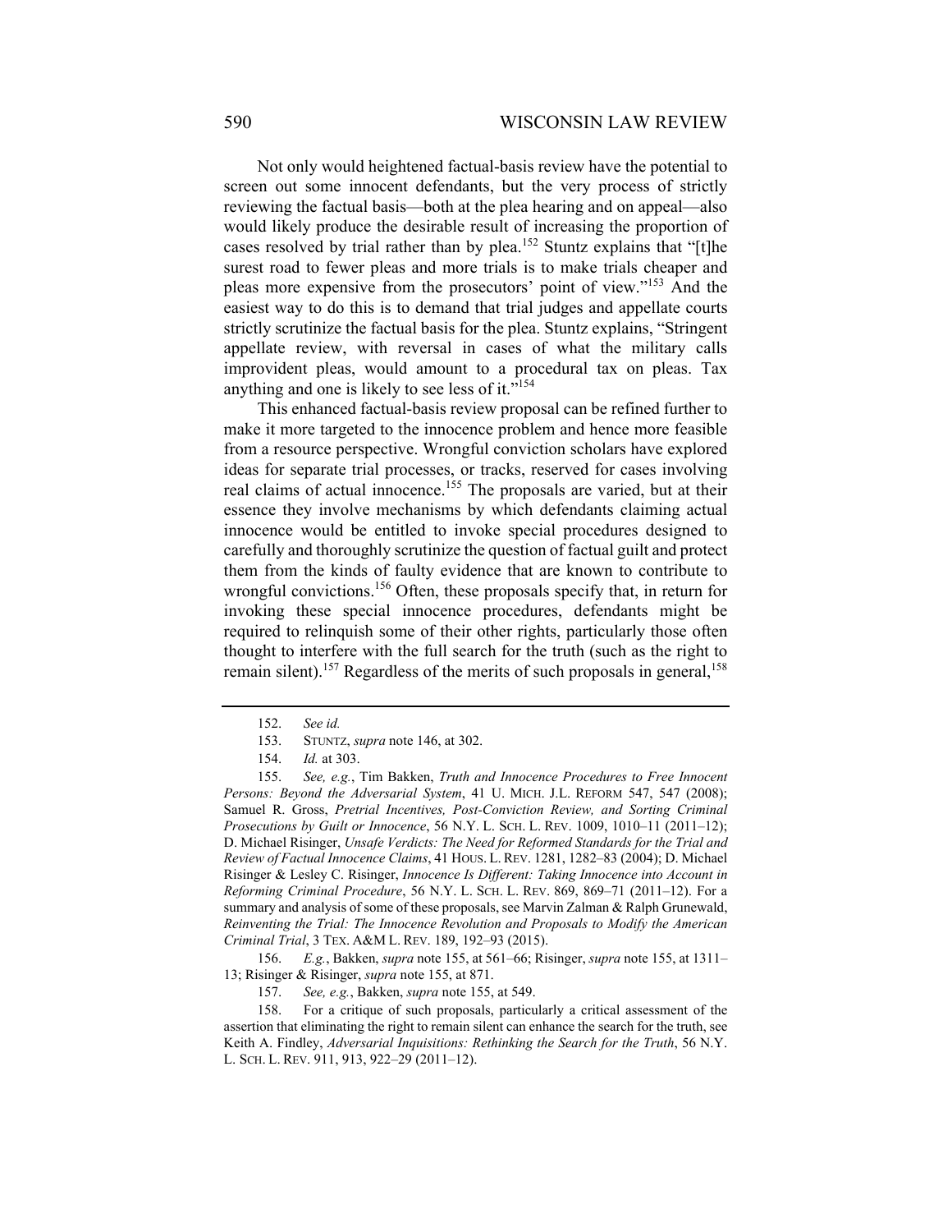Not only would heightened factual-basis review have the potential to screen out some innocent defendants, but the very process of strictly reviewing the factual basis—both at the plea hearing and on appeal—also would likely produce the desirable result of increasing the proportion of cases resolved by trial rather than by plea.[152] Stuntz explains that "[t]he surest road to fewer pleas and more trials is to make trials cheaper and pleas more expensive from the prosecutors' point of view."[153] And the easiest way to do this is to demand that trial judges and appellate courts strictly scrutinize the factual basis for the plea. Stuntz explains, "Stringent appellate review, with reversal in cases of what the military calls improvident pleas, would amount to a procedural tax on pleas. Tax anything and one is likely to see less of it."[154]

This enhanced factual-basis review proposal can be refined further to make it more targeted to the innocence problem and hence more feasible from a resource perspective. Wrongful conviction scholars have explored ideas for separate trial processes, or tracks, reserved for cases involving real claims of actual innocence.[155] The proposals are varied, but at their essence they involve mechanisms by which defendants claiming actual innocence would be entitled to invoke special procedures designed to carefully and thoroughly scrutinize the question of factual guilt and protect them from the kinds of faulty evidence that are known to contribute to wrongful convictions.[156] Often, these proposals specify that, in return for invoking these special innocence procedures, defendants might be required to relinquish some of their other rights, particularly those often thought to interfere with the full search for the truth (such as the right to remain silent).[157] Regardless of the merits of such proposals in general,[158]

---

152. *See id.*

153. STUNTZ, *supra* note 146, at 302.

154. *Id.* at 303.

155. *See, e.g.*, Tim Bakken, *Truth and Innocence Procedures to Free Innocent Persons: Beyond the Adversarial System*, 41 U. MICH. J.L. REFORM 547, 547 (2008); Samuel R. Gross, *Pretrial Incentives, Post-Conviction Review, and Sorting Criminal Prosecutions by Guilt or Innocence*, 56 N.Y. L. SCH. L. REV. 1009, 1010–11 (2011–12); D. Michael Risinger, *Unsafe Verdicts: The Need for Reformed Standards for the Trial and Review of Factual Innocence Claims*, 41 HOUS. L. REV. 1281, 1282–83 (2004); D. Michael Risinger & Lesley C. Risinger, *Innocence Is Different: Taking Innocence into Account in Reforming Criminal Procedure*, 56 N.Y. L. SCH. L. REV. 869, 869–71 (2011–12). For a summary and analysis of some of these proposals, see Marvin Zalman & Ralph Grunewald, *Reinventing the Trial: The Innocence Revolution and Proposals to Modify the American Criminal Trial*, 3 TEX. A&M L. REV. 189, 192–93 (2015).

156. *E.g.*, Bakken, *supra* note 155, at 561–66; Risinger, *supra* note 155, at 1311–13; Risinger & Risinger, *supra* note 155, at 871.

157. *See, e.g.*, Bakken, *supra* note 155, at 549.

158. For a critique of such proposals, particularly a critical assessment of the assertion that eliminating the right to remain silent can enhance the search for the truth, see Keith A. Findley, *Adversarial Inquisitions: Rethinking the Search for the Truth*, 56 N.Y. L. SCH. L. REV. 911, 913, 922–29 (2011–12).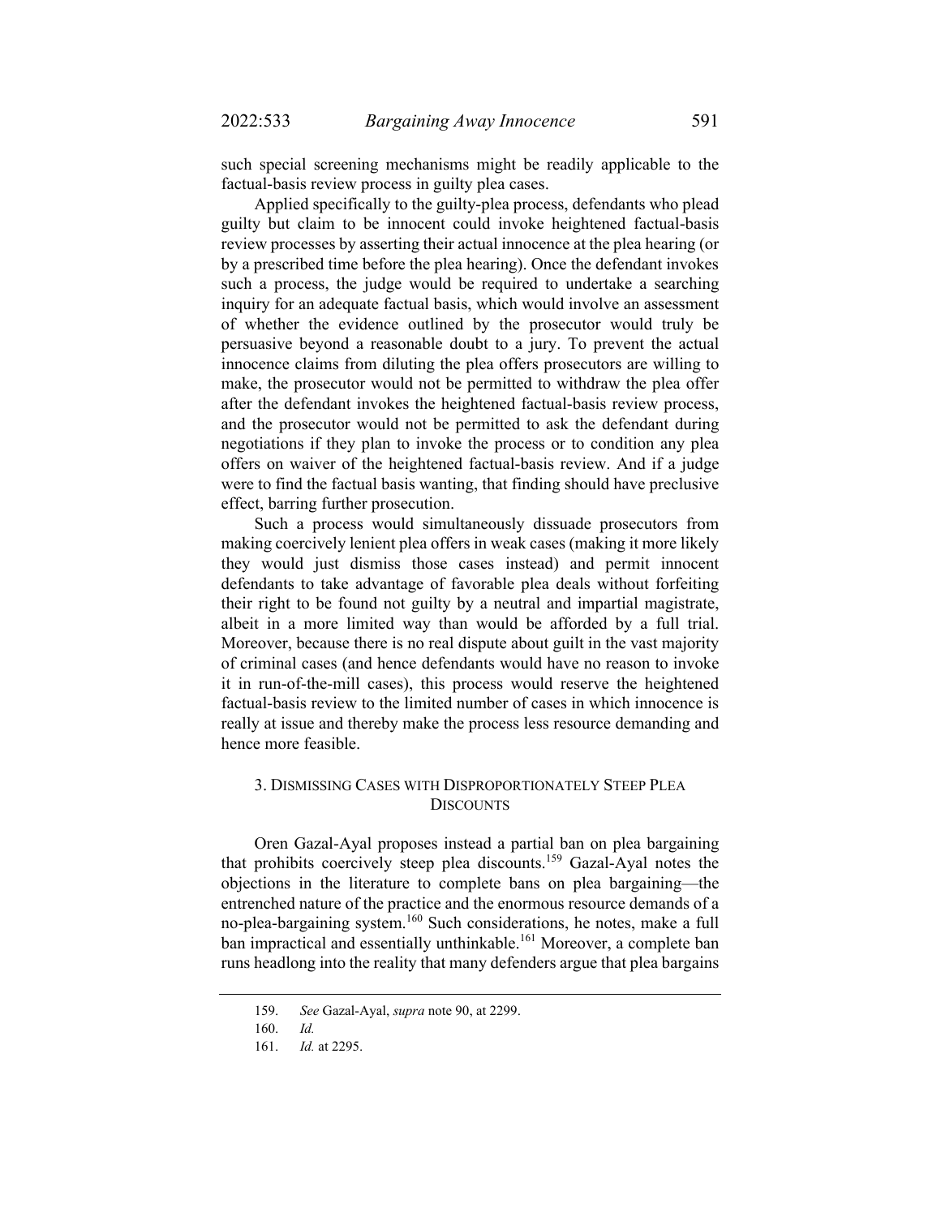such special screening mechanisms might be readily applicable to the factual-basis review process in guilty plea cases.

Applied specifically to the guilty-plea process, defendants who plead guilty but claim to be innocent could invoke heightened factual-basis review processes by asserting their actual innocence at the plea hearing (or by a prescribed time before the plea hearing). Once the defendant invokes such a process, the judge would be required to undertake a searching inquiry for an adequate factual basis, which would involve an assessment of whether the evidence outlined by the prosecutor would truly be persuasive beyond a reasonable doubt to a jury. To prevent the actual innocence claims from diluting the plea offers prosecutors are willing to make, the prosecutor would not be permitted to withdraw the plea offer after the defendant invokes the heightened factual-basis review process, and the prosecutor would not be permitted to ask the defendant during negotiations if they plan to invoke the process or to condition any plea offers on waiver of the heightened factual-basis review. And if a judge were to find the factual basis wanting, that finding should have preclusive effect, barring further prosecution.

Such a process would simultaneously dissuade prosecutors from making coercively lenient plea offers in weak cases (making it more likely they would just dismiss those cases instead) and permit innocent defendants to take advantage of favorable plea deals without forfeiting their right to be found not guilty by a neutral and impartial magistrate, albeit in a more limited way than would be afforded by a full trial. Moreover, because there is no real dispute about guilt in the vast majority of criminal cases (and hence defendants would have no reason to invoke it in run-of-the-mill cases), this process would reserve the heightened factual-basis review to the limited number of cases in which innocence is really at issue and thereby make the process less resource demanding and hence more feasible.

### 3. Dismissing Cases with Disproportionately Steep Plea Discounts

Oren Gazal-Ayal proposes instead a partial ban on plea bargaining that prohibits coercively steep plea discounts.[159] Gazal-Ayal notes the objections in the literature to complete bans on plea bargaining—the entrenched nature of the practice and the enormous resource demands of a no-plea-bargaining system.[160] Such considerations, he notes, make a full ban impractical and essentially unthinkable.[161] Moreover, a complete ban runs headlong into the reality that many defenders argue that plea bargains

159. *See* Gazal-Ayal, *supra* note 90, at 2299.

160. *Id.*

161. *Id.* at 2295.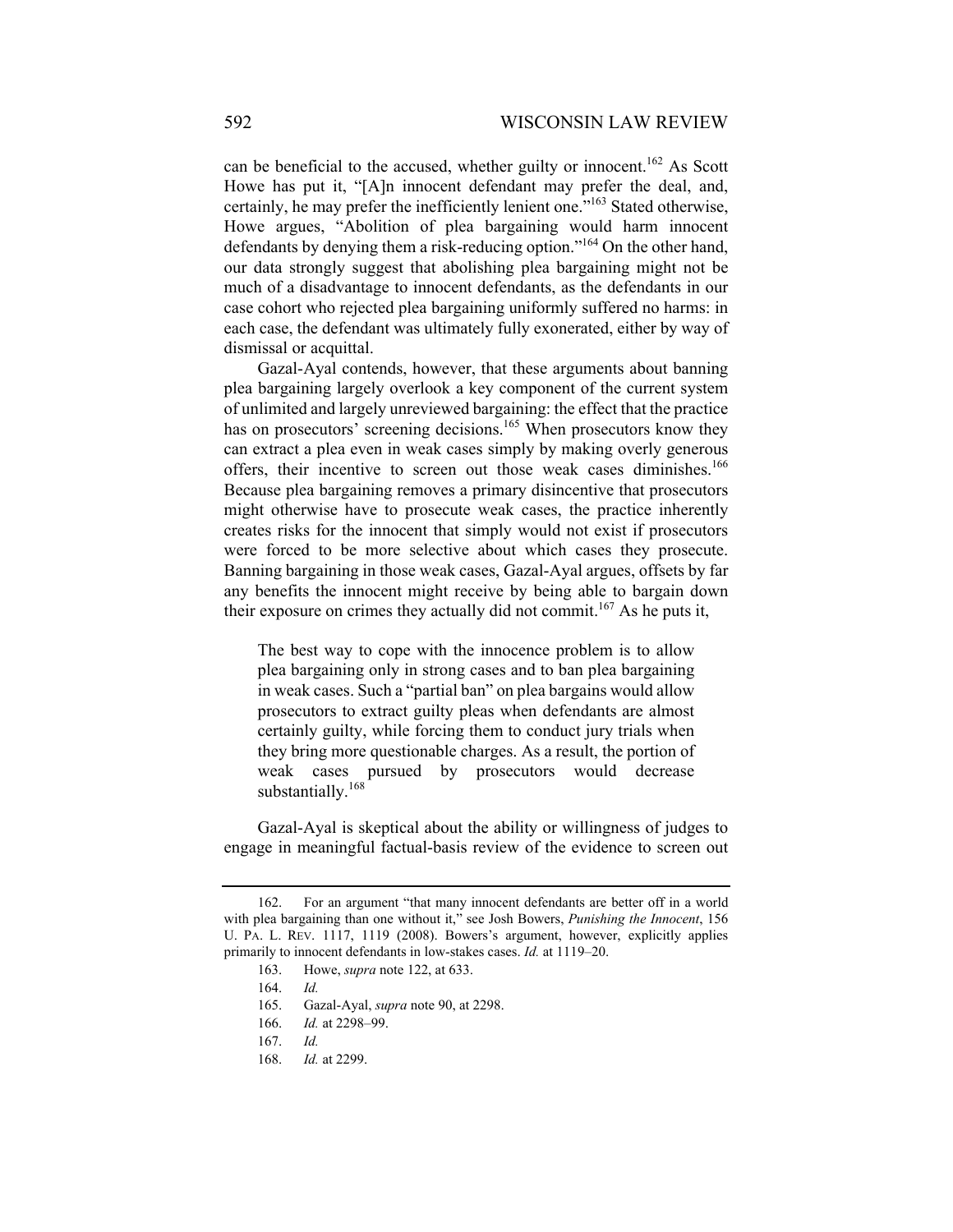can be beneficial to the accused, whether guilty or innocent.[162] As Scott Howe has put it, "[A]n innocent defendant may prefer the deal, and, certainly, he may prefer the inefficiently lenient one."[163] Stated otherwise, Howe argues, "Abolition of plea bargaining would harm innocent defendants by denying them a risk-reducing option."[164] On the other hand, our data strongly suggest that abolishing plea bargaining might not be much of a disadvantage to innocent defendants, as the defendants in our case cohort who rejected plea bargaining uniformly suffered no harms: in each case, the defendant was ultimately fully exonerated, either by way of dismissal or acquittal.

Gazal-Ayal contends, however, that these arguments about banning plea bargaining largely overlook a key component of the current system of unlimited and largely unreviewed bargaining: the effect that the practice has on prosecutors' screening decisions.[165] When prosecutors know they can extract a plea even in weak cases simply by making overly generous offers, their incentive to screen out those weak cases diminishes.[166] Because plea bargaining removes a primary disincentive that prosecutors might otherwise have to prosecute weak cases, the practice inherently creates risks for the innocent that simply would not exist if prosecutors were forced to be more selective about which cases they prosecute. Banning bargaining in those weak cases, Gazal-Ayal argues, offsets by far any benefits the innocent might receive by being able to bargain down their exposure on crimes they actually did not commit.[167] As he puts it,

> The best way to cope with the innocence problem is to allow plea bargaining only in strong cases and to ban plea bargaining in weak cases. Such a "partial ban" on plea bargains would allow prosecutors to extract guilty pleas when defendants are almost certainly guilty, while forcing them to conduct jury trials when they bring more questionable charges. As a result, the portion of weak cases pursued by prosecutors would decrease substantially.[168]

Gazal-Ayal is skeptical about the ability or willingness of judges to engage in meaningful factual-basis review of the evidence to screen out

---

162. For an argument "that many innocent defendants are better off in a world with plea bargaining than one without it," see Josh Bowers, *Punishing the Innocent*, 156 U. PA. L. REV. 1117, 1119 (2008). Bowers's argument, however, explicitly applies primarily to innocent defendants in low-stakes cases. *Id.* at 1119–20.

163. Howe, *supra* note 122, at 633.

164. *Id.*

165. Gazal-Ayal, *supra* note 90, at 2298.

166. *Id.* at 2298–99.

167. *Id.*

168. *Id.* at 2299.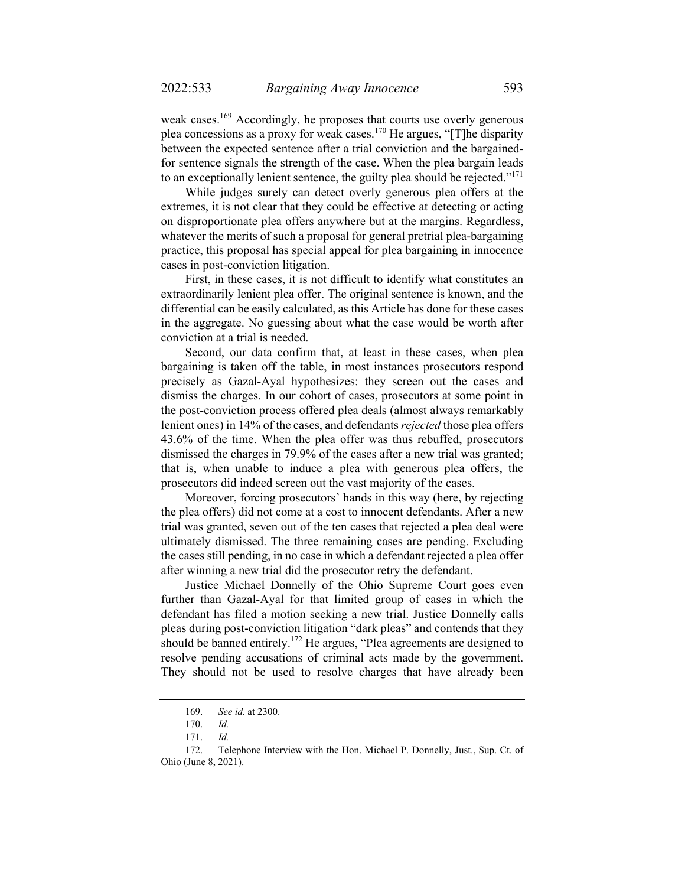weak cases.[169] Accordingly, he proposes that courts use overly generous plea concessions as a proxy for weak cases.[170] He argues, "[T]he disparity between the expected sentence after a trial conviction and the bargained-for sentence signals the strength of the case. When the plea bargain leads to an exceptionally lenient sentence, the guilty plea should be rejected."[171]

While judges surely can detect overly generous plea offers at the extremes, it is not clear that they could be effective at detecting or acting on disproportionate plea offers anywhere but at the margins. Regardless, whatever the merits of such a proposal for general pretrial plea-bargaining practice, this proposal has special appeal for plea bargaining in innocence cases in post-conviction litigation.

First, in these cases, it is not difficult to identify what constitutes an extraordinarily lenient plea offer. The original sentence is known, and the differential can be easily calculated, as this Article has done for these cases in the aggregate. No guessing about what the case would be worth after conviction at a trial is needed.

Second, our data confirm that, at least in these cases, when plea bargaining is taken off the table, in most instances prosecutors respond precisely as Gazal-Ayal hypothesizes: they screen out the cases and dismiss the charges. In our cohort of cases, prosecutors at some point in the post-conviction process offered plea deals (almost always remarkably lenient ones) in 14% of the cases, and defendants *rejected* those plea offers 43.6% of the time. When the plea offer was thus rebuffed, prosecutors dismissed the charges in 79.9% of the cases after a new trial was granted; that is, when unable to induce a plea with generous plea offers, the prosecutors did indeed screen out the vast majority of the cases.

Moreover, forcing prosecutors' hands in this way (here, by rejecting the plea offers) did not come at a cost to innocent defendants. After a new trial was granted, seven out of the ten cases that rejected a plea deal were ultimately dismissed. The three remaining cases are pending. Excluding the cases still pending, in no case in which a defendant rejected a plea offer after winning a new trial did the prosecutor retry the defendant.

Justice Michael Donnelly of the Ohio Supreme Court goes even further than Gazal-Ayal for that limited group of cases in which the defendant has filed a motion seeking a new trial. Justice Donnelly calls pleas during post-conviction litigation "dark pleas" and contends that they should be banned entirely.[172] He argues, "Plea agreements are designed to resolve pending accusations of criminal acts made by the government. They should not be used to resolve charges that have already been

---

169. *See id.* at 2300.

170. *Id.*

171. *Id.*

172. Telephone Interview with the Hon. Michael P. Donnelly, Just., Sup. Ct. of Ohio (June 8, 2021).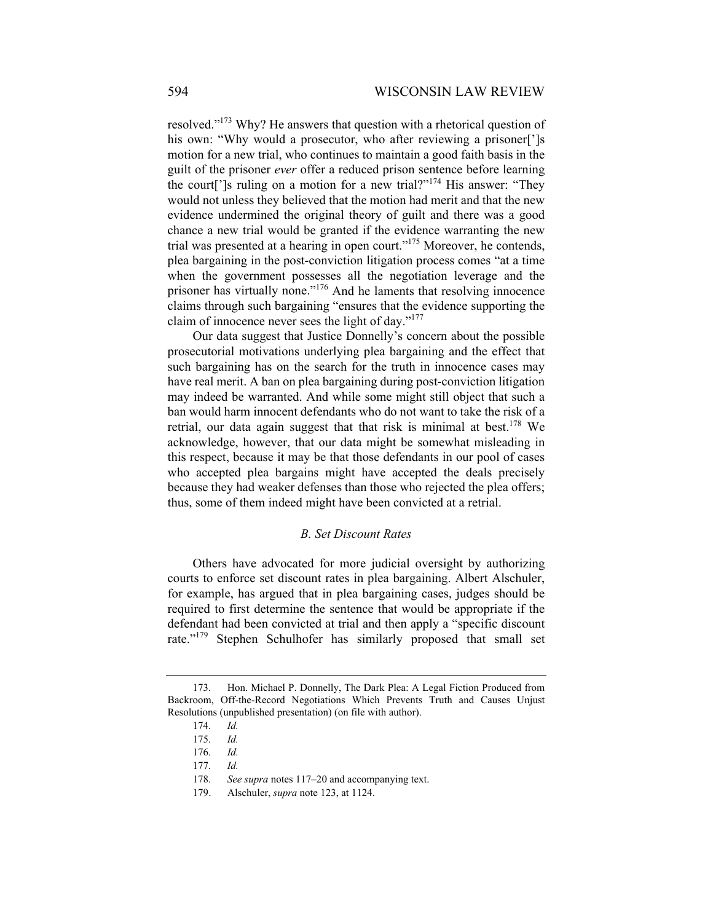resolved."[173] Why? He answers that question with a rhetorical question of his own: "Why would a prosecutor, who after reviewing a prisoner[']s motion for a new trial, who continues to maintain a good faith basis in the guilt of the prisoner *ever* offer a reduced prison sentence before learning the court[']s ruling on a motion for a new trial?"[174] His answer: "They would not unless they believed that the motion had merit and that the new evidence undermined the original theory of guilt and there was a good chance a new trial would be granted if the evidence warranting the new trial was presented at a hearing in open court."[175] Moreover, he contends, plea bargaining in the post-conviction litigation process comes "at a time when the government possesses all the negotiation leverage and the prisoner has virtually none."[176] And he laments that resolving innocence claims through such bargaining "ensures that the evidence supporting the claim of innocence never sees the light of day."[177]

Our data suggest that Justice Donnelly's concern about the possible prosecutorial motivations underlying plea bargaining and the effect that such bargaining has on the search for the truth in innocence cases may have real merit. A ban on plea bargaining during post-conviction litigation may indeed be warranted. And while some might still object that such a ban would harm innocent defendants who do not want to take the risk of a retrial, our data again suggest that that risk is minimal at best.[178] We acknowledge, however, that our data might be somewhat misleading in this respect, because it may be that those defendants in our pool of cases who accepted plea bargains might have accepted the deals precisely because they had weaker defenses than those who rejected the plea offers; thus, some of them indeed might have been convicted at a retrial.

### *B. Set Discount Rates*

Others have advocated for more judicial oversight by authorizing courts to enforce set discount rates in plea bargaining. Albert Alschuler, for example, has argued that in plea bargaining cases, judges should be required to first determine the sentence that would be appropriate if the defendant had been convicted at trial and then apply a "specific discount rate."[179] Stephen Schulhofer has similarly proposed that small set

---

173. Hon. Michael P. Donnelly, The Dark Plea: A Legal Fiction Produced from Backroom, Off-the-Record Negotiations Which Prevents Truth and Causes Unjust Resolutions (unpublished presentation) (on file with author).

174. *Id.*

175. *Id.*

176. *Id.*

177. *Id.*

178. *See supra* notes 117–20 and accompanying text.

179. Alschuler, *supra* note 123, at 1124.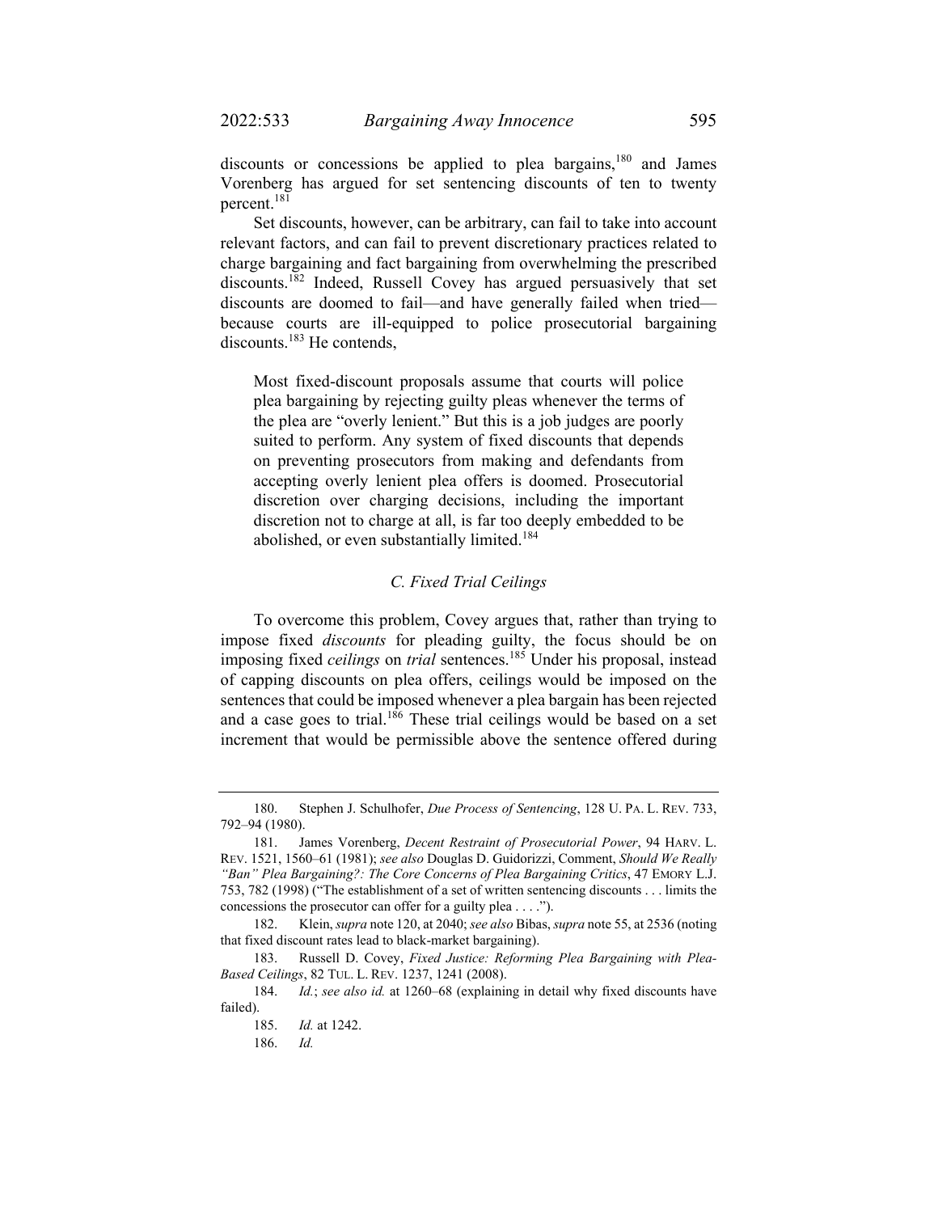discounts or concessions be applied to plea bargains,[180] and James Vorenberg has argued for set sentencing discounts of ten to twenty percent.[181]

Set discounts, however, can be arbitrary, can fail to take into account relevant factors, and can fail to prevent discretionary practices related to charge bargaining and fact bargaining from overwhelming the prescribed discounts.[182] Indeed, Russell Covey has argued persuasively that set discounts are doomed to fail—and have generally failed when tried—because courts are ill-equipped to police prosecutorial bargaining discounts.[183] He contends,

> Most fixed-discount proposals assume that courts will police plea bargaining by rejecting guilty pleas whenever the terms of the plea are "overly lenient." But this is a job judges are poorly suited to perform. Any system of fixed discounts that depends on preventing prosecutors from making and defendants from accepting overly lenient plea offers is doomed. Prosecutorial discretion over charging decisions, including the important discretion not to charge at all, is far too deeply embedded to be abolished, or even substantially limited.[184]

### *C. Fixed Trial Ceilings*

To overcome this problem, Covey argues that, rather than trying to impose fixed *discounts* for pleading guilty, the focus should be on imposing fixed *ceilings* on *trial* sentences.[185] Under his proposal, instead of capping discounts on plea offers, ceilings would be imposed on the sentences that could be imposed whenever a plea bargain has been rejected and a case goes to trial.[186] These trial ceilings would be based on a set increment that would be permissible above the sentence offered during

---

180. Stephen J. Schulhofer, *Due Process of Sentencing*, 128 U. PA. L. REV. 733, 792–94 (1980).

181. James Vorenberg, *Decent Restraint of Prosecutorial Power*, 94 HARV. L. REV. 1521, 1560–61 (1981); *see also* Douglas D. Guidorizzi, Comment, *Should We Really "Ban" Plea Bargaining?: The Core Concerns of Plea Bargaining Critics*, 47 EMORY L.J. 753, 782 (1998) ("The establishment of a set of written sentencing discounts . . . limits the concessions the prosecutor can offer for a guilty plea . . . .").

182. Klein, *supra* note 120, at 2040; *see also* Bibas, *supra* note 55, at 2536 (noting that fixed discount rates lead to black-market bargaining).

183. Russell D. Covey, *Fixed Justice: Reforming Plea Bargaining with Plea-Based Ceilings*, 82 TUL. L. REV. 1237, 1241 (2008).

184. *Id.*; *see also id.* at 1260–68 (explaining in detail why fixed discounts have failed).

185. *Id.* at 1242.

186. *Id.*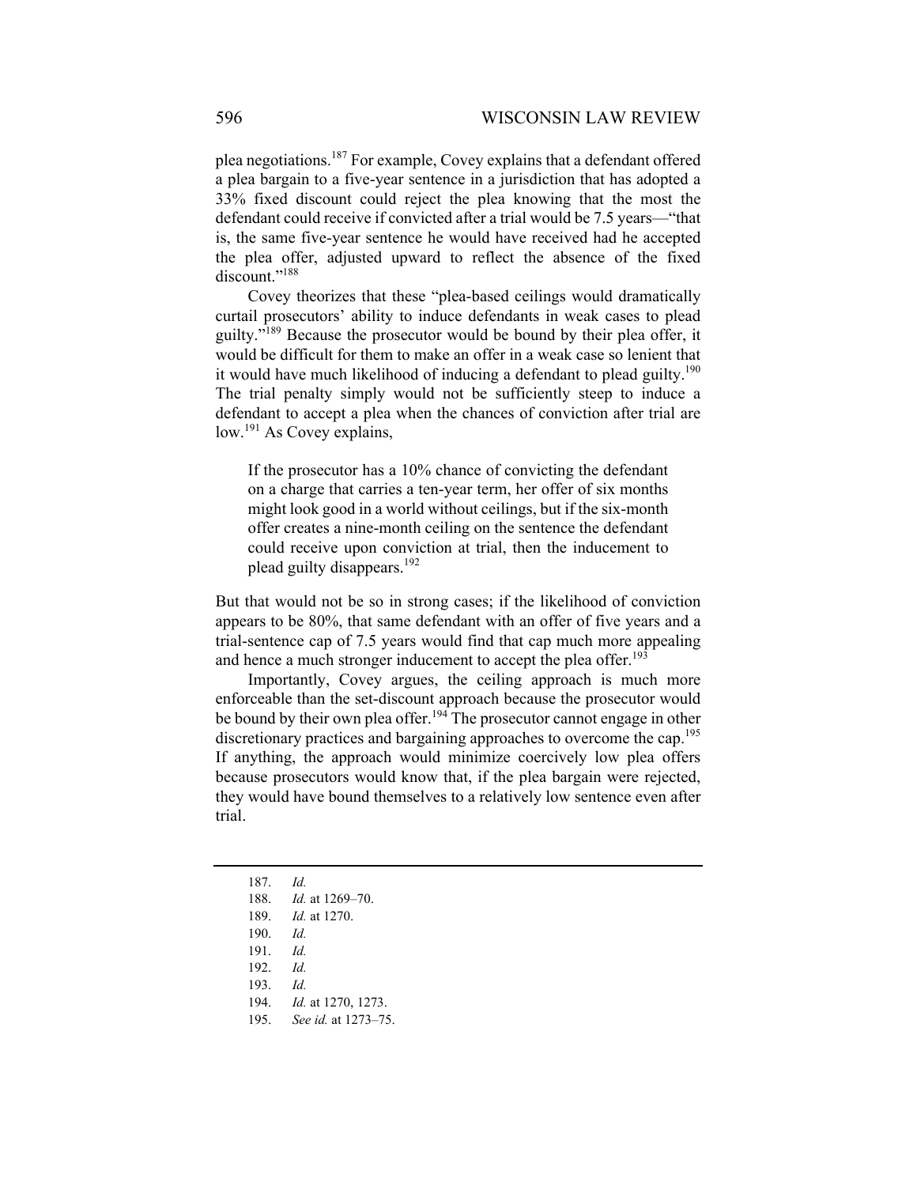plea negotiations.[187] For example, Covey explains that a defendant offered a plea bargain to a five-year sentence in a jurisdiction that has adopted a 33% fixed discount could reject the plea knowing that the most the defendant could receive if convicted after a trial would be 7.5 years—"that is, the same five-year sentence he would have received had he accepted the plea offer, adjusted upward to reflect the absence of the fixed discount."[188]

Covey theorizes that these "plea-based ceilings would dramatically curtail prosecutors' ability to induce defendants in weak cases to plead guilty."[189] Because the prosecutor would be bound by their plea offer, it would be difficult for them to make an offer in a weak case so lenient that it would have much likelihood of inducing a defendant to plead guilty.[190] The trial penalty simply would not be sufficiently steep to induce a defendant to accept a plea when the chances of conviction after trial are low.[191] As Covey explains,

> If the prosecutor has a 10% chance of convicting the defendant on a charge that carries a ten-year term, her offer of six months might look good in a world without ceilings, but if the six-month offer creates a nine-month ceiling on the sentence the defendant could receive upon conviction at trial, then the inducement to plead guilty disappears.[192]

But that would not be so in strong cases; if the likelihood of conviction appears to be 80%, that same defendant with an offer of five years and a trial-sentence cap of 7.5 years would find that cap much more appealing and hence a much stronger inducement to accept the plea offer.[193]

Importantly, Covey argues, the ceiling approach is much more enforceable than the set-discount approach because the prosecutor would be bound by their own plea offer.[194] The prosecutor cannot engage in other discretionary practices and bargaining approaches to overcome the cap.[195] If anything, the approach would minimize coercively low plea offers because prosecutors would know that, if the plea bargain were rejected, they would have bound themselves to a relatively low sentence even after trial.

---

187. *Id.*
188. *Id.* at 1269–70.
189. *Id.* at 1270.
190. *Id.*
191. *Id.*
192. *Id.*
193. *Id.*
194. *Id.* at 1270, 1273.
195. *See id.* at 1273–75.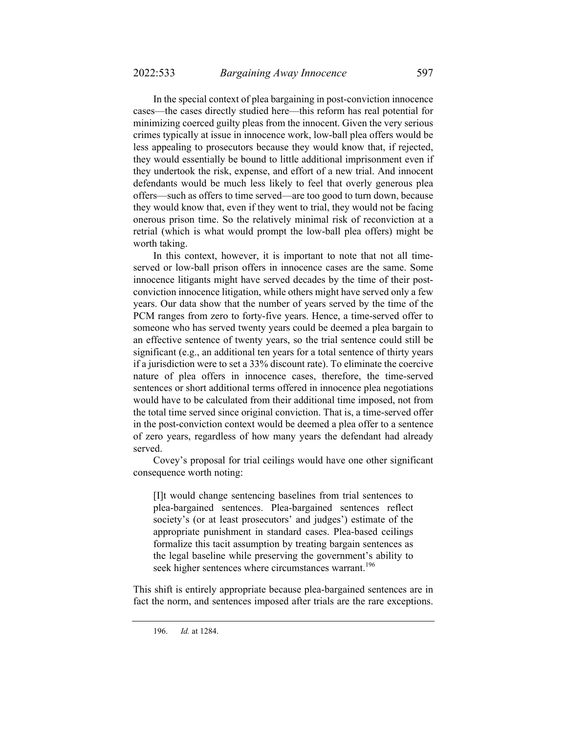In the special context of plea bargaining in post-conviction innocence cases—the cases directly studied here—this reform has real potential for minimizing coerced guilty pleas from the innocent. Given the very serious crimes typically at issue in innocence work, low-ball plea offers would be less appealing to prosecutors because they would know that, if rejected, they would essentially be bound to little additional imprisonment even if they undertook the risk, expense, and effort of a new trial. And innocent defendants would be much less likely to feel that overly generous plea offers—such as offers to time served—are too good to turn down, because they would know that, even if they went to trial, they would not be facing onerous prison time. So the relatively minimal risk of reconviction at a retrial (which is what would prompt the low-ball plea offers) might be worth taking.

In this context, however, it is important to note that not all time-served or low-ball prison offers in innocence cases are the same. Some innocence litigants might have served decades by the time of their post-conviction innocence litigation, while others might have served only a few years. Our data show that the number of years served by the time of the PCM ranges from zero to forty-five years. Hence, a time-served offer to someone who has served twenty years could be deemed a plea bargain to an effective sentence of twenty years, so the trial sentence could still be significant (e.g., an additional ten years for a total sentence of thirty years if a jurisdiction were to set a 33% discount rate). To eliminate the coercive nature of plea offers in innocence cases, therefore, the time-served sentences or short additional terms offered in innocence plea negotiations would have to be calculated from their additional time imposed, not from the total time served since original conviction. That is, a time-served offer in the post-conviction context would be deemed a plea offer to a sentence of zero years, regardless of how many years the defendant had already served.

Covey's proposal for trial ceilings would have one other significant consequence worth noting:

> [I]t would change sentencing baselines from trial sentences to plea-bargained sentences. Plea-bargained sentences reflect society's (or at least prosecutors' and judges') estimate of the appropriate punishment in standard cases. Plea-based ceilings formalize this tacit assumption by treating bargain sentences as the legal baseline while preserving the government's ability to seek higher sentences where circumstances warrant.[196]

This shift is entirely appropriate because plea-bargained sentences are in fact the norm, and sentences imposed after trials are the rare exceptions.

---

196. *Id.* at 1284.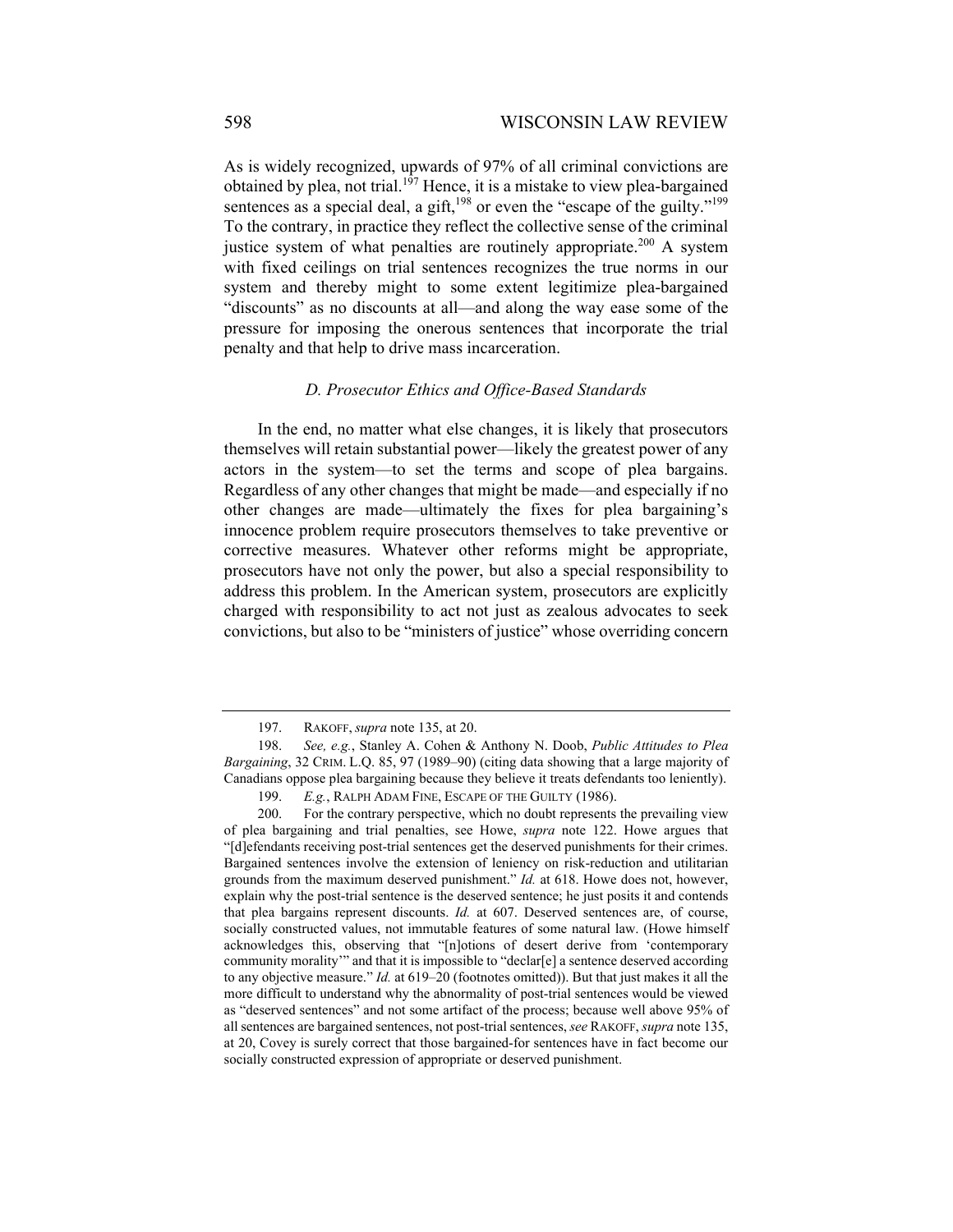As is widely recognized, upwards of 97% of all criminal convictions are obtained by plea, not trial.[197] Hence, it is a mistake to view plea-bargained sentences as a special deal, a gift,[198] or even the "escape of the guilty."[199] To the contrary, in practice they reflect the collective sense of the criminal justice system of what penalties are routinely appropriate.[200] A system with fixed ceilings on trial sentences recognizes the true norms in our system and thereby might to some extent legitimize plea-bargained "discounts" as no discounts at all—and along the way ease some of the pressure for imposing the onerous sentences that incorporate the trial penalty and that help to drive mass incarceration.

### *D. Prosecutor Ethics and Office-Based Standards*

In the end, no matter what else changes, it is likely that prosecutors themselves will retain substantial power—likely the greatest power of any actors in the system—to set the terms and scope of plea bargains. Regardless of any other changes that might be made—and especially if no other changes are made—ultimately the fixes for plea bargaining's innocence problem require prosecutors themselves to take preventive or corrective measures. Whatever other reforms might be appropriate, prosecutors have not only the power, but also a special responsibility to address this problem. In the American system, prosecutors are explicitly charged with responsibility to act not just as zealous advocates to seek convictions, but also to be "ministers of justice" whose overriding concern

---

197. RAKOFF, *supra* note 135, at 20.

198. *See, e.g.*, Stanley A. Cohen & Anthony N. Doob, *Public Attitudes to Plea Bargaining*, 32 CRIM. L.Q. 85, 97 (1989–90) (citing data showing that a large majority of Canadians oppose plea bargaining because they believe it treats defendants too leniently).

199. *E.g.*, RALPH ADAM FINE, ESCAPE OF THE GUILTY (1986).

200. For the contrary perspective, which no doubt represents the prevailing view of plea bargaining and trial penalties, see Howe, *supra* note 122. Howe argues that "[d]efendants receiving post-trial sentences get the deserved punishments for their crimes. Bargained sentences involve the extension of leniency on risk-reduction and utilitarian grounds from the maximum deserved punishment." *Id.* at 618. Howe does not, however, explain why the post-trial sentence is the deserved sentence; he just posits it and contends that plea bargains represent discounts. *Id.* at 607. Deserved sentences are, of course, socially constructed values, not immutable features of some natural law. (Howe himself acknowledges this, observing that "[n]otions of desert derive from 'contemporary community morality'" and that it is impossible to "declar[e] a sentence deserved according to any objective measure." *Id.* at 619–20 (footnotes omitted)). But that just makes it all the more difficult to understand why the abnormality of post-trial sentences would be viewed as "deserved sentences" and not some artifact of the process; because well above 95% of all sentences are bargained sentences, not post-trial sentences, *see* RAKOFF, *supra* note 135, at 20, Covey is surely correct that those bargained-for sentences have in fact become our socially constructed expression of appropriate or deserved punishment.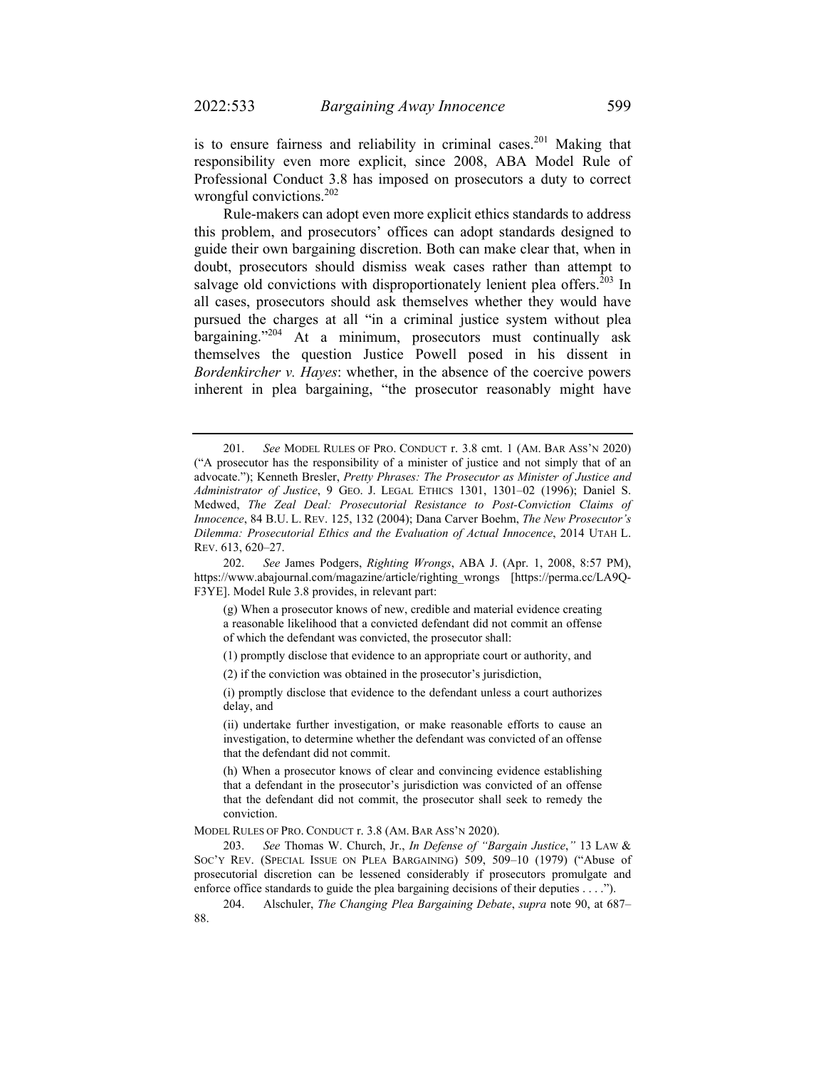is to ensure fairness and reliability in criminal cases.[201] Making that responsibility even more explicit, since 2008, ABA Model Rule of Professional Conduct 3.8 has imposed on prosecutors a duty to correct wrongful convictions.[202]

Rule-makers can adopt even more explicit ethics standards to address this problem, and prosecutors' offices can adopt standards designed to guide their own bargaining discretion. Both can make clear that, when in doubt, prosecutors should dismiss weak cases rather than attempt to salvage old convictions with disproportionately lenient plea offers.[203] In all cases, prosecutors should ask themselves whether they would have pursued the charges at all "in a criminal justice system without plea bargaining."[204] At a minimum, prosecutors must continually ask themselves the question Justice Powell posed in his dissent in *Bordenkircher v. Hayes*: whether, in the absence of the coercive powers inherent in plea bargaining, "the prosecutor reasonably might have

---

201. *See* MODEL RULES OF PRO. CONDUCT r. 3.8 cmt. 1 (AM. BAR ASS'N 2020) ("A prosecutor has the responsibility of a minister of justice and not simply that of an advocate."); Kenneth Bresler, *Pretty Phrases: The Prosecutor as Minister of Justice and Administrator of Justice*, 9 GEO. J. LEGAL ETHICS 1301, 1301–02 (1996); Daniel S. Medwed, *The Zeal Deal: Prosecutorial Resistance to Post-Conviction Claims of Innocence*, 84 B.U. L. REV. 125, 132 (2004); Dana Carver Boehm, *The New Prosecutor's Dilemma: Prosecutorial Ethics and the Evaluation of Actual Innocence*, 2014 UTAH L. REV. 613, 620–27.

202. *See* James Podgers, *Righting Wrongs*, ABA J. (Apr. 1, 2008, 8:57 PM), https://www.abajournal.com/magazine/article/righting_wrongs [https://perma.cc/LA9Q-F3YE]. Model Rule 3.8 provides, in relevant part:

> (g) When a prosecutor knows of new, credible and material evidence creating a reasonable likelihood that a convicted defendant did not commit an offense of which the defendant was convicted, the prosecutor shall:
>
> (1) promptly disclose that evidence to an appropriate court or authority, and
>
> (2) if the conviction was obtained in the prosecutor's jurisdiction,
>
> (i) promptly disclose that evidence to the defendant unless a court authorizes delay, and
>
> (ii) undertake further investigation, or make reasonable efforts to cause an investigation, to determine whether the defendant was convicted of an offense that the defendant did not commit.
>
> (h) When a prosecutor knows of clear and convincing evidence establishing that a defendant in the prosecutor's jurisdiction was convicted of an offense that the defendant did not commit, the prosecutor shall seek to remedy the conviction.

MODEL RULES OF PRO. CONDUCT r. 3.8 (AM. BAR ASS'N 2020).

203. *See* Thomas W. Church, Jr., *In Defense of "Bargain Justice*,*"* 13 LAW & SOC'Y REV. (SPECIAL ISSUE ON PLEA BARGAINING) 509, 509–10 (1979) ("Abuse of prosecutorial discretion can be lessened considerably if prosecutors promulgate and enforce office standards to guide the plea bargaining decisions of their deputies . . . .").

204. Alschuler, *The Changing Plea Bargaining Debate*, *supra* note 90, at 687–88.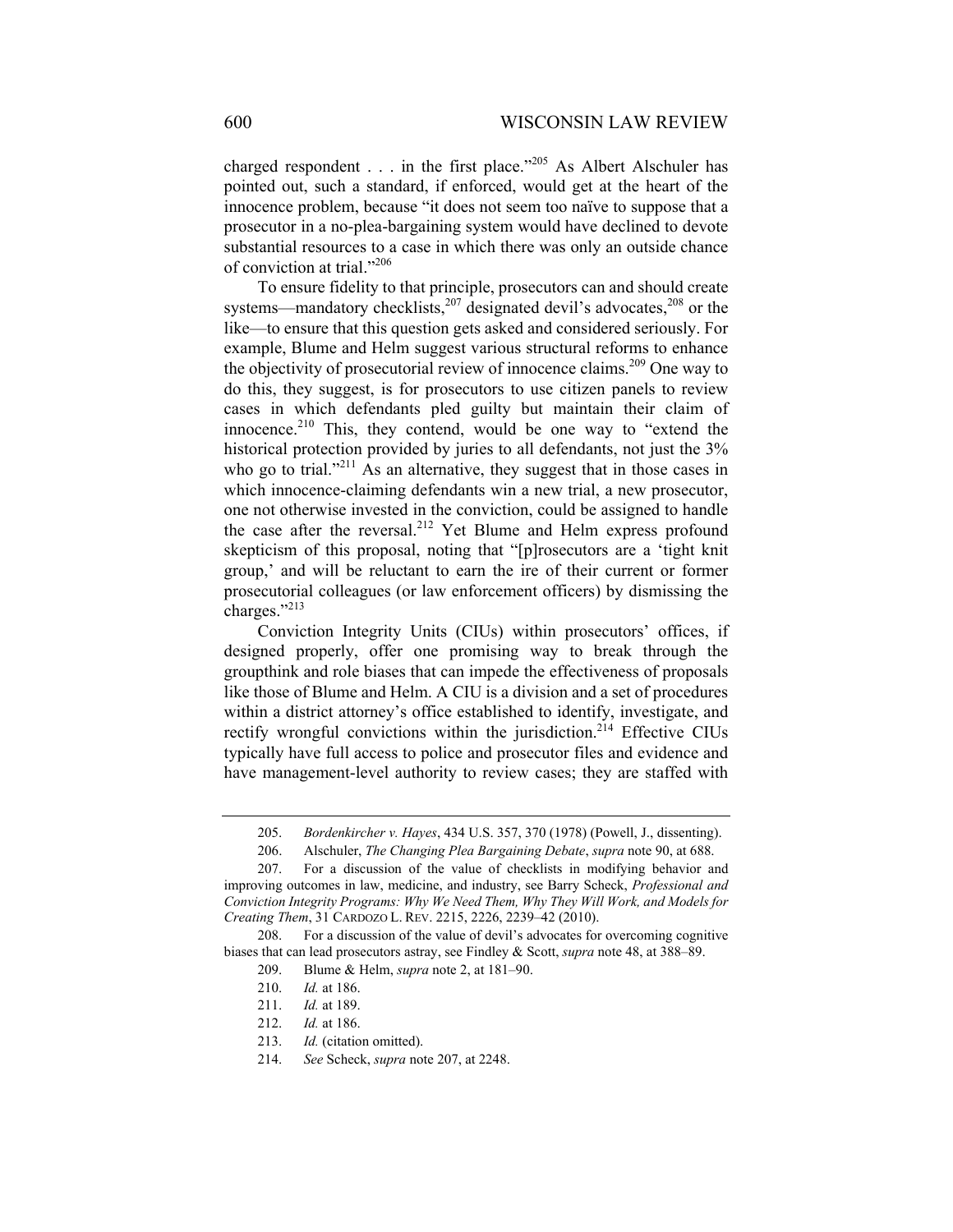charged respondent . . . in the first place."[205] As Albert Alschuler has pointed out, such a standard, if enforced, would get at the heart of the innocence problem, because "it does not seem too naïve to suppose that a prosecutor in a no-plea-bargaining system would have declined to devote substantial resources to a case in which there was only an outside chance of conviction at trial."[206]

To ensure fidelity to that principle, prosecutors can and should create systems—mandatory checklists,[207] designated devil's advocates,[208] or the like—to ensure that this question gets asked and considered seriously. For example, Blume and Helm suggest various structural reforms to enhance the objectivity of prosecutorial review of innocence claims.[209] One way to do this, they suggest, is for prosecutors to use citizen panels to review cases in which defendants pled guilty but maintain their claim of innocence.[210] This, they contend, would be one way to "extend the historical protection provided by juries to all defendants, not just the 3% who go to trial."[211] As an alternative, they suggest that in those cases in which innocence-claiming defendants win a new trial, a new prosecutor, one not otherwise invested in the conviction, could be assigned to handle the case after the reversal.[212] Yet Blume and Helm express profound skepticism of this proposal, noting that "[p]rosecutors are a 'tight knit group,' and will be reluctant to earn the ire of their current or former prosecutorial colleagues (or law enforcement officers) by dismissing the charges."[213]

Conviction Integrity Units (CIUs) within prosecutors' offices, if designed properly, offer one promising way to break through the groupthink and role biases that can impede the effectiveness of proposals like those of Blume and Helm. A CIU is a division and a set of procedures within a district attorney's office established to identify, investigate, and rectify wrongful convictions within the jurisdiction.[214] Effective CIUs typically have full access to police and prosecutor files and evidence and have management-level authority to review cases; they are staffed with

---

205. *Bordenkircher v. Hayes*, 434 U.S. 357, 370 (1978) (Powell, J., dissenting).

206. Alschuler, *The Changing Plea Bargaining Debate*, *supra* note 90, at 688.

207. For a discussion of the value of checklists in modifying behavior and improving outcomes in law, medicine, and industry, see Barry Scheck, *Professional and Conviction Integrity Programs: Why We Need Them, Why They Will Work, and Models for Creating Them*, 31 CARDOZO L. REV. 2215, 2226, 2239–42 (2010).

208. For a discussion of the value of devil's advocates for overcoming cognitive biases that can lead prosecutors astray, see Findley & Scott, *supra* note 48, at 388–89.

209. Blume & Helm, *supra* note 2, at 181–90.

210. *Id.* at 186.

211. *Id.* at 189.

212. *Id.* at 186.

213. *Id.* (citation omitted).

214. *See* Scheck, *supra* note 207, at 2248.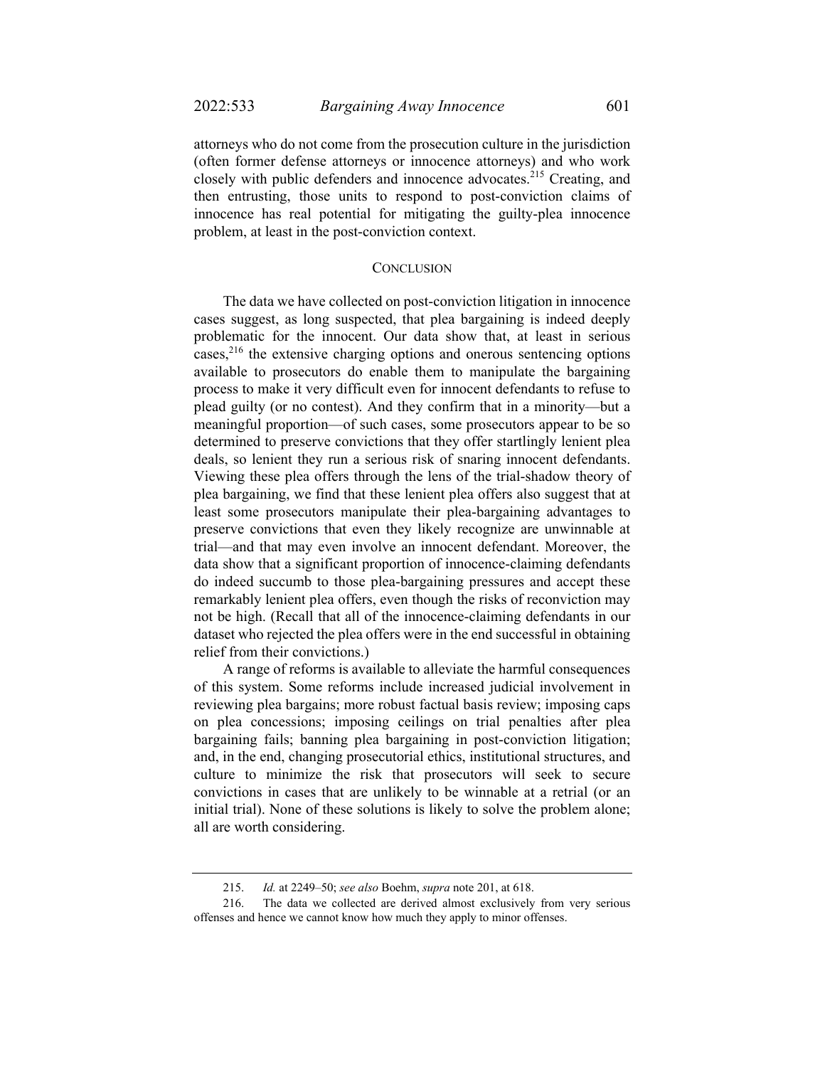attorneys who do not come from the prosecution culture in the jurisdiction (often former defense attorneys or innocence attorneys) and who work closely with public defenders and innocence advocates.[215] Creating, and then entrusting, those units to respond to post-conviction claims of innocence has real potential for mitigating the guilty-plea innocence problem, at least in the post-conviction context.

## CONCLUSION

The data we have collected on post-conviction litigation in innocence cases suggest, as long suspected, that plea bargaining is indeed deeply problematic for the innocent. Our data show that, at least in serious cases,[216] the extensive charging options and onerous sentencing options available to prosecutors do enable them to manipulate the bargaining process to make it very difficult even for innocent defendants to refuse to plead guilty (or no contest). And they confirm that in a minority—but a meaningful proportion—of such cases, some prosecutors appear to be so determined to preserve convictions that they offer startlingly lenient plea deals, so lenient they run a serious risk of snaring innocent defendants. Viewing these plea offers through the lens of the trial-shadow theory of plea bargaining, we find that these lenient plea offers also suggest that at least some prosecutors manipulate their plea-bargaining advantages to preserve convictions that even they likely recognize are unwinnable at trial—and that may even involve an innocent defendant. Moreover, the data show that a significant proportion of innocence-claiming defendants do indeed succumb to those plea-bargaining pressures and accept these remarkably lenient plea offers, even though the risks of reconviction may not be high. (Recall that all of the innocence-claiming defendants in our dataset who rejected the plea offers were in the end successful in obtaining relief from their convictions.)

A range of reforms is available to alleviate the harmful consequences of this system. Some reforms include increased judicial involvement in reviewing plea bargains; more robust factual basis review; imposing caps on plea concessions; imposing ceilings on trial penalties after plea bargaining fails; banning plea bargaining in post-conviction litigation; and, in the end, changing prosecutorial ethics, institutional structures, and culture to minimize the risk that prosecutors will seek to secure convictions in cases that are unlikely to be winnable at a retrial (or an initial trial). None of these solutions is likely to solve the problem alone; all are worth considering.

---

215. *Id.* at 2249–50; *see also* Boehm, *supra* note 201, at 618.

216. The data we collected are derived almost exclusively from very serious offenses and hence we cannot know how much they apply to minor offenses.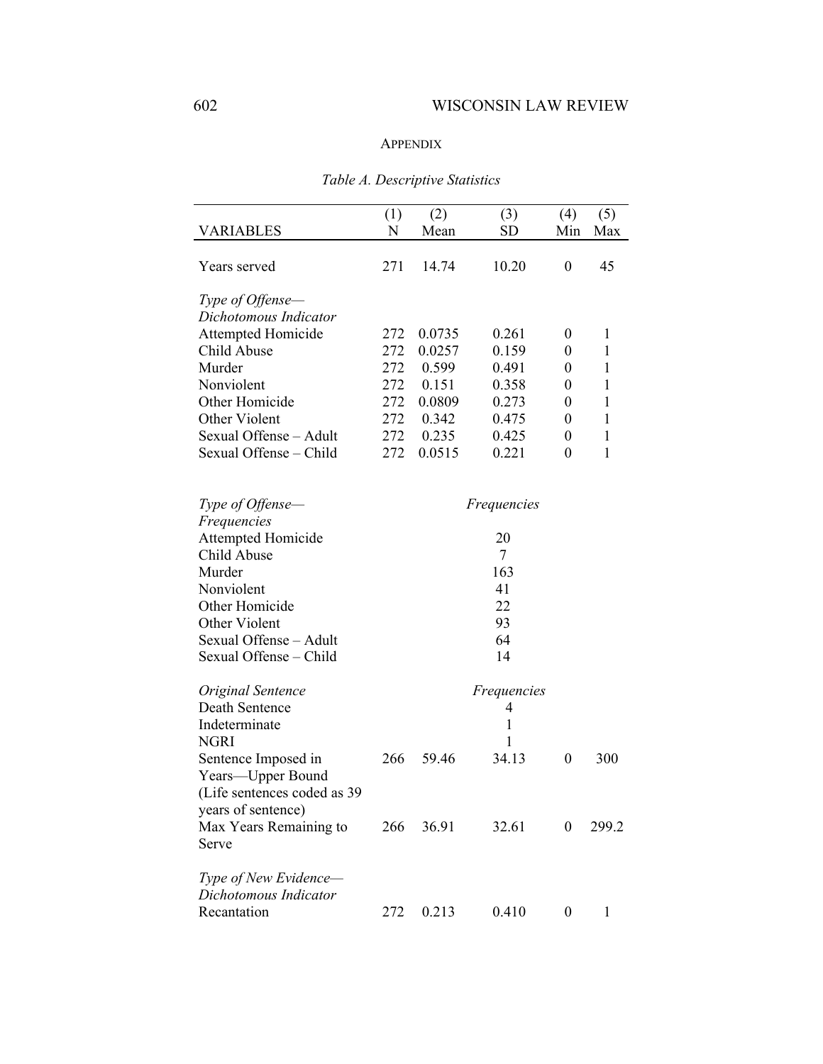## Appendix

*Table A. Descriptive Statistics*

| VARIABLES | (1) N | (2) Mean | (3) SD | (4) Min | (5) Max |
|---|---|---|---|---|---|
| Years served | 271 | 14.74 | 10.20 | 0 | 45 |
| *Type of Offense—Dichotomous Indicator* | | | | | |
| Attempted Homicide | 272 | 0.0735 | 0.261 | 0 | 1 |
| Child Abuse | 272 | 0.0257 | 0.159 | 0 | 1 |
| Murder | 272 | 0.599 | 0.491 | 0 | 1 |
| Nonviolent | 272 | 0.151 | 0.358 | 0 | 1 |
| Other Homicide | 272 | 0.0809 | 0.273 | 0 | 1 |
| Other Violent | 272 | 0.342 | 0.475 | 0 | 1 |
| Sexual Offense – Adult | 272 | 0.235 | 0.425 | 0 | 1 |
| Sexual Offense – Child | 272 | 0.0515 | 0.221 | 0 | 1 |
| *Type of Offense—Frequencies* | | | *Frequencies* | | |
| Attempted Homicide | | | 20 | | |
| Child Abuse | | | 7 | | |
| Murder | | | 163 | | |
| Nonviolent | | | 41 | | |
| Other Homicide | | | 22 | | |
| Other Violent | | | 93 | | |
| Sexual Offense – Adult | | | 64 | | |
| Sexual Offense – Child | | | 14 | | |
| *Original Sentence* | | | *Frequencies* | | |
| Death Sentence | | | 4 | | |
| Indeterminate | | | 1 | | |
| NGRI | | | 1 | | |
| Sentence Imposed in Years—Upper Bound (Life sentences coded as 39 years of sentence) | 266 | 59.46 | 34.13 | 0 | 300 |
| Max Years Remaining to Serve | 266 | 36.91 | 32.61 | 0 | 299.2 |
| *Type of New Evidence—Dichotomous Indicator* | | | | | |
| Recantation | 272 | 0.213 | 0.410 | 0 | 1 |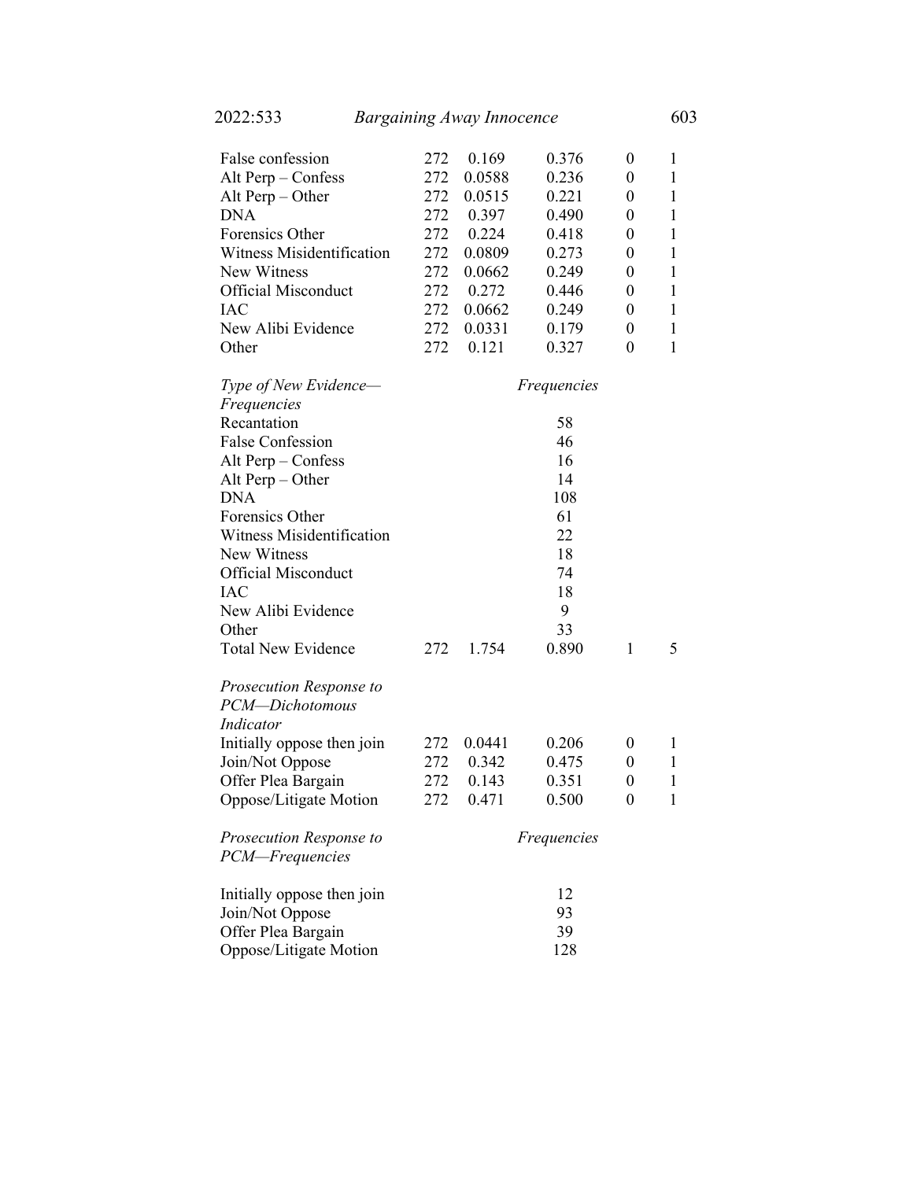| | | | | | |
|---|---|---|---|---|---|
| False confession | 272 | 0.169 | 0.376 | 0 | 1 |
| Alt Perp – Confess | 272 | 0.0588 | 0.236 | 0 | 1 |
| Alt Perp – Other | 272 | 0.0515 | 0.221 | 0 | 1 |
| DNA | 272 | 0.397 | 0.490 | 0 | 1 |
| Forensics Other | 272 | 0.224 | 0.418 | 0 | 1 |
| Witness Misidentification | 272 | 0.0809 | 0.273 | 0 | 1 |
| New Witness | 272 | 0.0662 | 0.249 | 0 | 1 |
| Official Misconduct | 272 | 0.272 | 0.446 | 0 | 1 |
| IAC | 272 | 0.0662 | 0.249 | 0 | 1 |
| New Alibi Evidence | 272 | 0.0331 | 0.179 | 0 | 1 |
| Other | 272 | 0.121 | 0.327 | 0 | 1 |
| *Type of New Evidence—Frequencies* | | | *Frequencies* | | |
| Recantation | | | 58 | | |
| False Confession | | | 46 | | |
| Alt Perp – Confess | | | 16 | | |
| Alt Perp – Other | | | 14 | | |
| DNA | | | 108 | | |
| Forensics Other | | | 61 | | |
| Witness Misidentification | | | 22 | | |
| New Witness | | | 18 | | |
| Official Misconduct | | | 74 | | |
| IAC | | | 18 | | |
| New Alibi Evidence | | | 9 | | |
| Other | | | 33 | | |
| Total New Evidence | 272 | 1.754 | 0.890 | 1 | 5 |
| *Prosecution Response to PCM—Dichotomous Indicator* | | | | | |
| Initially oppose then join | 272 | 0.0441 | 0.206 | 0 | 1 |
| Join/Not Oppose | 272 | 0.342 | 0.475 | 0 | 1 |
| Offer Plea Bargain | 272 | 0.143 | 0.351 | 0 | 1 |
| Oppose/Litigate Motion | 272 | 0.471 | 0.500 | 0 | 1 |
| *Prosecution Response to PCM—Frequencies* | | | *Frequencies* | | |
| Initially oppose then join | | | 12 | | |
| Join/Not Oppose | | | 93 | | |
| Offer Plea Bargain | | | 39 | | |
| Oppose/Litigate Motion | | | 128 | | |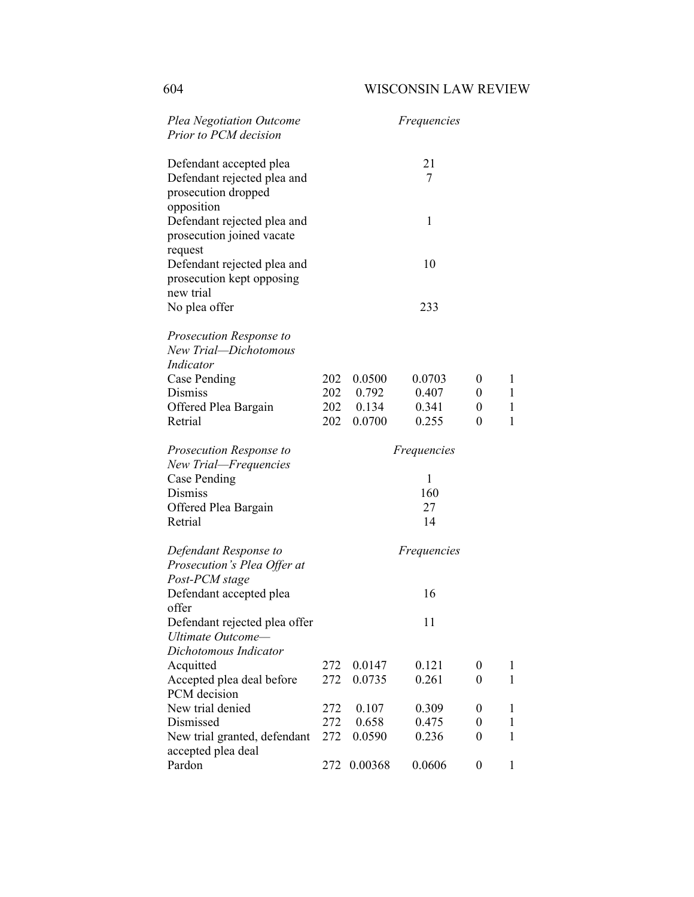| | | | | | |
|---|---|---|---|---|---|
| *Plea Negotiation Outcome Prior to PCM decision* | | | *Frequencies* | | |
| Defendant accepted plea | | | 21 | | |
| Defendant rejected plea and prosecution dropped opposition | | | 7 | | |
| Defendant rejected plea and prosecution joined vacate request | | | 1 | | |
| Defendant rejected plea and prosecution kept opposing new trial | | | 10 | | |
| No plea offer | | | 233 | | |
| *Prosecution Response to New Trial—Dichotomous Indicator* | | | | | |
| Case Pending | 202 | 0.0500 | 0.0703 | 0 | 1 |
| Dismiss | 202 | 0.792 | 0.407 | 0 | 1 |
| Offered Plea Bargain | 202 | 0.134 | 0.341 | 0 | 1 |
| Retrial | 202 | 0.0700 | 0.255 | 0 | 1 |
| *Prosecution Response to New Trial—Frequencies* | | | *Frequencies* | | |
| Case Pending | | | 1 | | |
| Dismiss | | | 160 | | |
| Offered Plea Bargain | | | 27 | | |
| Retrial | | | 14 | | |
| *Defendant Response to Prosecution's Plea Offer at Post-PCM stage* | | | *Frequencies* | | |
| Defendant accepted plea offer | | | 16 | | |
| Defendant rejected plea offer | | | 11 | | |
| *Ultimate Outcome—Dichotomous Indicator* | | | | | |
| Acquitted | 272 | 0.0147 | 0.121 | 0 | 1 |
| Accepted plea deal before PCM decision | 272 | 0.0735 | 0.261 | 0 | 1 |
| New trial denied | 272 | 0.107 | 0.309 | 0 | 1 |
| Dismissed | 272 | 0.658 | 0.475 | 0 | 1 |
| New trial granted, defendant accepted plea deal | 272 | 0.0590 | 0.236 | 0 | 1 |
| Pardon | 272 | 0.00368 | 0.0606 | 0 | 1 |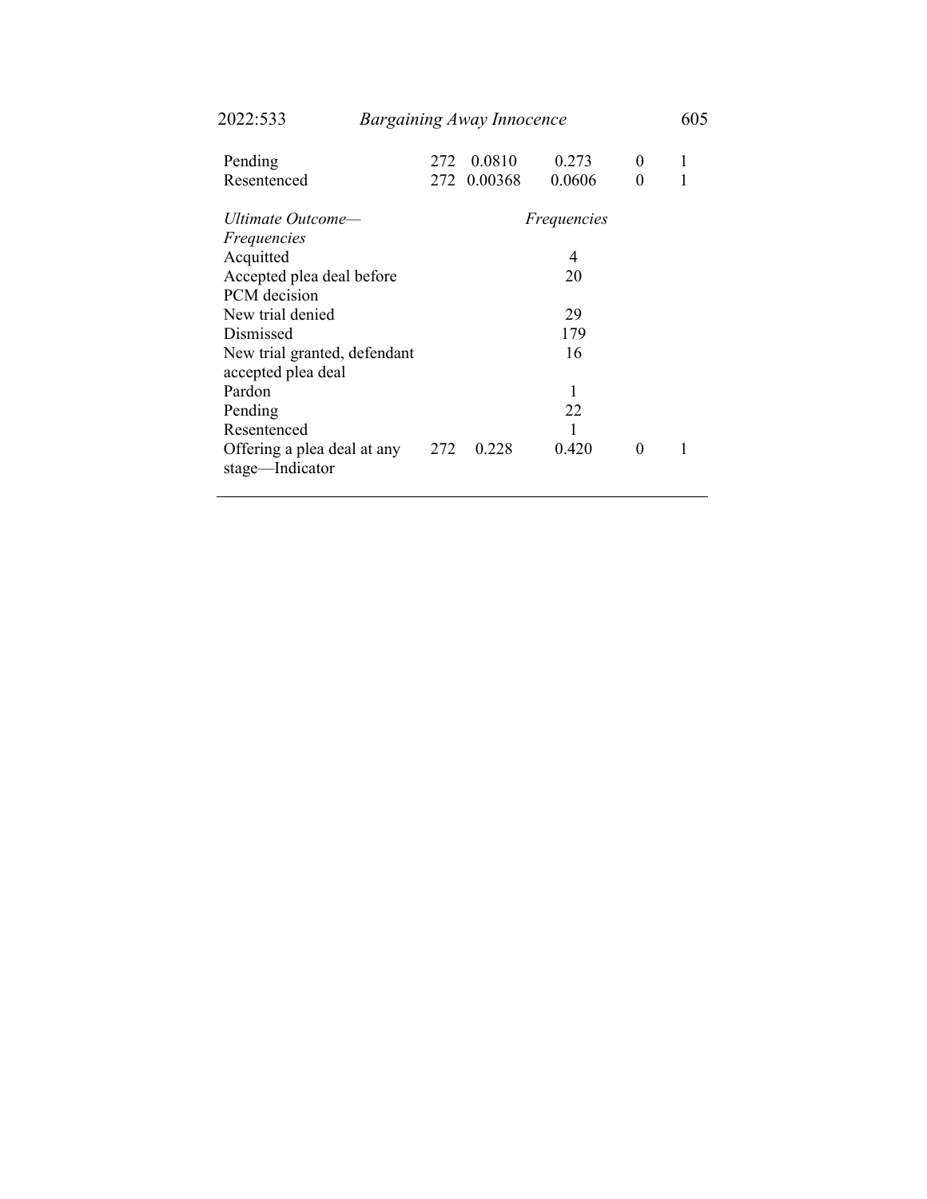| | | | | | |
|---|---|---|---|---|---|
| Pending | 272 | 0.0810 | 0.273 | 0 | 1 |
| Resentenced | 272 | 0.00368 | 0.0606 | 0 | 1 |
| *Ultimate Outcome—Frequencies* | | | *Frequencies* | | |
| Acquitted | | | 4 | | |
| Accepted plea deal before PCM decision | | | 20 | | |
| New trial denied | | | 29 | | |
| Dismissed | | | 179 | | |
| New trial granted, defendant accepted plea deal | | | 16 | | |
| Pardon | | | 1 | | |
| Pending | | | 22 | | |
| Resentenced | | | 1 | | |
| Offering a plea deal at any stage—Indicator | 272 | 0.228 | 0.420 | 0 | 1 |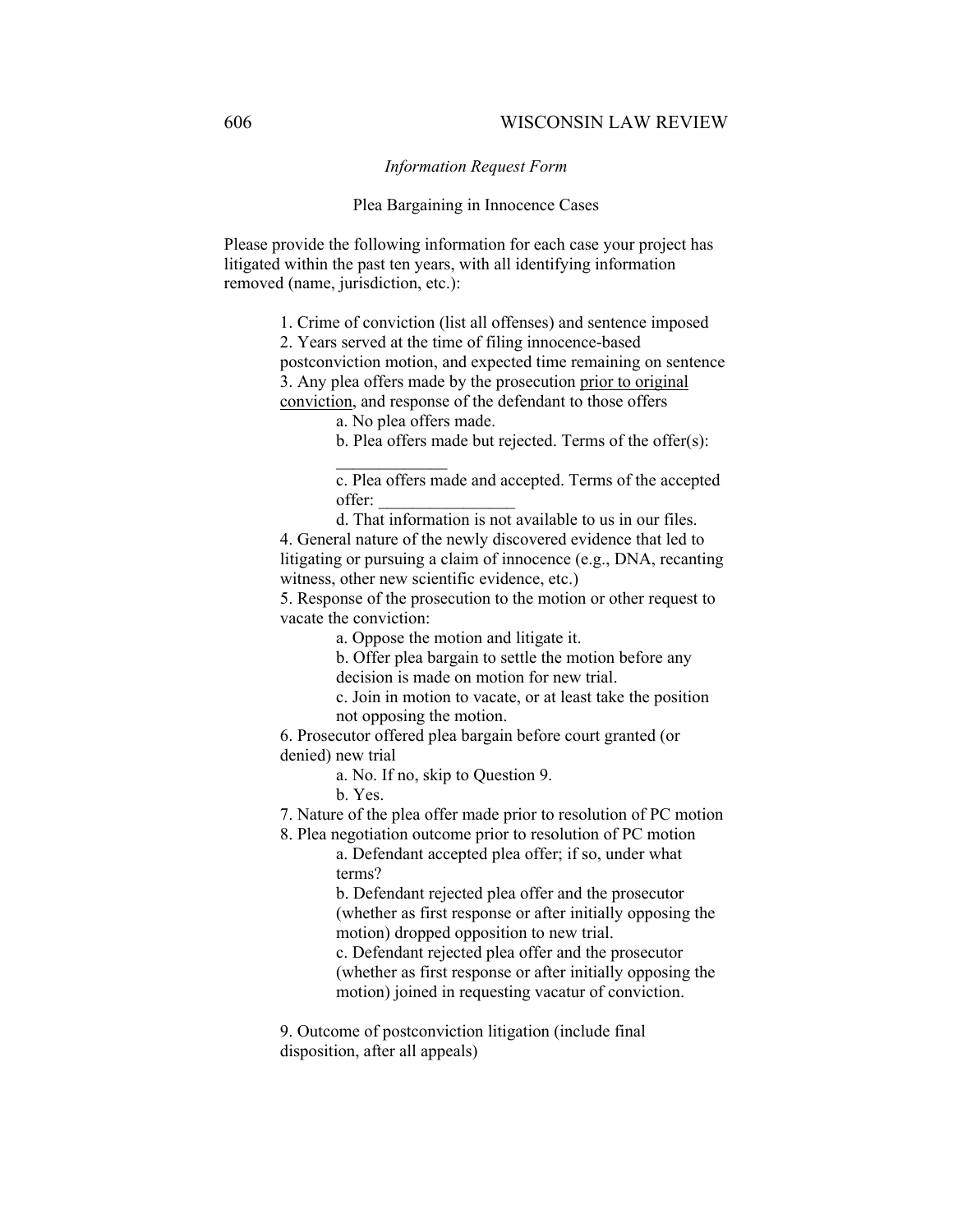*Information Request Form*

Plea Bargaining in Innocence Cases

Please provide the following information for each case your project has litigated within the past ten years, with all identifying information removed (name, jurisdiction, etc.):

1. Crime of conviction (list all offenses) and sentence imposed
2. Years served at the time of filing innocence-based postconviction motion, and expected time remaining on sentence
3. Any plea offers made by the prosecution <u>prior to original conviction</u>, and response of the defendant to those offers
    - a. No plea offers made.
    - b. Plea offers made but rejected. Terms of the offer(s): _____________
    - c. Plea offers made and accepted. Terms of the accepted offer: ________________
    - d. That information is not available to us in our files.
4. General nature of the newly discovered evidence that led to litigating or pursuing a claim of innocence (e.g., DNA, recanting witness, other new scientific evidence, etc.)
5. Response of the prosecution to the motion or other request to vacate the conviction:
    - a. Oppose the motion and litigate it.
    - b. Offer plea bargain to settle the motion before any decision is made on motion for new trial.
    - c. Join in motion to vacate, or at least take the position not opposing the motion.
6. Prosecutor offered plea bargain before court granted (or denied) new trial
    - a. No. If no, skip to Question 9.
    - b. Yes.
7. Nature of the plea offer made prior to resolution of PC motion
8. Plea negotiation outcome prior to resolution of PC motion
    - a. Defendant accepted plea offer; if so, under what terms?
    - b. Defendant rejected plea offer and the prosecutor (whether as first response or after initially opposing the motion) dropped opposition to new trial.
    - c. Defendant rejected plea offer and the prosecutor (whether as first response or after initially opposing the motion) joined in requesting vacatur of conviction.

9. Outcome of postconviction litigation (include final disposition, after all appeals)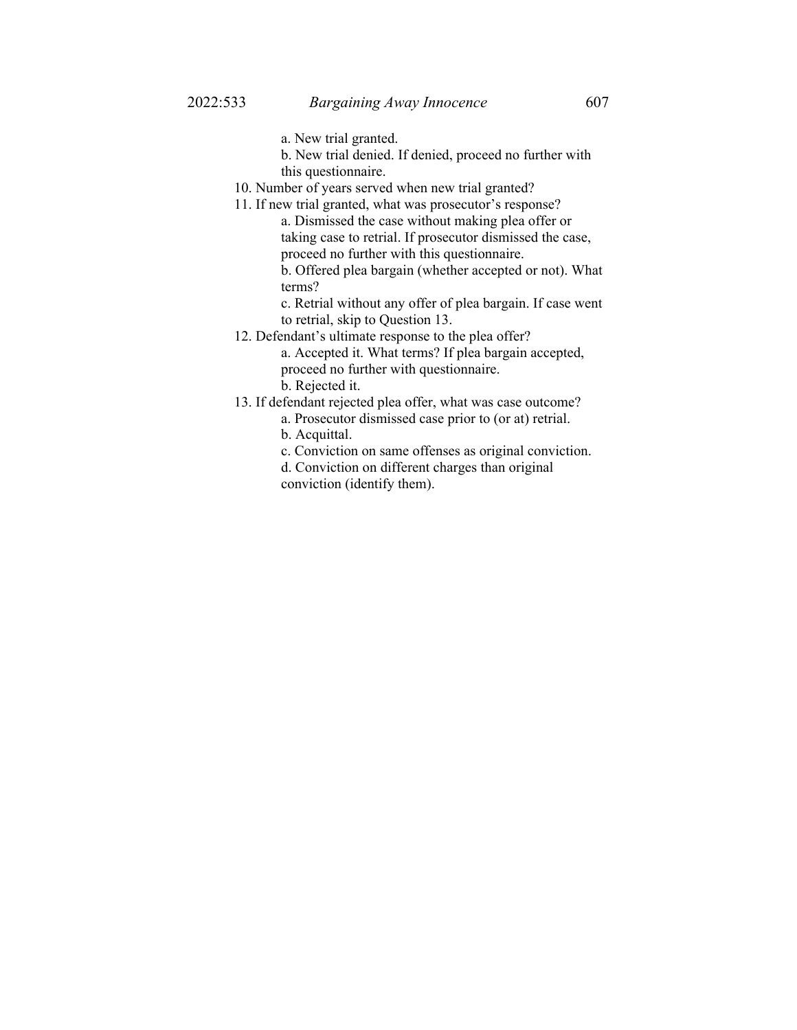a. New trial granted.
    
    b. New trial denied. If denied, proceed no further with this questionnaire.

10. Number of years served when new trial granted?
11. If new trial granted, what was prosecutor's response?
    
    a. Dismissed the case without making plea offer or taking case to retrial. If prosecutor dismissed the case, proceed no further with this questionnaire.
    
    b. Offered plea bargain (whether accepted or not). What terms?
    
    c. Retrial without any offer of plea bargain. If case went to retrial, skip to Question 13.
12. Defendant's ultimate response to the plea offer?
    
    a. Accepted it. What terms? If plea bargain accepted, proceed no further with questionnaire.
    
    b. Rejected it.
13. If defendant rejected plea offer, what was case outcome?
    
    a. Prosecutor dismissed case prior to (or at) retrial.
    
    b. Acquittal.
    
    c. Conviction on same offenses as original conviction.
    
    d. Conviction on different charges than original conviction (identify them).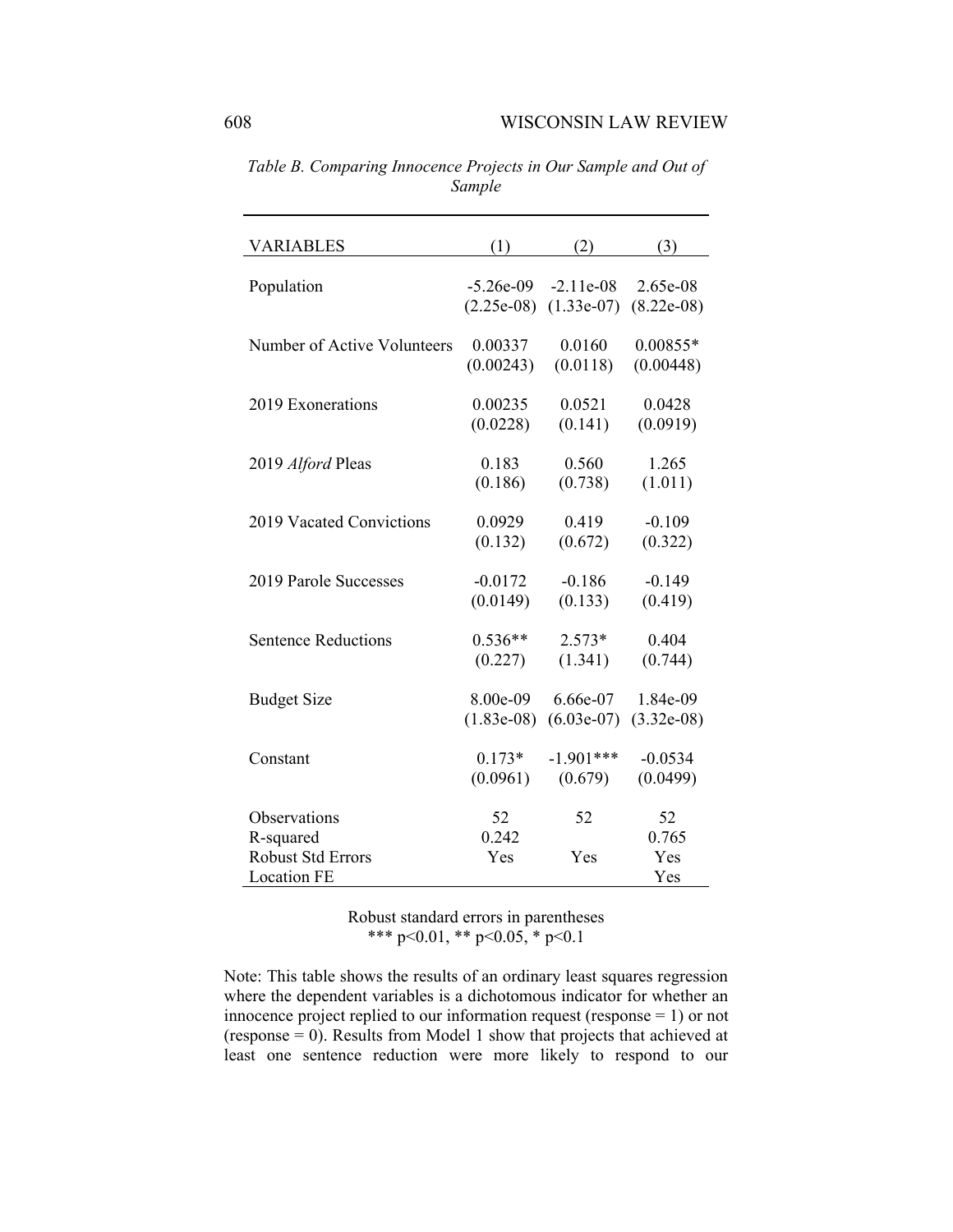*Table B. Comparing Innocence Projects in Our Sample and Out of Sample*

| VARIABLES | (1) | (2) | (3) |
|---|---|---|---|
| Population | -5.26e-09 | -2.11e-08 | 2.65e-08 |
| | (2.25e-08) | (1.33e-07) | (8.22e-08) |
| Number of Active Volunteers | 0.00337 | 0.0160 | 0.00855* |
| | (0.00243) | (0.0118) | (0.00448) |
| 2019 Exonerations | 0.00235 | 0.0521 | 0.0428 |
| | (0.0228) | (0.141) | (0.0919) |
| 2019 *Alford* Pleas | 0.183 | 0.560 | 1.265 |
| | (0.186) | (0.738) | (1.011) |
| 2019 Vacated Convictions | 0.0929 | 0.419 | -0.109 |
| | (0.132) | (0.672) | (0.322) |
| 2019 Parole Successes | -0.0172 | -0.186 | -0.149 |
| | (0.0149) | (0.133) | (0.419) |
| Sentence Reductions | 0.536** | 2.573* | 0.404 |
| | (0.227) | (1.341) | (0.744) |
| Budget Size | 8.00e-09 | 6.66e-07 | 1.84e-09 |
| | (1.83e-08) | (6.03e-07) | (3.32e-08) |
| Constant | 0.173* | -1.901*** | -0.0534 |
| | (0.0961) | (0.679) | (0.0499) |
| Observations | 52 | 52 | 52 |
| R-squared | 0.242 | | 0.765 |
| Robust Std Errors | Yes | Yes | Yes |
| Location FE | | | Yes |

Robust standard errors in parentheses
*** p<0.01, ** p<0.05, * p<0.1

Note: This table shows the results of an ordinary least squares regression where the dependent variables is a dichotomous indicator for whether an innocence project replied to our information request (response = 1) or not (response = 0). Results from Model 1 show that projects that achieved at least one sentence reduction were more likely to respond to our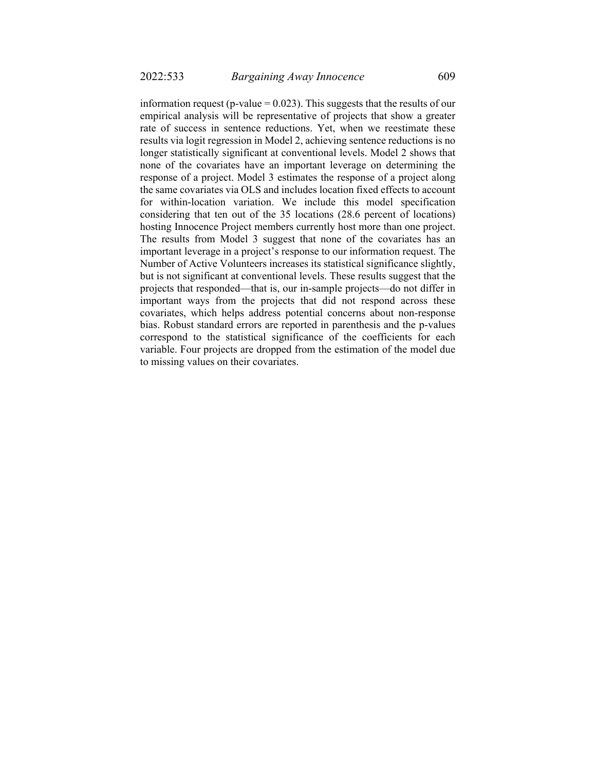information request (p-value = 0.023). This suggests that the results of our empirical analysis will be representative of projects that show a greater rate of success in sentence reductions. Yet, when we reestimate these results via logit regression in Model 2, achieving sentence reductions is no longer statistically significant at conventional levels. Model 2 shows that none of the covariates have an important leverage on determining the response of a project. Model 3 estimates the response of a project along the same covariates via OLS and includes location fixed effects to account for within-location variation. We include this model specification considering that ten out of the 35 locations (28.6 percent of locations) hosting Innocence Project members currently host more than one project. The results from Model 3 suggest that none of the covariates has an important leverage in a project's response to our information request. The Number of Active Volunteers increases its statistical significance slightly, but is not significant at conventional levels. These results suggest that the projects that responded—that is, our in-sample projects—do not differ in important ways from the projects that did not respond across these covariates, which helps address potential concerns about non-response bias. Robust standard errors are reported in parenthesis and the p-values correspond to the statistical significance of the coefficients for each variable. Four projects are dropped from the estimation of the model due to missing values on their covariates.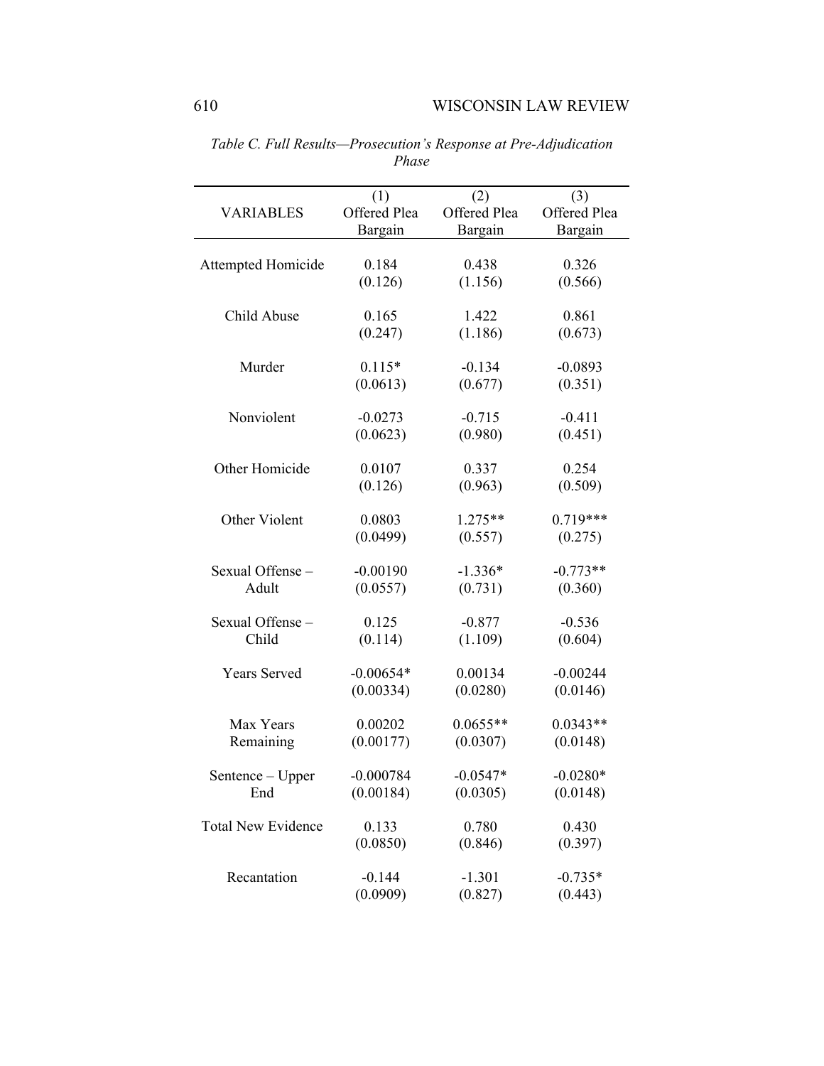*Table C. Full Results—Prosecution's Response at Pre-Adjudication Phase*

| VARIABLES | (1) Offered Plea Bargain | (2) Offered Plea Bargain | (3) Offered Plea Bargain |
|---|---|---|---|
| Attempted Homicide | 0.184 | 0.438 | 0.326 |
| | (0.126) | (1.156) | (0.566) |
| Child Abuse | 0.165 | 1.422 | 0.861 |
| | (0.247) | (1.186) | (0.673) |
| Murder | 0.115* | -0.134 | -0.0893 |
| | (0.0613) | (0.677) | (0.351) |
| Nonviolent | -0.0273 | -0.715 | -0.411 |
| | (0.0623) | (0.980) | (0.451) |
| Other Homicide | 0.0107 | 0.337 | 0.254 |
| | (0.126) | (0.963) | (0.509) |
| Other Violent | 0.0803 | 1.275** | 0.719*** |
| | (0.0499) | (0.557) | (0.275) |
| Sexual Offense – Adult | -0.00190 | -1.336* | -0.773** |
| | (0.0557) | (0.731) | (0.360) |
| Sexual Offense – Child | 0.125 | -0.877 | -0.536 |
| | (0.114) | (1.109) | (0.604) |
| Years Served | -0.00654* | 0.00134 | -0.00244 |
| | (0.00334) | (0.0280) | (0.0146) |
| Max Years Remaining | 0.00202 | 0.0655** | 0.0343** |
| | (0.00177) | (0.0307) | (0.0148) |
| Sentence – Upper End | -0.000784 | -0.0547* | -0.0280* |
| | (0.00184) | (0.0305) | (0.0148) |
| Total New Evidence | 0.133 | 0.780 | 0.430 |
| | (0.0850) | (0.846) | (0.397) |
| Recantation | -0.144 | -1.301 | -0.735* |
| | (0.0909) | (0.827) | (0.443) |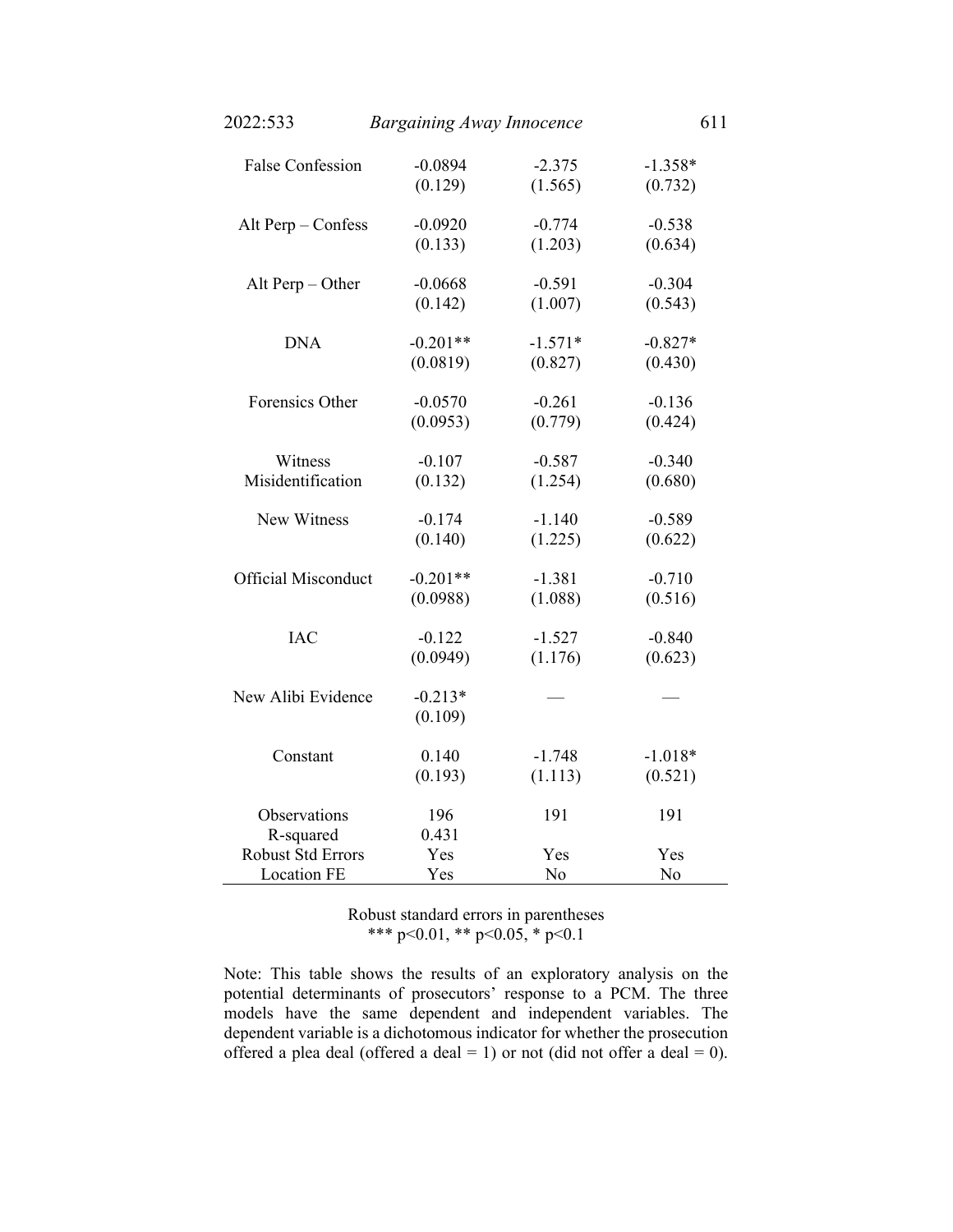| | | | |
|---|---|---|---|
| False Confession | -0.0894 | -2.375 | -1.358* |
| | (0.129) | (1.565) | (0.732) |
| Alt Perp – Confess | -0.0920 | -0.774 | -0.538 |
| | (0.133) | (1.203) | (0.634) |
| Alt Perp – Other | -0.0668 | -0.591 | -0.304 |
| | (0.142) | (1.007) | (0.543) |
| DNA | -0.201** | -1.571* | -0.827* |
| | (0.0819) | (0.827) | (0.430) |
| Forensics Other | -0.0570 | -0.261 | -0.136 |
| | (0.0953) | (0.779) | (0.424) |
| Witness Misidentification | -0.107 | -0.587 | -0.340 |
| | (0.132) | (1.254) | (0.680) |
| New Witness | -0.174 | -1.140 | -0.589 |
| | (0.140) | (1.225) | (0.622) |
| Official Misconduct | -0.201** | -1.381 | -0.710 |
| | (0.0988) | (1.088) | (0.516) |
| IAC | -0.122 | -1.527 | -0.840 |
| | (0.0949) | (1.176) | (0.623) |
| New Alibi Evidence | -0.213* | — | — |
| | (0.109) | | |
| Constant | 0.140 | -1.748 | -1.018* |
| | (0.193) | (1.113) | (0.521) |
| Observations | 196 | 191 | 191 |
| R-squared | 0.431 | | |
| Robust Std Errors | Yes | Yes | Yes |
| Location FE | Yes | No | No |

Robust standard errors in parentheses
*** $p<0.01$, ** $p<0.05$, * $p<0.1$

Note: This table shows the results of an exploratory analysis on the potential determinants of prosecutors' response to a PCM. The three models have the same dependent and independent variables. The dependent variable is a dichotomous indicator for whether the prosecution offered a plea deal (offered a deal = 1) or not (did not offer a deal = 0).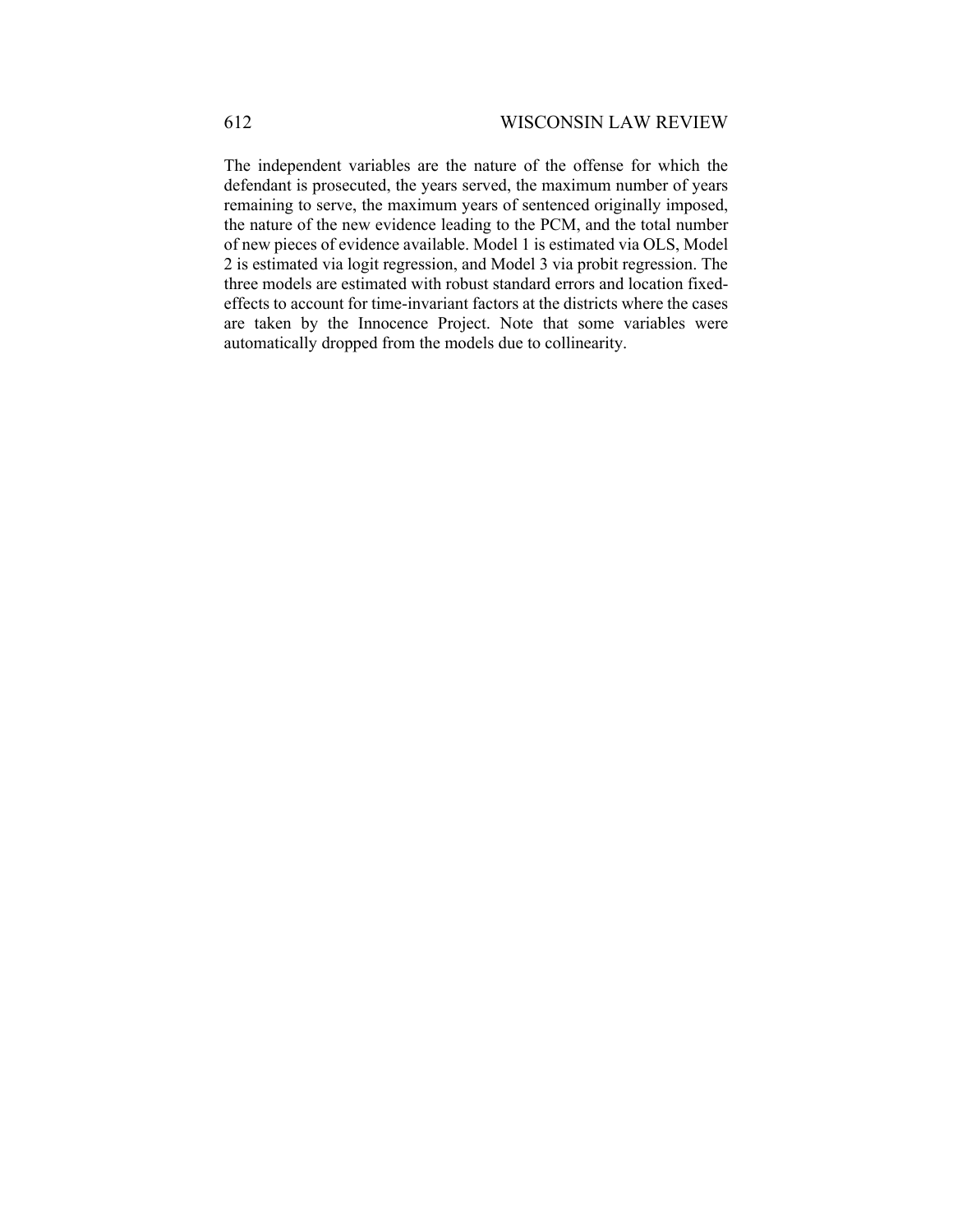The independent variables are the nature of the offense for which the defendant is prosecuted, the years served, the maximum number of years remaining to serve, the maximum years of sentenced originally imposed, the nature of the new evidence leading to the PCM, and the total number of new pieces of evidence available. Model 1 is estimated via OLS, Model 2 is estimated via logit regression, and Model 3 via probit regression. The three models are estimated with robust standard errors and location fixed-effects to account for time-invariant factors at the districts where the cases are taken by the Innocence Project. Note that some variables were automatically dropped from the models due to collinearity.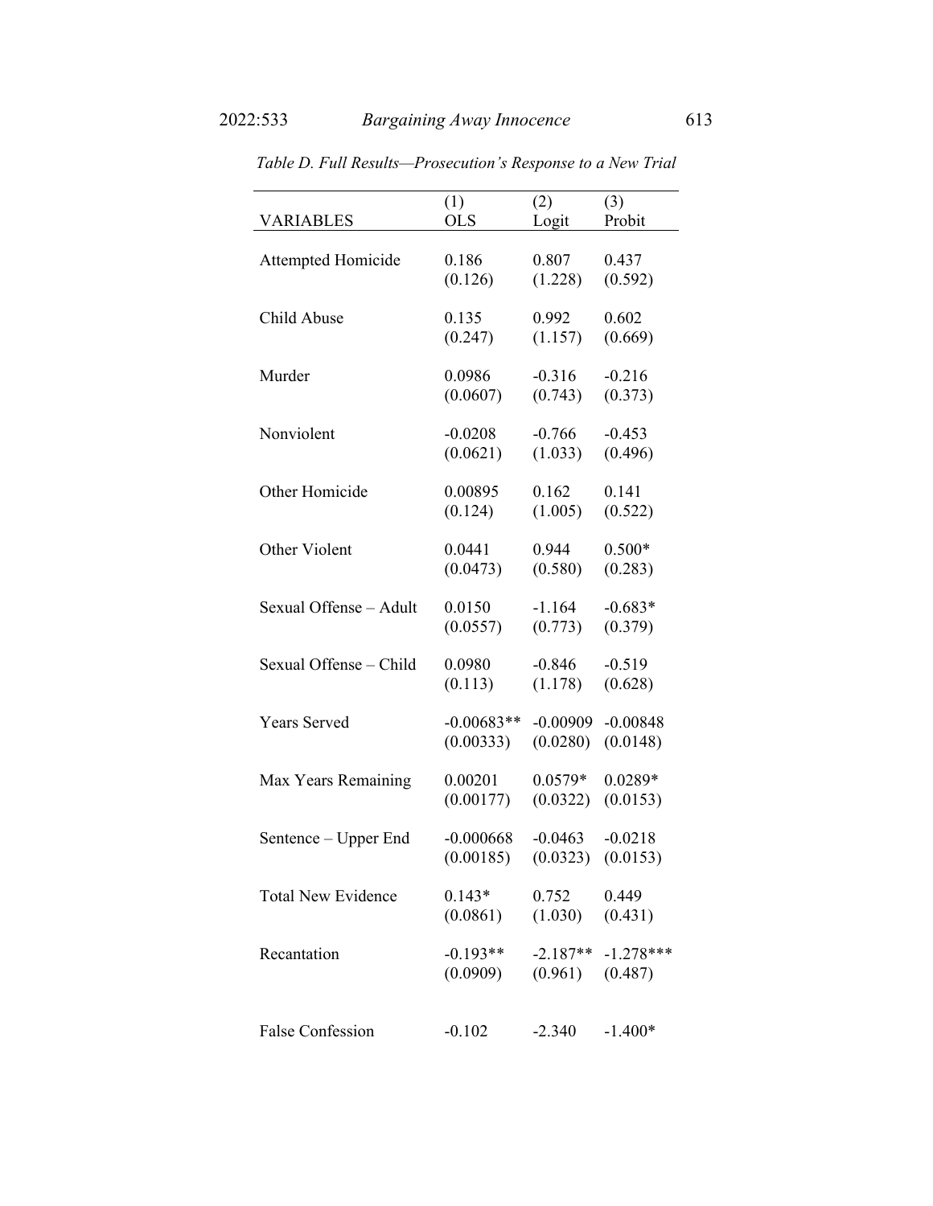*Table D. Full Results—Prosecution's Response to a New Trial*

| VARIABLES | (1) OLS | (2) Logit | (3) Probit |
|---|---|---|---|
| Attempted Homicide | 0.186 | 0.807 | 0.437 |
| | (0.126) | (1.228) | (0.592) |
| Child Abuse | 0.135 | 0.992 | 0.602 |
| | (0.247) | (1.157) | (0.669) |
| Murder | 0.0986 | -0.316 | -0.216 |
| | (0.0607) | (0.743) | (0.373) |
| Nonviolent | -0.0208 | -0.766 | -0.453 |
| | (0.0621) | (1.033) | (0.496) |
| Other Homicide | 0.00895 | 0.162 | 0.141 |
| | (0.124) | (1.005) | (0.522) |
| Other Violent | 0.0441 | 0.944 | 0.500* |
| | (0.0473) | (0.580) | (0.283) |
| Sexual Offense – Adult | 0.0150 | -1.164 | -0.683* |
| | (0.0557) | (0.773) | (0.379) |
| Sexual Offense – Child | 0.0980 | -0.846 | -0.519 |
| | (0.113) | (1.178) | (0.628) |
| Years Served | -0.00683** | -0.00909 | -0.00848 |
| | (0.00333) | (0.0280) | (0.0148) |
| Max Years Remaining | 0.00201 | 0.0579* | 0.0289* |
| | (0.00177) | (0.0322) | (0.0153) |
| Sentence – Upper End | -0.000668 | -0.0463 | -0.0218 |
| | (0.00185) | (0.0323) | (0.0153) |
| Total New Evidence | 0.143* | 0.752 | 0.449 |
| | (0.0861) | (1.030) | (0.431) |
| Recantation | -0.193** | -2.187** | -1.278*** |
| | (0.0909) | (0.961) | (0.487) |
| False Confession | -0.102 | -2.340 | -1.400* |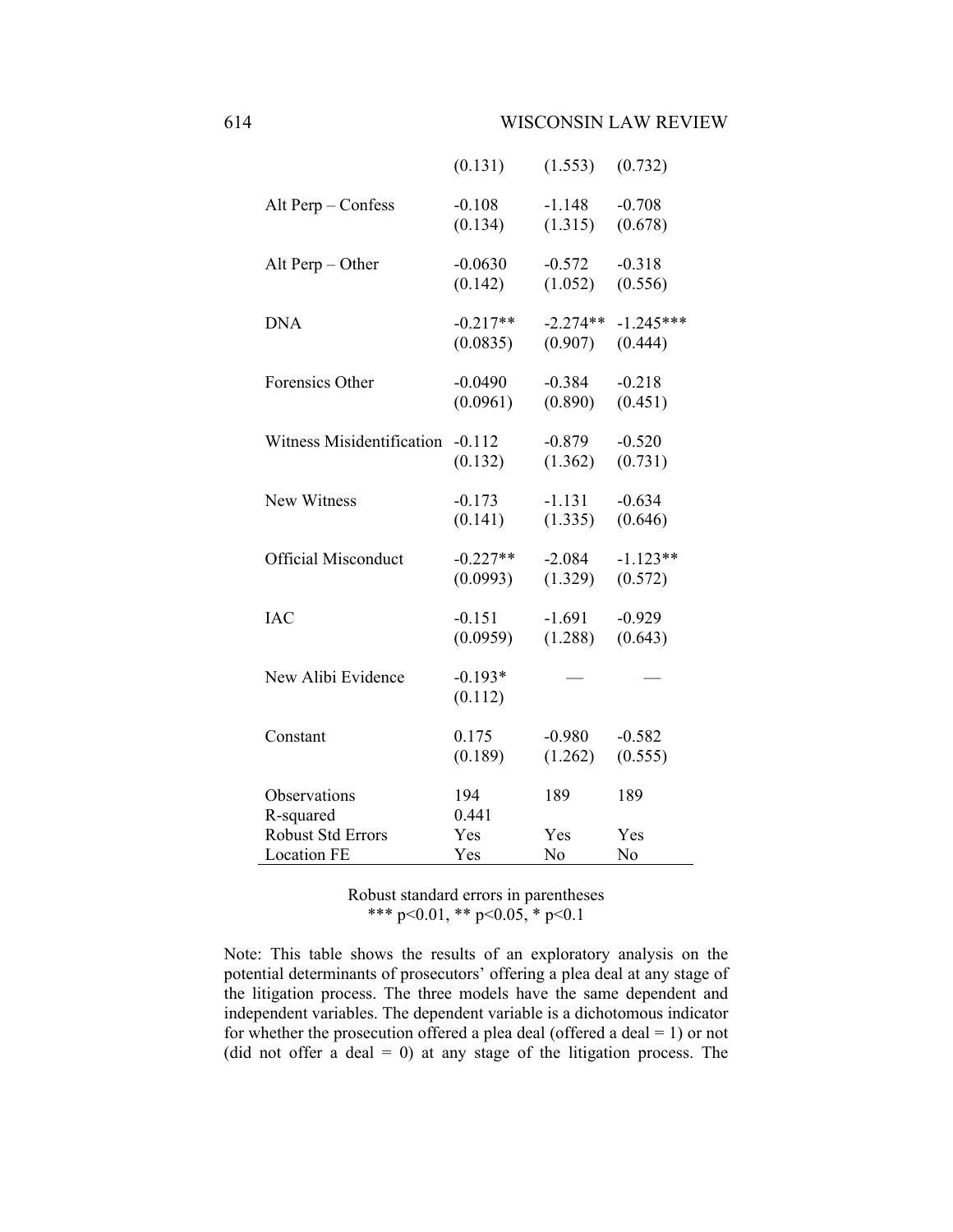|  |  |  |  |
|---|---|---|---|
|  | (0.131) | (1.553) | (0.732) |
| Alt Perp – Confess | -0.108 | -1.148 | -0.708 |
|  | (0.134) | (1.315) | (0.678) |
| Alt Perp – Other | -0.0630 | -0.572 | -0.318 |
|  | (0.142) | (1.052) | (0.556) |
| DNA | -0.217** | -2.274** | -1.245*** |
|  | (0.0835) | (0.907) | (0.444) |
| Forensics Other | -0.0490 | -0.384 | -0.218 |
|  | (0.0961) | (0.890) | (0.451) |
| Witness Misidentification | -0.112 | -0.879 | -0.520 |
|  | (0.132) | (1.362) | (0.731) |
| New Witness | -0.173 | -1.131 | -0.634 |
|  | (0.141) | (1.335) | (0.646) |
| Official Misconduct | -0.227** | -2.084 | -1.123** |
|  | (0.0993) | (1.329) | (0.572) |
| IAC | -0.151 | -1.691 | -0.929 |
|  | (0.0959) | (1.288) | (0.643) |
| New Alibi Evidence | -0.193* | — | — |
|  | (0.112) |  |  |
| Constant | 0.175 | -0.980 | -0.582 |
|  | (0.189) | (1.262) | (0.555) |
| Observations | 194 | 189 | 189 |
| R-squared | 0.441 |  |  |
| Robust Std Errors | Yes | Yes | Yes |
| Location FE | Yes | No | No |

Robust standard errors in parentheses
*** p<0.01, ** p<0.05, * p<0.1

Note: This table shows the results of an exploratory analysis on the potential determinants of prosecutors' offering a plea deal at any stage of the litigation process. The three models have the same dependent and independent variables. The dependent variable is a dichotomous indicator for whether the prosecution offered a plea deal (offered a deal = 1) or not (did not offer a deal = 0) at any stage of the litigation process. The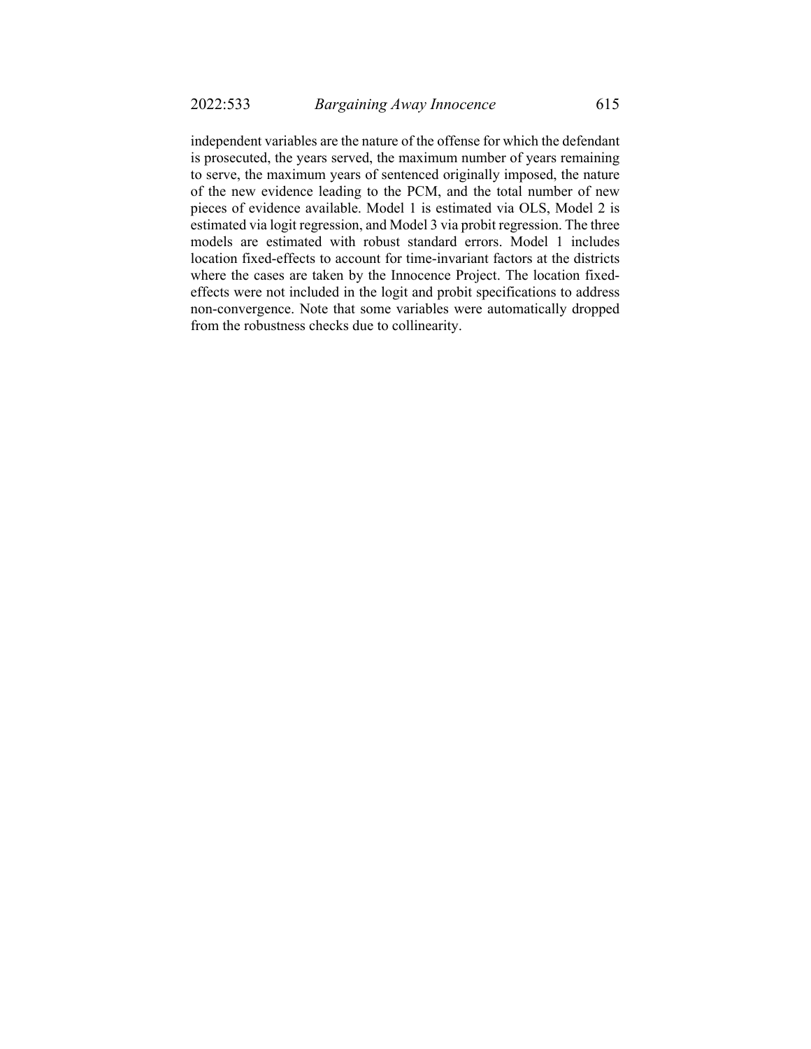independent variables are the nature of the offense for which the defendant is prosecuted, the years served, the maximum number of years remaining to serve, the maximum years of sentenced originally imposed, the nature of the new evidence leading to the PCM, and the total number of new pieces of evidence available. Model 1 is estimated via OLS, Model 2 is estimated via logit regression, and Model 3 via probit regression. The three models are estimated with robust standard errors. Model 1 includes location fixed-effects to account for time-invariant factors at the districts where the cases are taken by the Innocence Project. The location fixed-effects were not included in the logit and probit specifications to address non-convergence. Note that some variables were automatically dropped from the robustness checks due to collinearity.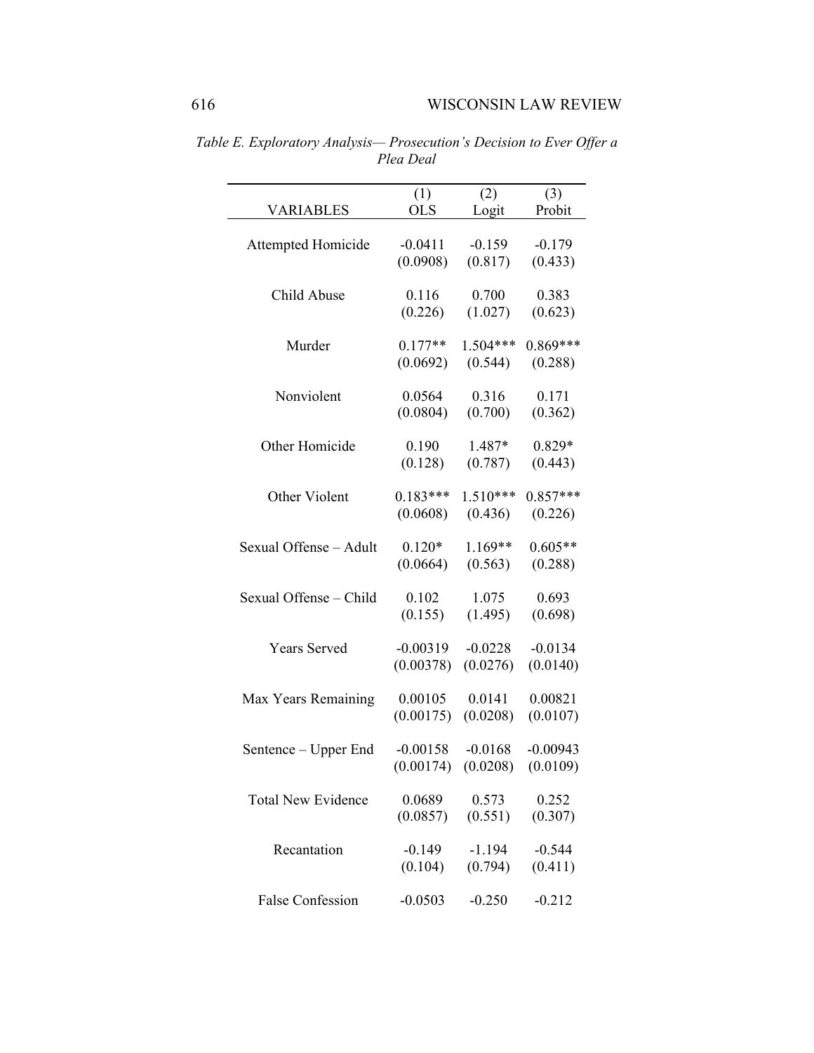*Table E. Exploratory Analysis— Prosecution's Decision to Ever Offer a Plea Deal*

| VARIABLES | (1) OLS | (2) Logit | (3) Probit |
|---|---|---|---|
| Attempted Homicide | -0.0411 | -0.159 | -0.179 |
| | (0.0908) | (0.817) | (0.433) |
| Child Abuse | 0.116 | 0.700 | 0.383 |
| | (0.226) | (1.027) | (0.623) |
| Murder | 0.177** | 1.504*** | 0.869*** |
| | (0.0692) | (0.544) | (0.288) |
| Nonviolent | 0.0564 | 0.316 | 0.171 |
| | (0.0804) | (0.700) | (0.362) |
| Other Homicide | 0.190 | 1.487* | 0.829* |
| | (0.128) | (0.787) | (0.443) |
| Other Violent | 0.183*** | 1.510*** | 0.857*** |
| | (0.0608) | (0.436) | (0.226) |
| Sexual Offense – Adult | 0.120* | 1.169** | 0.605** |
| | (0.0664) | (0.563) | (0.288) |
| Sexual Offense – Child | 0.102 | 1.075 | 0.693 |
| | (0.155) | (1.495) | (0.698) |
| Years Served | -0.00319 | -0.0228 | -0.0134 |
| | (0.00378) | (0.0276) | (0.0140) |
| Max Years Remaining | 0.00105 | 0.0141 | 0.00821 |
| | (0.00175) | (0.0208) | (0.0107) |
| Sentence – Upper End | -0.00158 | -0.0168 | -0.00943 |
| | (0.00174) | (0.0208) | (0.0109) |
| Total New Evidence | 0.0689 | 0.573 | 0.252 |
| | (0.0857) | (0.551) | (0.307) |
| Recantation | -0.149 | -1.194 | -0.544 |
| | (0.104) | (0.794) | (0.411) |
| False Confession | -0.0503 | -0.250 | -0.212 |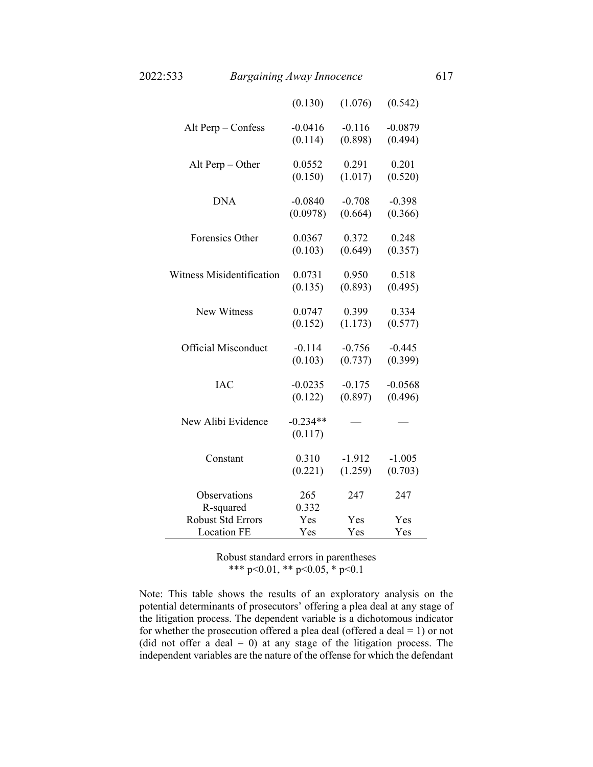| | | | |
|---|---|---|---|
| | (0.130) | (1.076) | (0.542) |
| Alt Perp – Confess | -0.0416 | -0.116 | -0.0879 |
| | (0.114) | (0.898) | (0.494) |
| Alt Perp – Other | 0.0552 | 0.291 | 0.201 |
| | (0.150) | (1.017) | (0.520) |
| DNA | -0.0840 | -0.708 | -0.398 |
| | (0.0978) | (0.664) | (0.366) |
| Forensics Other | 0.0367 | 0.372 | 0.248 |
| | (0.103) | (0.649) | (0.357) |
| Witness Misidentification | 0.0731 | 0.950 | 0.518 |
| | (0.135) | (0.893) | (0.495) |
| New Witness | 0.0747 | 0.399 | 0.334 |
| | (0.152) | (1.173) | (0.577) |
| Official Misconduct | -0.114 | -0.756 | -0.445 |
| | (0.103) | (0.737) | (0.399) |
| IAC | -0.0235 | -0.175 | -0.0568 |
| | (0.122) | (0.897) | (0.496) |
| New Alibi Evidence | -0.234** | — | — |
| | (0.117) | | |
| Constant | 0.310 | -1.912 | -1.005 |
| | (0.221) | (1.259) | (0.703) |
| Observations | 265 | 247 | 247 |
| R-squared | 0.332 | | |
| Robust Std Errors | Yes | Yes | Yes |
| Location FE | Yes | Yes | Yes |

Robust standard errors in parentheses
*** p<0.01, ** p<0.05, * p<0.1

Note: This table shows the results of an exploratory analysis on the potential determinants of prosecutors' offering a plea deal at any stage of the litigation process. The dependent variable is a dichotomous indicator for whether the prosecution offered a plea deal (offered a deal = 1) or not (did not offer a deal = 0) at any stage of the litigation process. The independent variables are the nature of the offense for which the defendant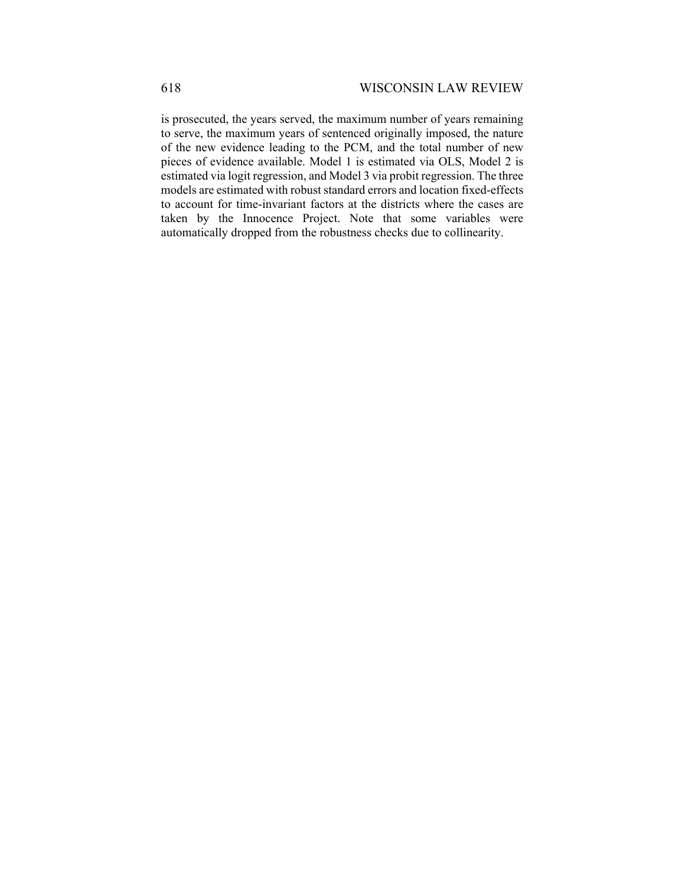is prosecuted, the years served, the maximum number of years remaining to serve, the maximum years of sentenced originally imposed, the nature of the new evidence leading to the PCM, and the total number of new pieces of evidence available. Model 1 is estimated via OLS, Model 2 is estimated via logit regression, and Model 3 via probit regression. The three models are estimated with robust standard errors and location fixed-effects to account for time-invariant factors at the districts where the cases are taken by the Innocence Project. Note that some variables were automatically dropped from the robustness checks due to collinearity.